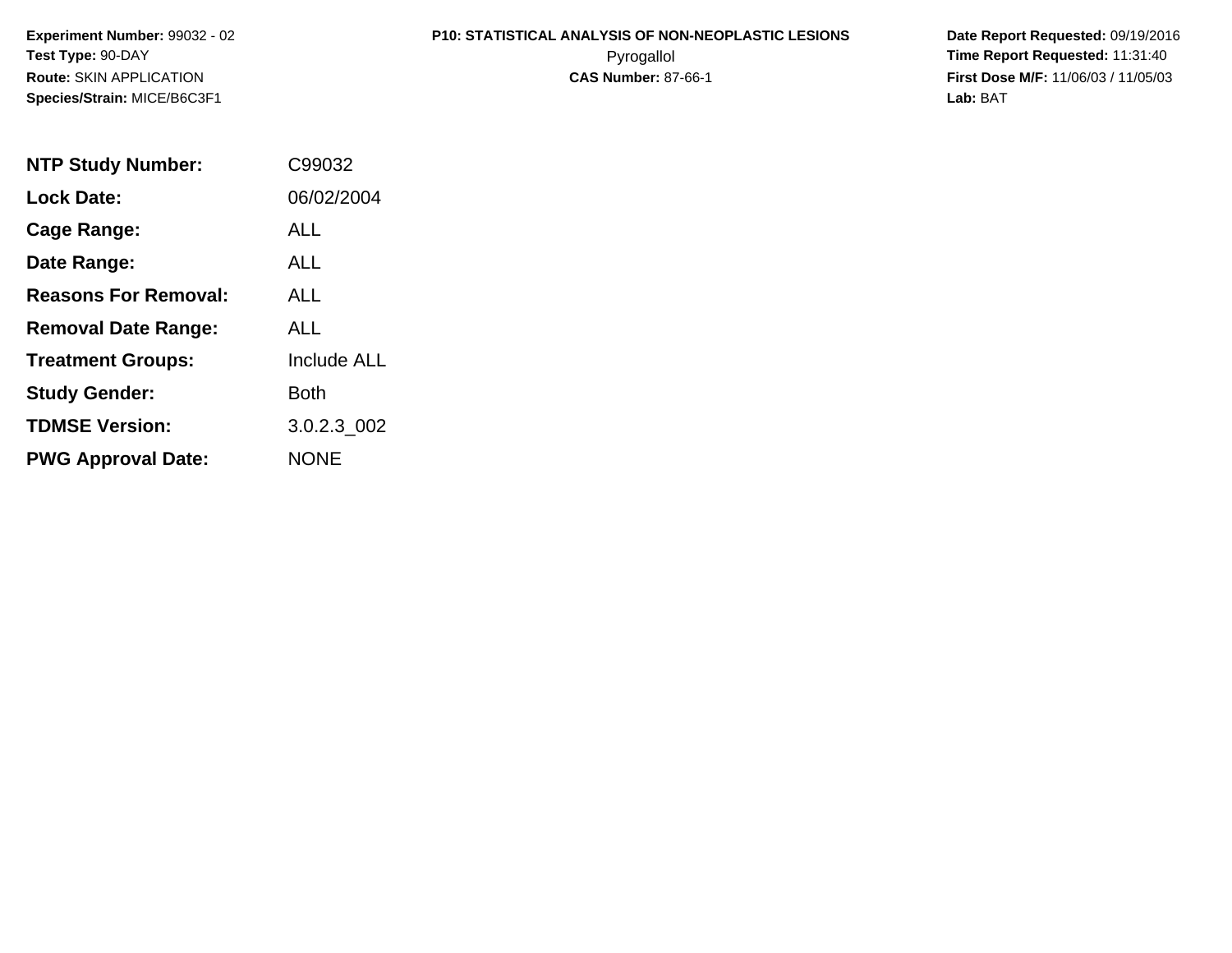**Experiment Number:** 99032 - 02
**Test Type:** 90-DAY
**Route:** SKIN APPLICATION
**Species/Strain:** MICE/B6C3F1

**P10: STATISTICAL ANALYSIS OF NON-NEOPLASTIC LESIONS**
Pyrogallol
**CAS Number:** 87-66-1

**Date Report Requested:** 09/19/2016
**Time Report Requested:** 11:31:40
**First Dose M/F:** 11/06/03 / 11/05/03
**Lab:** BAT

| | |
|---|---|
| **NTP Study Number:** | C99032 |
| **Lock Date:** | 06/02/2004 |
| **Cage Range:** | ALL |
| **Date Range:** | ALL |
| **Reasons For Removal:** | ALL |
| **Removal Date Range:** | ALL |
| **Treatment Groups:** | Include ALL |
| **Study Gender:** | Both |
| **TDMSE Version:** | 3.0.2.3_002 |
| **PWG Approval Date:** | NONE |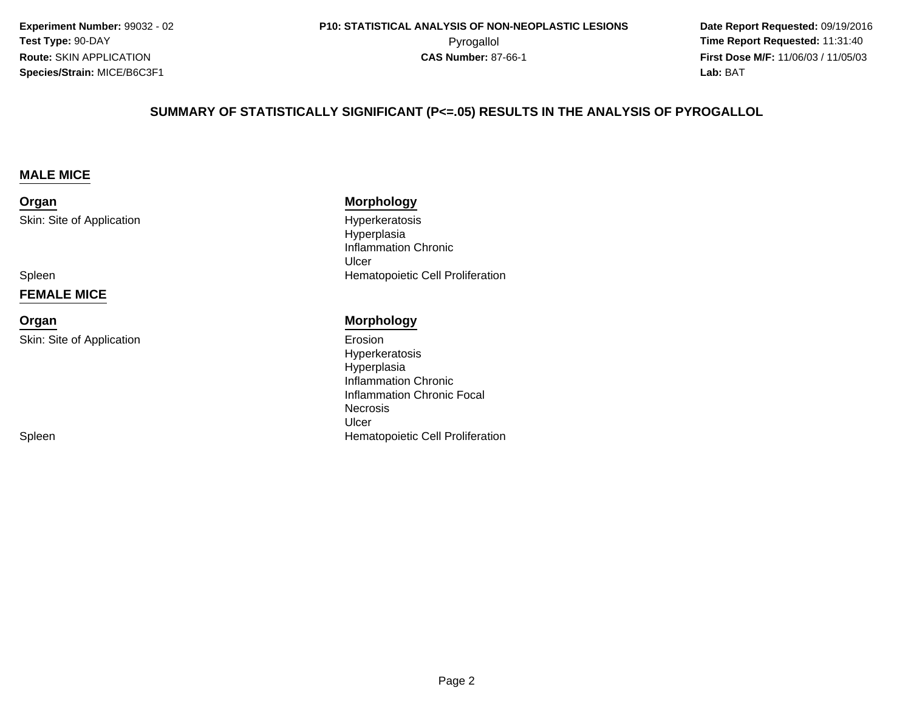**Experiment Number:** 99032 - 02
**Test Type:** 90-DAY
**Route:** SKIN APPLICATION
**Species/Strain:** MICE/B6C3F1

**P10: STATISTICAL ANALYSIS OF NON-NEOPLASTIC LESIONS**
Pyrogallol
**CAS Number:** 87-66-1

**Date Report Requested:** 09/19/2016
**Time Report Requested:** 11:31:40
**First Dose M/F:** 11/06/03 / 11/05/03
**Lab:** BAT

## SUMMARY OF STATISTICALLY SIGNIFICANT (P<=.05) RESULTS IN THE ANALYSIS OF PYROGALLOL

### MALE MICE

| Organ | Morphology |
| --- | --- |
| Skin: Site of Application | Hyperkeratosis |
| | Hyperplasia |
| | Inflammation Chronic |
| | Ulcer |
| Spleen | Hematopoietic Cell Proliferation |

### FEMALE MICE

| Organ | Morphology |
| --- | --- |
| Skin: Site of Application | Erosion |
| | Hyperkeratosis |
| | Hyperplasia |
| | Inflammation Chronic |
| | Inflammation Chronic Focal |
| | Necrosis |
| | Ulcer |
| Spleen | Hematopoietic Cell Proliferation |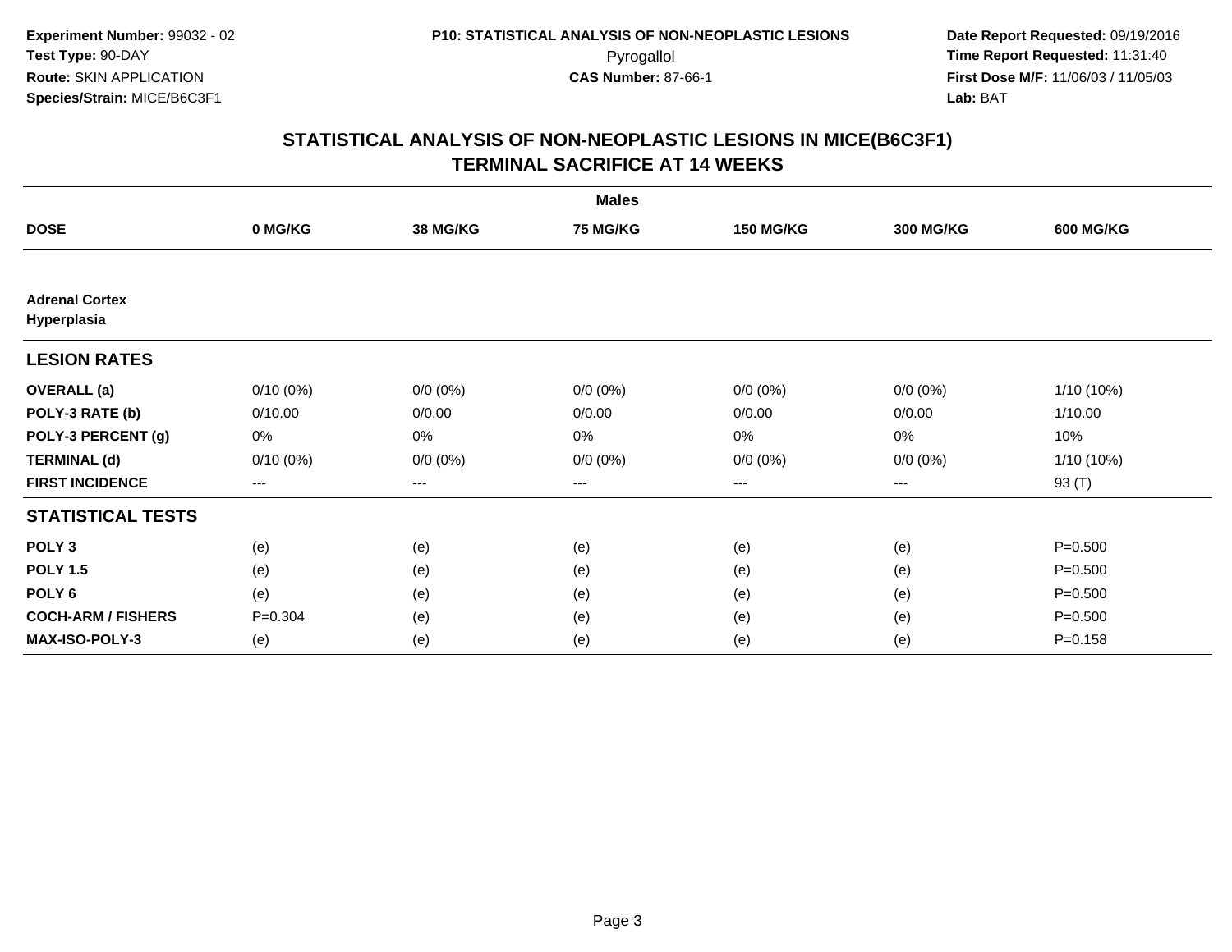**Experiment Number:** 99032 - 02
**Test Type:** 90-DAY
**Route:** SKIN APPLICATION
**Species/Strain:** MICE/B6C3F1

**P10: STATISTICAL ANALYSIS OF NON-NEOPLASTIC LESIONS**
Pyrogallol
**CAS Number:** 87-66-1

**Date Report Requested:** 09/19/2016
**Time Report Requested:** 11:31:40
**First Dose M/F:** 11/06/03 / 11/05/03
**Lab:** BAT

## STATISTICAL ANALYSIS OF NON-NEOPLASTIC LESIONS IN MICE(B6C3F1)
## TERMINAL SACRIFICE AT 14 WEEKS

| | Males | | | | | |
|---|---|---|---|---|---|---|
| **DOSE** | **0 MG/KG** | **38 MG/KG** | **75 MG/KG** | **150 MG/KG** | **300 MG/KG** | **600 MG/KG** |
| **Adrenal Cortex Hyperplasia** | | | | | | |
| **LESION RATES** | | | | | | |
| **OVERALL (a)** | 0/10 (0%) | 0/0 (0%) | 0/0 (0%) | 0/0 (0%) | 0/0 (0%) | 1/10 (10%) |
| **POLY-3 RATE (b)** | 0/10.00 | 0/0.00 | 0/0.00 | 0/0.00 | 0/0.00 | 1/10.00 |
| **POLY-3 PERCENT (g)** | 0% | 0% | 0% | 0% | 0% | 10% |
| **TERMINAL (d)** | 0/10 (0%) | 0/0 (0%) | 0/0 (0%) | 0/0 (0%) | 0/0 (0%) | 1/10 (10%) |
| **FIRST INCIDENCE** | --- | --- | --- | --- | --- | 93 (T) |
| **STATISTICAL TESTS** | | | | | | |
| **POLY 3** | (e) | (e) | (e) | (e) | (e) | P=0.500 |
| **POLY 1.5** | (e) | (e) | (e) | (e) | (e) | P=0.500 |
| **POLY 6** | (e) | (e) | (e) | (e) | (e) | P=0.500 |
| **COCH-ARM / FISHERS** | P=0.304 | (e) | (e) | (e) | (e) | P=0.500 |
| **MAX-ISO-POLY-3** | (e) | (e) | (e) | (e) | (e) | P=0.158 |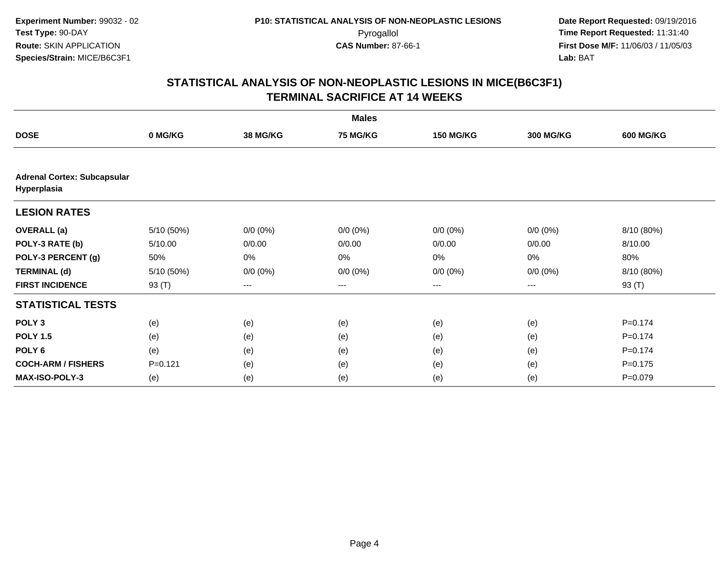**Experiment Number:** 99032 - 02
**Test Type:** 90-DAY
**Route:** SKIN APPLICATION
**Species/Strain:** MICE/B6C3F1

**P10: STATISTICAL ANALYSIS OF NON-NEOPLASTIC LESIONS**
Pyrogallol
**CAS Number:** 87-66-1

**Date Report Requested:** 09/19/2016
**Time Report Requested:** 11:31:40
**First Dose M/F:** 11/06/03 / 11/05/03
**Lab:** BAT

## STATISTICAL ANALYSIS OF NON-NEOPLASTIC LESIONS IN MICE(B6C3F1) TERMINAL SACRIFICE AT 14 WEEKS

| Males | | | | | | |
|---|---|---|---|---|---|---|
| **DOSE** | **0 MG/KG** | **38 MG/KG** | **75 MG/KG** | **150 MG/KG** | **300 MG/KG** | **600 MG/KG** |
| **Adrenal Cortex: Subcapsular Hyperplasia** | | | | | | |
| **LESION RATES** | | | | | | |
| **OVERALL (a)** | 5/10 (50%) | 0/0 (0%) | 0/0 (0%) | 0/0 (0%) | 0/0 (0%) | 8/10 (80%) |
| **POLY-3 RATE (b)** | 5/10.00 | 0/0.00 | 0/0.00 | 0/0.00 | 0/0.00 | 8/10.00 |
| **POLY-3 PERCENT (g)** | 50% | 0% | 0% | 0% | 0% | 80% |
| **TERMINAL (d)** | 5/10 (50%) | 0/0 (0%) | 0/0 (0%) | 0/0 (0%) | 0/0 (0%) | 8/10 (80%) |
| **FIRST INCIDENCE** | 93 (T) | --- | --- | --- | --- | 93 (T) |
| **STATISTICAL TESTS** | | | | | | |
| **POLY 3** | (e) | (e) | (e) | (e) | (e) | P=0.174 |
| **POLY 1.5** | (e) | (e) | (e) | (e) | (e) | P=0.174 |
| **POLY 6** | (e) | (e) | (e) | (e) | (e) | P=0.174 |
| **COCH-ARM / FISHERS** | P=0.121 | (e) | (e) | (e) | (e) | P=0.175 |
| **MAX-ISO-POLY-3** | (e) | (e) | (e) | (e) | (e) | P=0.079 |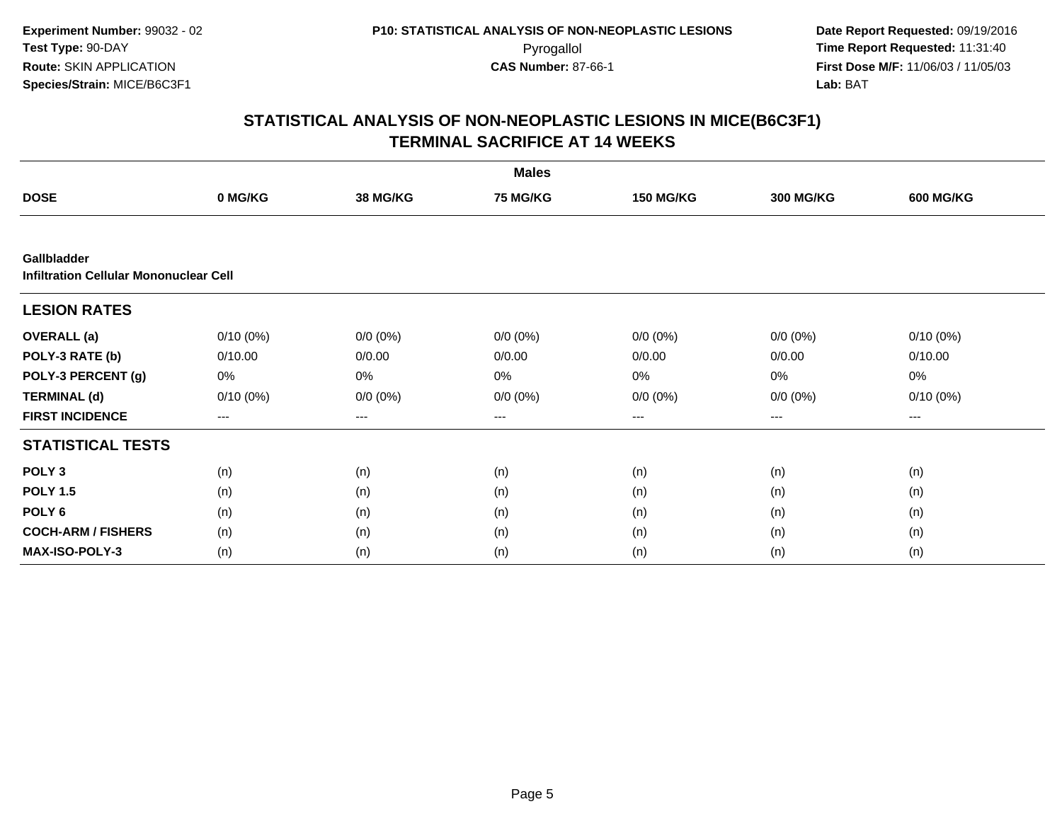**Experiment Number:** 99032 - 02
**Test Type:** 90-DAY
**Route:** SKIN APPLICATION
**Species/Strain:** MICE/B6C3F1

**P10: STATISTICAL ANALYSIS OF NON-NEOPLASTIC LESIONS**
Pyrogallol
**CAS Number:** 87-66-1

**Date Report Requested:** 09/19/2016
**Time Report Requested:** 11:31:40
**First Dose M/F:** 11/06/03 / 11/05/03
**Lab:** BAT

## STATISTICAL ANALYSIS OF NON-NEOPLASTIC LESIONS IN MICE(B6C3F1) TERMINAL SACRIFICE AT 14 WEEKS

| | Males | | | | | |
|---|---|---|---|---|---|---|
| **DOSE** | **0 MG/KG** | **38 MG/KG** | **75 MG/KG** | **150 MG/KG** | **300 MG/KG** | **600 MG/KG** |
| **Gallbladder** | | | | | | |
| **Infiltration Cellular Mononuclear Cell** | | | | | | |
| **LESION RATES** | | | | | | |
| **OVERALL (a)** | 0/10 (0%) | 0/0 (0%) | 0/0 (0%) | 0/0 (0%) | 0/0 (0%) | 0/10 (0%) |
| **POLY-3 RATE (b)** | 0/10.00 | 0/0.00 | 0/0.00 | 0/0.00 | 0/0.00 | 0/10.00 |
| **POLY-3 PERCENT (g)** | 0% | 0% | 0% | 0% | 0% | 0% |
| **TERMINAL (d)** | 0/10 (0%) | 0/0 (0%) | 0/0 (0%) | 0/0 (0%) | 0/0 (0%) | 0/10 (0%) |
| **FIRST INCIDENCE** | --- | --- | --- | --- | --- | --- |
| **STATISTICAL TESTS** | | | | | | |
| **POLY 3** | (n) | (n) | (n) | (n) | (n) | (n) |
| **POLY 1.5** | (n) | (n) | (n) | (n) | (n) | (n) |
| **POLY 6** | (n) | (n) | (n) | (n) | (n) | (n) |
| **COCH-ARM / FISHERS** | (n) | (n) | (n) | (n) | (n) | (n) |
| **MAX-ISO-POLY-3** | (n) | (n) | (n) | (n) | (n) | (n) |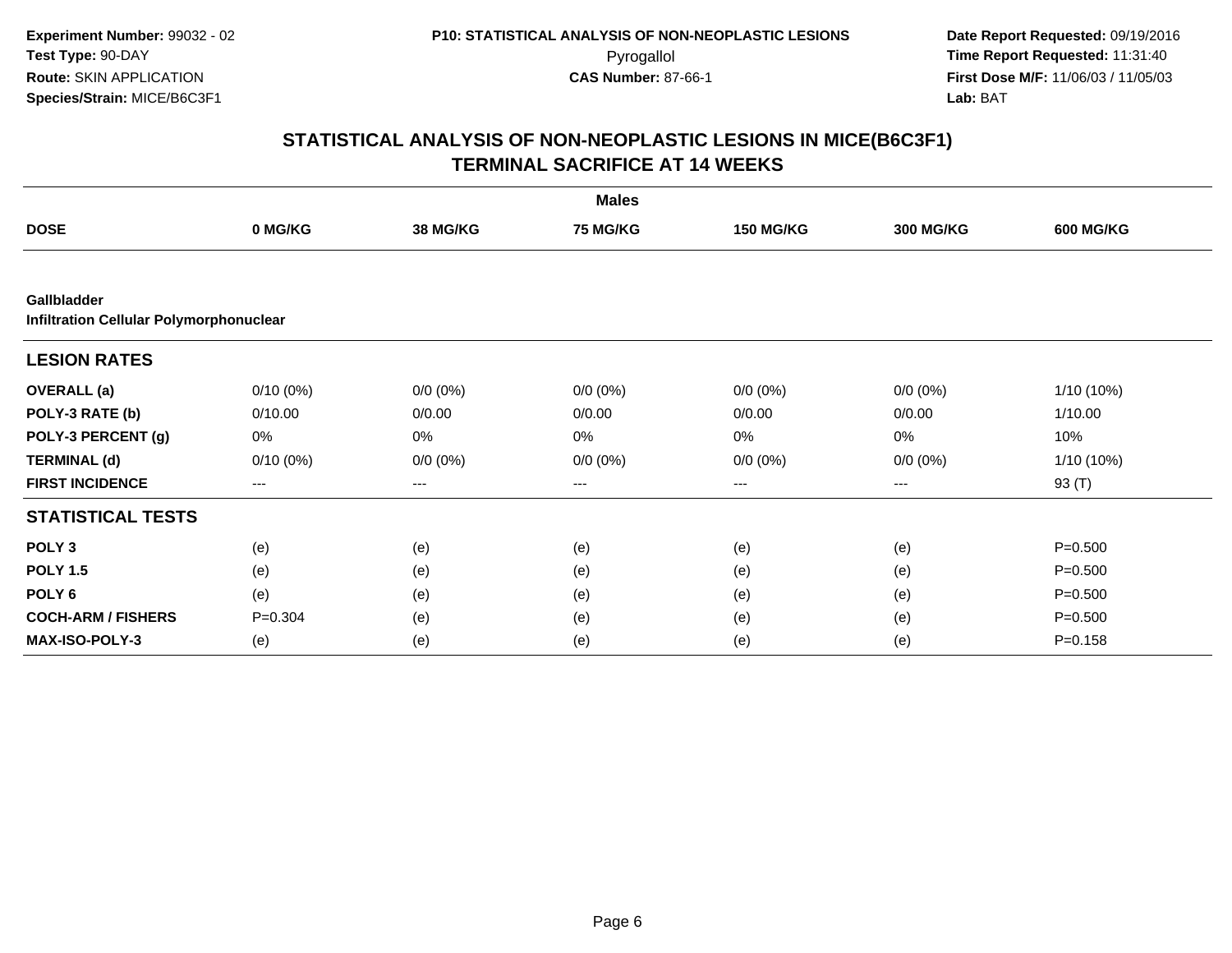**Experiment Number:** 99032 - 02
**Test Type:** 90-DAY
**Route:** SKIN APPLICATION
**Species/Strain:** MICE/B6C3F1

**P10: STATISTICAL ANALYSIS OF NON-NEOPLASTIC LESIONS**
Pyrogallol
**CAS Number:** 87-66-1

**Date Report Requested:** 09/19/2016
**Time Report Requested:** 11:31:40
**First Dose M/F:** 11/06/03 / 11/05/03
**Lab:** BAT

## STATISTICAL ANALYSIS OF NON-NEOPLASTIC LESIONS IN MICE(B6C3F1)
## TERMINAL SACRIFICE AT 14 WEEKS

**Males**

| DOSE | 0 MG/KG | 38 MG/KG | 75 MG/KG | 150 MG/KG | 300 MG/KG | 600 MG/KG |
|---|---|---|---|---|---|---|
| **Gallbladder** | | | | | | |
| **Infiltration Cellular Polymorphonuclear** | | | | | | |
| **LESION RATES** | | | | | | |
| **OVERALL (a)** | 0/10 (0%) | 0/0 (0%) | 0/0 (0%) | 0/0 (0%) | 0/0 (0%) | 1/10 (10%) |
| **POLY-3 RATE (b)** | 0/10.00 | 0/0.00 | 0/0.00 | 0/0.00 | 0/0.00 | 1/10.00 |
| **POLY-3 PERCENT (g)** | 0% | 0% | 0% | 0% | 0% | 10% |
| **TERMINAL (d)** | 0/10 (0%) | 0/0 (0%) | 0/0 (0%) | 0/0 (0%) | 0/0 (0%) | 1/10 (10%) |
| **FIRST INCIDENCE** | --- | --- | --- | --- | --- | 93 (T) |
| **STATISTICAL TESTS** | | | | | | |
| **POLY 3** | (e) | (e) | (e) | (e) | (e) | P=0.500 |
| **POLY 1.5** | (e) | (e) | (e) | (e) | (e) | P=0.500 |
| **POLY 6** | (e) | (e) | (e) | (e) | (e) | P=0.500 |
| **COCH-ARM / FISHERS** | P=0.304 | (e) | (e) | (e) | (e) | P=0.500 |
| **MAX-ISO-POLY-3** | (e) | (e) | (e) | (e) | (e) | P=0.158 |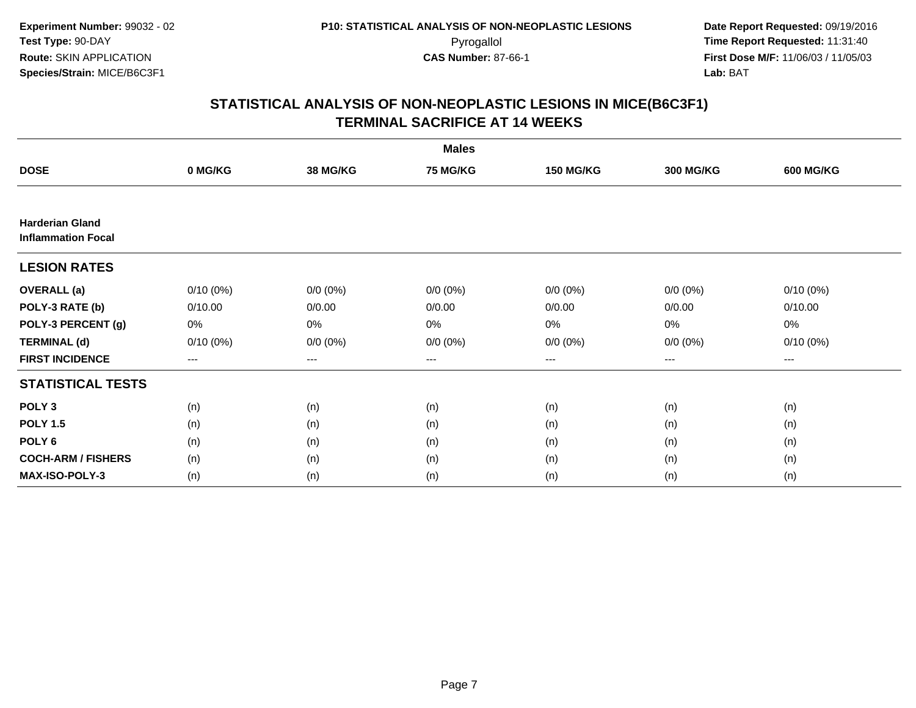**Experiment Number:** 99032 - 02
**Test Type:** 90-DAY
**Route:** SKIN APPLICATION
**Species/Strain:** MICE/B6C3F1

**P10: STATISTICAL ANALYSIS OF NON-NEOPLASTIC LESIONS**
Pyrogallol
**CAS Number:** 87-66-1

**Date Report Requested:** 09/19/2016
**Time Report Requested:** 11:31:40
**First Dose M/F:** 11/06/03 / 11/05/03
**Lab:** BAT

## STATISTICAL ANALYSIS OF NON-NEOPLASTIC LESIONS IN MICE(B6C3F1)
## TERMINAL SACRIFICE AT 14 WEEKS

| | Males | | | | | |
|---|---|---|---|---|---|---|
| **DOSE** | **0 MG/KG** | **38 MG/KG** | **75 MG/KG** | **150 MG/KG** | **300 MG/KG** | **600 MG/KG** |
| **Harderian Gland** | | | | | | |
| **Inflammation Focal** | | | | | | |
| **LESION RATES** | | | | | | |
| **OVERALL (a)** | 0/10 (0%) | 0/0 (0%) | 0/0 (0%) | 0/0 (0%) | 0/0 (0%) | 0/10 (0%) |
| **POLY-3 RATE (b)** | 0/10.00 | 0/0.00 | 0/0.00 | 0/0.00 | 0/0.00 | 0/10.00 |
| **POLY-3 PERCENT (g)** | 0% | 0% | 0% | 0% | 0% | 0% |
| **TERMINAL (d)** | 0/10 (0%) | 0/0 (0%) | 0/0 (0%) | 0/0 (0%) | 0/0 (0%) | 0/10 (0%) |
| **FIRST INCIDENCE** | --- | --- | --- | --- | --- | --- |
| **STATISTICAL TESTS** | | | | | | |
| **POLY 3** | (n) | (n) | (n) | (n) | (n) | (n) |
| **POLY 1.5** | (n) | (n) | (n) | (n) | (n) | (n) |
| **POLY 6** | (n) | (n) | (n) | (n) | (n) | (n) |
| **COCH-ARM / FISHERS** | (n) | (n) | (n) | (n) | (n) | (n) |
| **MAX-ISO-POLY-3** | (n) | (n) | (n) | (n) | (n) | (n) |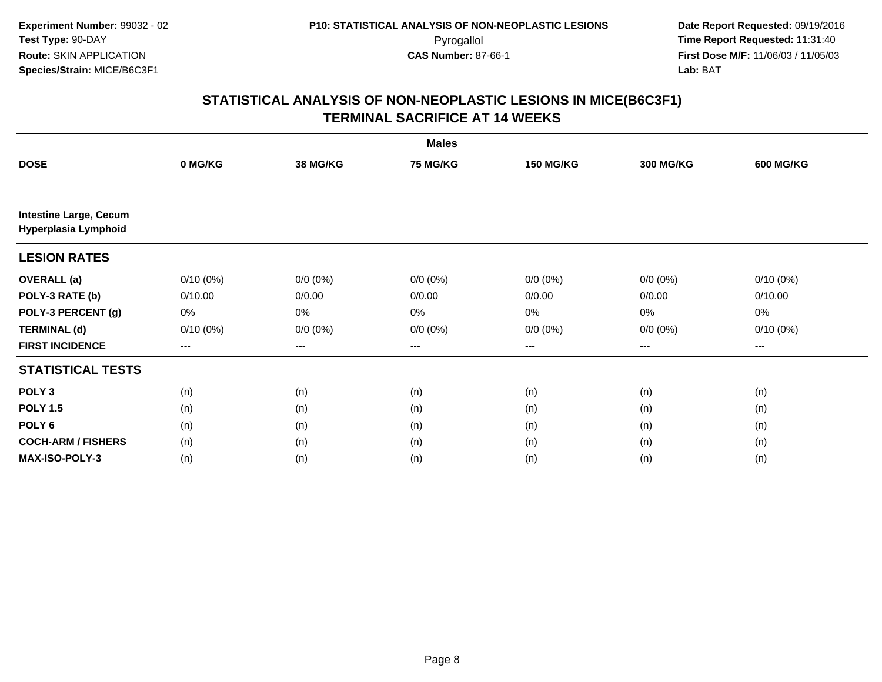Experiment Number: 99032 - 02
Test Type: 90-DAY
Route: SKIN APPLICATION
Species/Strain: MICE/B6C3F1

P10: STATISTICAL ANALYSIS OF NON-NEOPLASTIC LESIONS
Pyrogallol
CAS Number: 87-66-1

Date Report Requested: 09/19/2016
Time Report Requested: 11:31:40
First Dose M/F: 11/06/03 / 11/05/03
Lab: BAT

## STATISTICAL ANALYSIS OF NON-NEOPLASTIC LESIONS IN MICE(B6C3F1)
## TERMINAL SACRIFICE AT 14 WEEKS

| | Males | | | | | |
|---|---|---|---|---|---|---|
| **DOSE** | **0 MG/KG** | **38 MG/KG** | **75 MG/KG** | **150 MG/KG** | **300 MG/KG** | **600 MG/KG** |
| **Intestine Large, Cecum Hyperplasia Lymphoid** | | | | | | |
| **LESION RATES** | | | | | | |
| **OVERALL (a)** | 0/10 (0%) | 0/0 (0%) | 0/0 (0%) | 0/0 (0%) | 0/0 (0%) | 0/10 (0%) |
| **POLY-3 RATE (b)** | 0/10.00 | 0/0.00 | 0/0.00 | 0/0.00 | 0/0.00 | 0/10.00 |
| **POLY-3 PERCENT (g)** | 0% | 0% | 0% | 0% | 0% | 0% |
| **TERMINAL (d)** | 0/10 (0%) | 0/0 (0%) | 0/0 (0%) | 0/0 (0%) | 0/0 (0%) | 0/10 (0%) |
| **FIRST INCIDENCE** | --- | --- | --- | --- | --- | --- |
| **STATISTICAL TESTS** | | | | | | |
| **POLY 3** | (n) | (n) | (n) | (n) | (n) | (n) |
| **POLY 1.5** | (n) | (n) | (n) | (n) | (n) | (n) |
| **POLY 6** | (n) | (n) | (n) | (n) | (n) | (n) |
| **COCH-ARM / FISHERS** | (n) | (n) | (n) | (n) | (n) | (n) |
| **MAX-ISO-POLY-3** | (n) | (n) | (n) | (n) | (n) | (n) |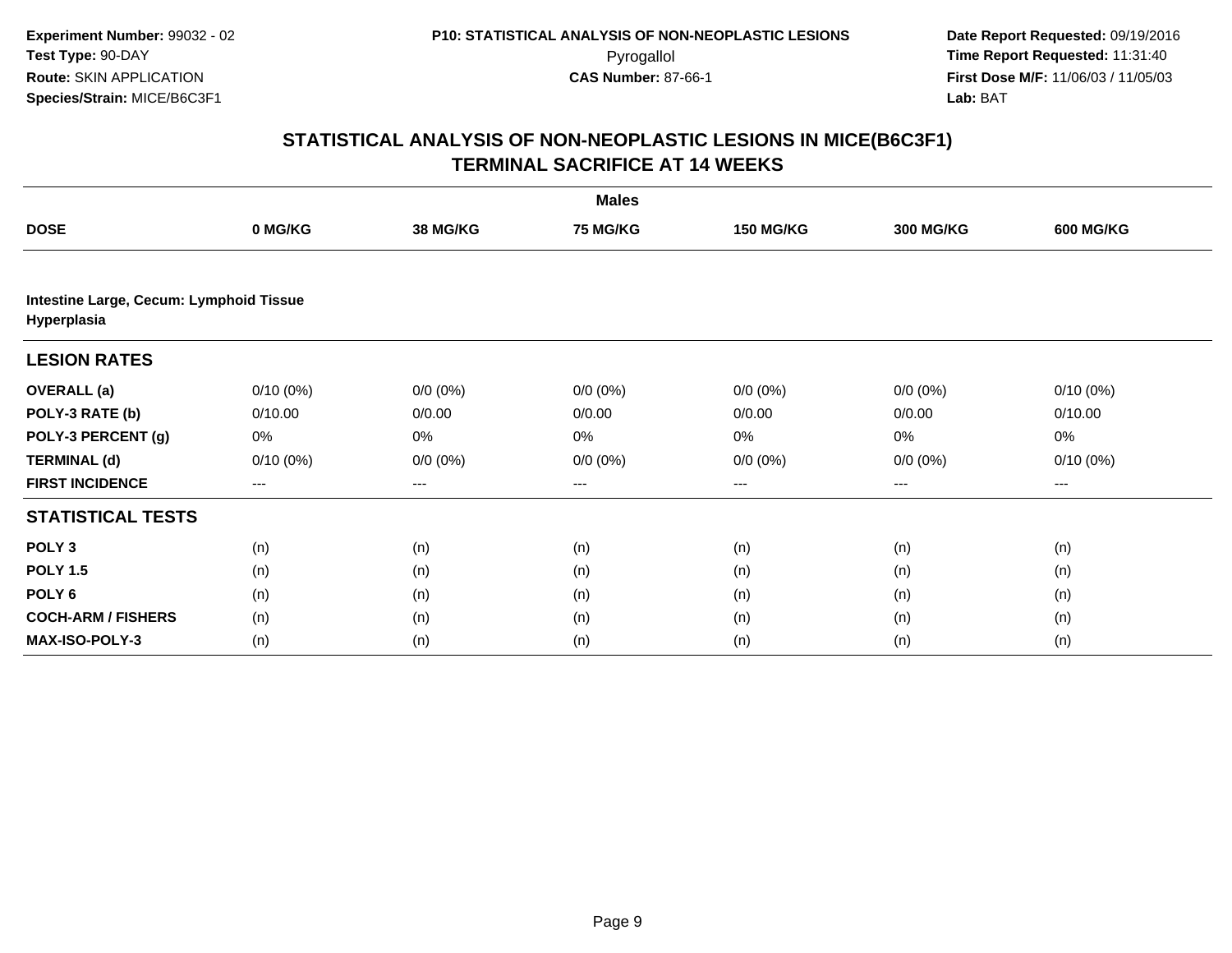**Experiment Number:** 99032 - 02
**Test Type:** 90-DAY
**Route:** SKIN APPLICATION
**Species/Strain:** MICE/B6C3F1

**P10: STATISTICAL ANALYSIS OF NON-NEOPLASTIC LESIONS**
Pyrogallol
**CAS Number:** 87-66-1

**Date Report Requested:** 09/19/2016
**Time Report Requested:** 11:31:40
**First Dose M/F:** 11/06/03 / 11/05/03
**Lab:** BAT

## STATISTICAL ANALYSIS OF NON-NEOPLASTIC LESIONS IN MICE(B6C3F1)
## TERMINAL SACRIFICE AT 14 WEEKS

| | Males | | | | | |
|---|---|---|---|---|---|---|
| **DOSE** | **0 MG/KG** | **38 MG/KG** | **75 MG/KG** | **150 MG/KG** | **300 MG/KG** | **600 MG/KG** |
| **Intestine Large, Cecum: Lymphoid Tissue Hyperplasia** | | | | | | |
| **LESION RATES** | | | | | | |
| **OVERALL (a)** | 0/10 (0%) | 0/0 (0%) | 0/0 (0%) | 0/0 (0%) | 0/0 (0%) | 0/10 (0%) |
| **POLY-3 RATE (b)** | 0/10.00 | 0/0.00 | 0/0.00 | 0/0.00 | 0/0.00 | 0/10.00 |
| **POLY-3 PERCENT (g)** | 0% | 0% | 0% | 0% | 0% | 0% |
| **TERMINAL (d)** | 0/10 (0%) | 0/0 (0%) | 0/0 (0%) | 0/0 (0%) | 0/0 (0%) | 0/10 (0%) |
| **FIRST INCIDENCE** | --- | --- | --- | --- | --- | --- |
| **STATISTICAL TESTS** | | | | | | |
| **POLY 3** | (n) | (n) | (n) | (n) | (n) | (n) |
| **POLY 1.5** | (n) | (n) | (n) | (n) | (n) | (n) |
| **POLY 6** | (n) | (n) | (n) | (n) | (n) | (n) |
| **COCH-ARM / FISHERS** | (n) | (n) | (n) | (n) | (n) | (n) |
| **MAX-ISO-POLY-3** | (n) | (n) | (n) | (n) | (n) | (n) |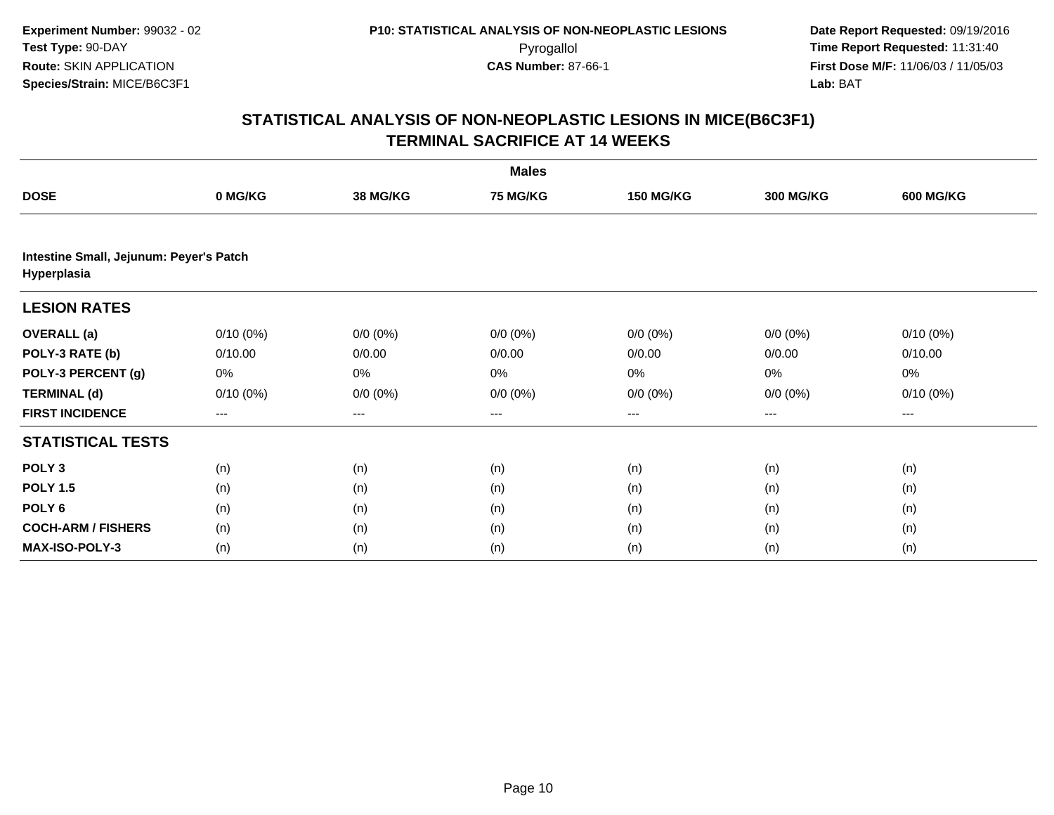**Experiment Number:** 99032 - 02
**Test Type:** 90-DAY
**Route:** SKIN APPLICATION
**Species/Strain:** MICE/B6C3F1

**P10: STATISTICAL ANALYSIS OF NON-NEOPLASTIC LESIONS**
Pyrogallol
**CAS Number:** 87-66-1

**Date Report Requested:** 09/19/2016
**Time Report Requested:** 11:31:40
**First Dose M/F:** 11/06/03 / 11/05/03
**Lab:** BAT

## STATISTICAL ANALYSIS OF NON-NEOPLASTIC LESIONS IN MICE(B6C3F1) TERMINAL SACRIFICE AT 14 WEEKS

| | Males | | | | | |
|---|---|---|---|---|---|---|
| **DOSE** | **0 MG/KG** | **38 MG/KG** | **75 MG/KG** | **150 MG/KG** | **300 MG/KG** | **600 MG/KG** |
| **Intestine Small, Jejunum: Peyer's Patch Hyperplasia** | | | | | | |
| **LESION RATES** | | | | | | |
| **OVERALL (a)** | 0/10 (0%) | 0/0 (0%) | 0/0 (0%) | 0/0 (0%) | 0/0 (0%) | 0/10 (0%) |
| **POLY-3 RATE (b)** | 0/10.00 | 0/0.00 | 0/0.00 | 0/0.00 | 0/0.00 | 0/10.00 |
| **POLY-3 PERCENT (g)** | 0% | 0% | 0% | 0% | 0% | 0% |
| **TERMINAL (d)** | 0/10 (0%) | 0/0 (0%) | 0/0 (0%) | 0/0 (0%) | 0/0 (0%) | 0/10 (0%) |
| **FIRST INCIDENCE** | --- | --- | --- | --- | --- | --- |
| **STATISTICAL TESTS** | | | | | | |
| **POLY 3** | (n) | (n) | (n) | (n) | (n) | (n) |
| **POLY 1.5** | (n) | (n) | (n) | (n) | (n) | (n) |
| **POLY 6** | (n) | (n) | (n) | (n) | (n) | (n) |
| **COCH-ARM / FISHERS** | (n) | (n) | (n) | (n) | (n) | (n) |
| **MAX-ISO-POLY-3** | (n) | (n) | (n) | (n) | (n) | (n) |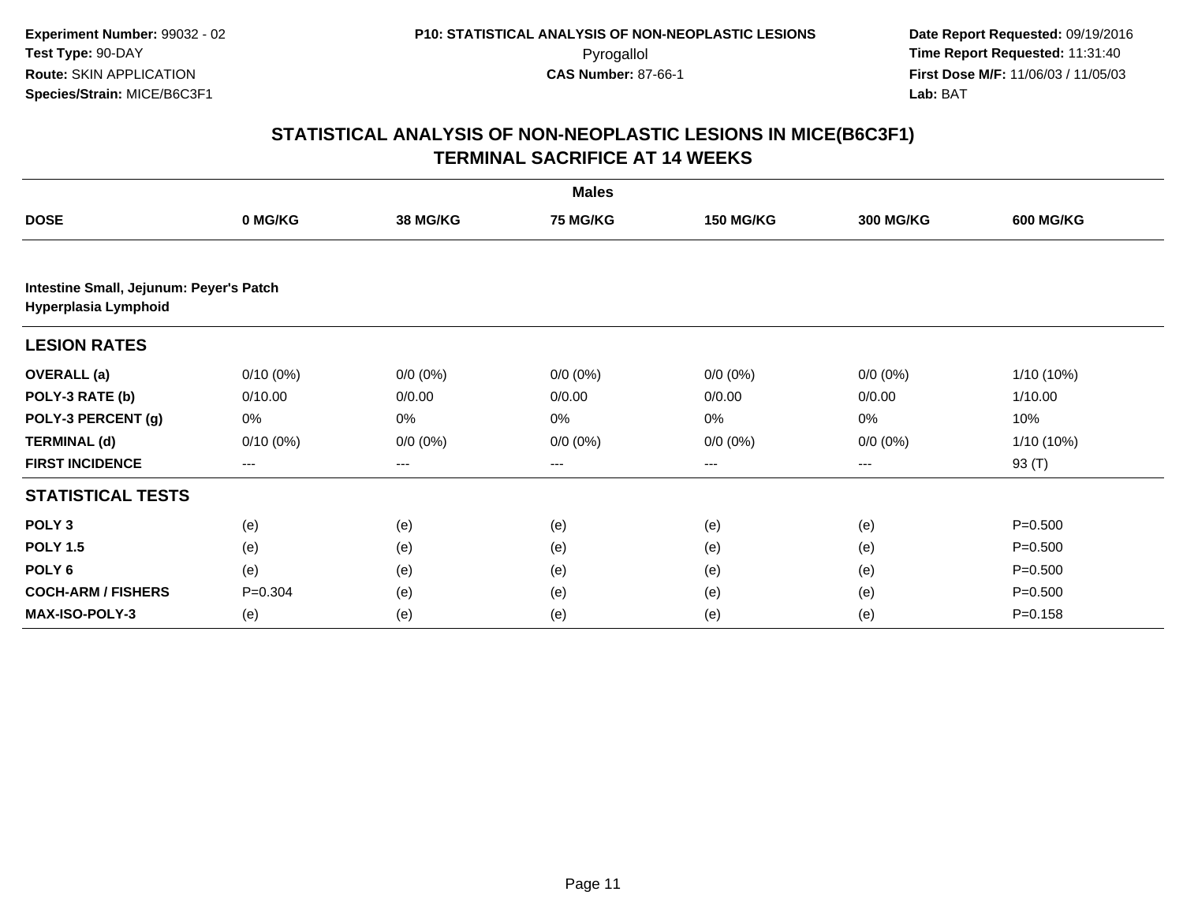**Experiment Number:** 99032 - 02
**Test Type:** 90-DAY
**Route:** SKIN APPLICATION
**Species/Strain:** MICE/B6C3F1

**P10: STATISTICAL ANALYSIS OF NON-NEOPLASTIC LESIONS**
Pyrogallol
**CAS Number:** 87-66-1

**Date Report Requested:** 09/19/2016
**Time Report Requested:** 11:31:40
**First Dose M/F:** 11/06/03 / 11/05/03
**Lab:** BAT

## STATISTICAL ANALYSIS OF NON-NEOPLASTIC LESIONS IN MICE(B6C3F1)
## TERMINAL SACRIFICE AT 14 WEEKS

**Males**

| DOSE | 0 MG/KG | 38 MG/KG | 75 MG/KG | 150 MG/KG | 300 MG/KG | 600 MG/KG |
|---|---|---|---|---|---|---|
| **Intestine Small, Jejunum: Peyer's Patch** | | | | | | |
| **Hyperplasia Lymphoid** | | | | | | |
| **LESION RATES** | | | | | | |
| **OVERALL (a)** | 0/10 (0%) | 0/0 (0%) | 0/0 (0%) | 0/0 (0%) | 0/0 (0%) | 1/10 (10%) |
| **POLY-3 RATE (b)** | 0/10.00 | 0/0.00 | 0/0.00 | 0/0.00 | 0/0.00 | 1/10.00 |
| **POLY-3 PERCENT (g)** | 0% | 0% | 0% | 0% | 0% | 10% |
| **TERMINAL (d)** | 0/10 (0%) | 0/0 (0%) | 0/0 (0%) | 0/0 (0%) | 0/0 (0%) | 1/10 (10%) |
| **FIRST INCIDENCE** | --- | --- | --- | --- | --- | 93 (T) |
| **STATISTICAL TESTS** | | | | | | |
| **POLY 3** | (e) | (e) | (e) | (e) | (e) | P=0.500 |
| **POLY 1.5** | (e) | (e) | (e) | (e) | (e) | P=0.500 |
| **POLY 6** | (e) | (e) | (e) | (e) | (e) | P=0.500 |
| **COCH-ARM / FISHERS** | P=0.304 | (e) | (e) | (e) | (e) | P=0.500 |
| **MAX-ISO-POLY-3** | (e) | (e) | (e) | (e) | (e) | P=0.158 |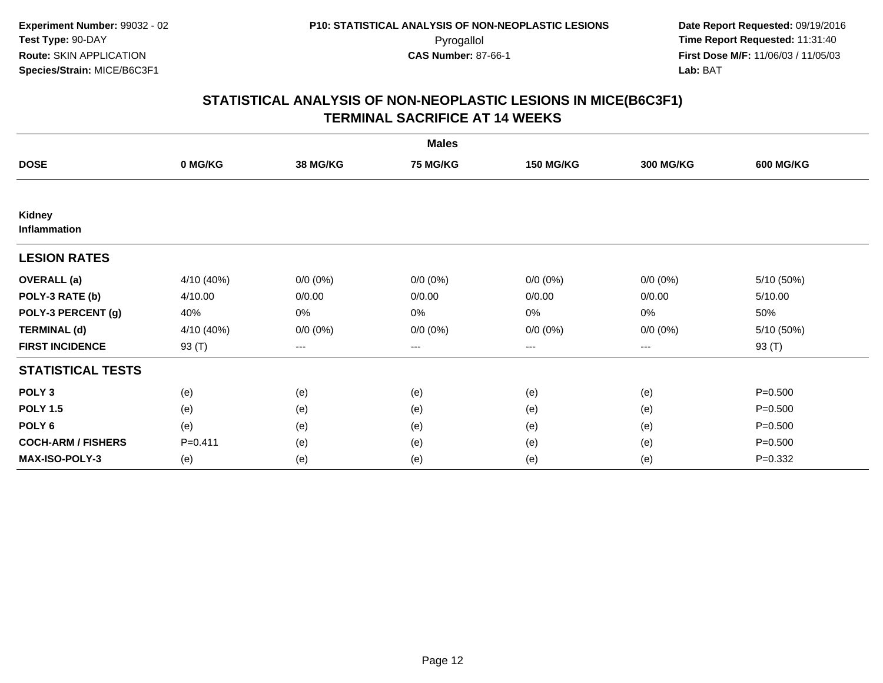**Experiment Number:** 99032 - 02
**Test Type:** 90-DAY
**Route:** SKIN APPLICATION
**Species/Strain:** MICE/B6C3F1

**P10: STATISTICAL ANALYSIS OF NON-NEOPLASTIC LESIONS**
Pyrogallol
**CAS Number:** 87-66-1

**Date Report Requested:** 09/19/2016
**Time Report Requested:** 11:31:40
**First Dose M/F:** 11/06/03 / 11/05/03
**Lab:** BAT

## STATISTICAL ANALYSIS OF NON-NEOPLASTIC LESIONS IN MICE(B6C3F1)
## TERMINAL SACRIFICE AT 14 WEEKS

| Males | | | | | | |
|---|---|---|---|---|---|---|
| **DOSE** | **0 MG/KG** | **38 MG/KG** | **75 MG/KG** | **150 MG/KG** | **300 MG/KG** | **600 MG/KG** |
| **Kidney Inflammation** | | | | | | |
| **LESION RATES** | | | | | | |
| **OVERALL (a)** | 4/10 (40%) | 0/0 (0%) | 0/0 (0%) | 0/0 (0%) | 0/0 (0%) | 5/10 (50%) |
| **POLY-3 RATE (b)** | 4/10.00 | 0/0.00 | 0/0.00 | 0/0.00 | 0/0.00 | 5/10.00 |
| **POLY-3 PERCENT (g)** | 40% | 0% | 0% | 0% | 0% | 50% |
| **TERMINAL (d)** | 4/10 (40%) | 0/0 (0%) | 0/0 (0%) | 0/0 (0%) | 0/0 (0%) | 5/10 (50%) |
| **FIRST INCIDENCE** | 93 (T) | --- | --- | --- | --- | 93 (T) |
| **STATISTICAL TESTS** | | | | | | |
| **POLY 3** | (e) | (e) | (e) | (e) | (e) | P=0.500 |
| **POLY 1.5** | (e) | (e) | (e) | (e) | (e) | P=0.500 |
| **POLY 6** | (e) | (e) | (e) | (e) | (e) | P=0.500 |
| **COCH-ARM / FISHERS** | P=0.411 | (e) | (e) | (e) | (e) | P=0.500 |
| **MAX-ISO-POLY-3** | (e) | (e) | (e) | (e) | (e) | P=0.332 |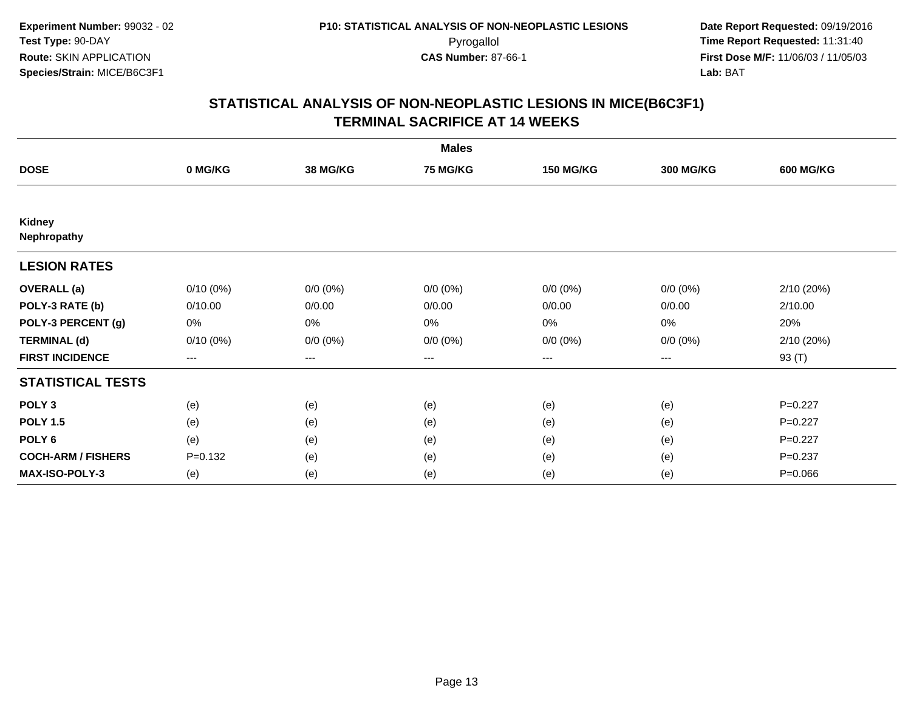**Experiment Number:** 99032 - 02
**Test Type:** 90-DAY
**Route:** SKIN APPLICATION
**Species/Strain:** MICE/B6C3F1

**P10: STATISTICAL ANALYSIS OF NON-NEOPLASTIC LESIONS**
Pyrogallol
**CAS Number:** 87-66-1

**Date Report Requested:** 09/19/2016
**Time Report Requested:** 11:31:40
**First Dose M/F:** 11/06/03 / 11/05/03
**Lab:** BAT

## STATISTICAL ANALYSIS OF NON-NEOPLASTIC LESIONS IN MICE(B6C3F1)
## TERMINAL SACRIFICE AT 14 WEEKS

| | Males | | | | | |
|---|---|---|---|---|---|---|
| **DOSE** | **0 MG/KG** | **38 MG/KG** | **75 MG/KG** | **150 MG/KG** | **300 MG/KG** | **600 MG/KG** |
| **Kidney** | | | | | | |
| **Nephropathy** | | | | | | |
| **LESION RATES** | | | | | | |
| **OVERALL (a)** | 0/10 (0%) | 0/0 (0%) | 0/0 (0%) | 0/0 (0%) | 0/0 (0%) | 2/10 (20%) |
| **POLY-3 RATE (b)** | 0/10.00 | 0/0.00 | 0/0.00 | 0/0.00 | 0/0.00 | 2/10.00 |
| **POLY-3 PERCENT (g)** | 0% | 0% | 0% | 0% | 0% | 20% |
| **TERMINAL (d)** | 0/10 (0%) | 0/0 (0%) | 0/0 (0%) | 0/0 (0%) | 0/0 (0%) | 2/10 (20%) |
| **FIRST INCIDENCE** | --- | --- | --- | --- | --- | 93 (T) |
| **STATISTICAL TESTS** | | | | | | |
| **POLY 3** | (e) | (e) | (e) | (e) | (e) | P=0.227 |
| **POLY 1.5** | (e) | (e) | (e) | (e) | (e) | P=0.227 |
| **POLY 6** | (e) | (e) | (e) | (e) | (e) | P=0.227 |
| **COCH-ARM / FISHERS** | P=0.132 | (e) | (e) | (e) | (e) | P=0.237 |
| **MAX-ISO-POLY-3** | (e) | (e) | (e) | (e) | (e) | P=0.066 |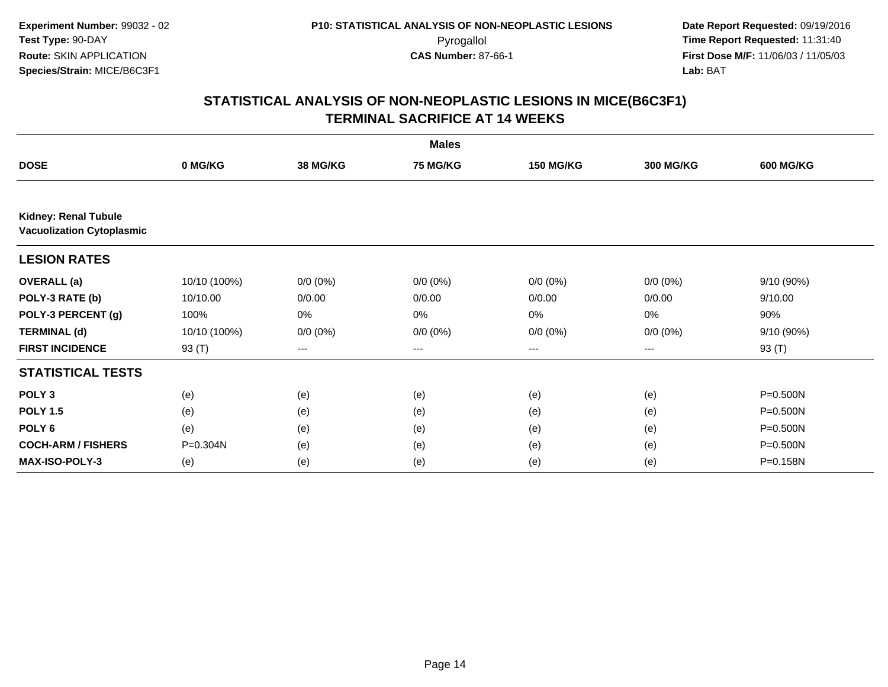Experiment Number: 99032 - 02
Test Type: 90-DAY
Route: SKIN APPLICATION
Species/Strain: MICE/B6C3F1

P10: STATISTICAL ANALYSIS OF NON-NEOPLASTIC LESIONS
Pyrogallol
CAS Number: 87-66-1

Date Report Requested: 09/19/2016
Time Report Requested: 11:31:40
First Dose M/F: 11/06/03 / 11/05/03
Lab: BAT

## STATISTICAL ANALYSIS OF NON-NEOPLASTIC LESIONS IN MICE(B6C3F1)
## TERMINAL SACRIFICE AT 14 WEEKS

| Males | | | | | | |
|---|---|---|---|---|---|---|
| **DOSE** | **0 MG/KG** | **38 MG/KG** | **75 MG/KG** | **150 MG/KG** | **300 MG/KG** | **600 MG/KG** |
| **Kidney: Renal Tubule Vacuolization Cytoplasmic** | | | | | | |
| **LESION RATES** | | | | | | |
| **OVERALL (a)** | 10/10 (100%) | 0/0 (0%) | 0/0 (0%) | 0/0 (0%) | 0/0 (0%) | 9/10 (90%) |
| **POLY-3 RATE (b)** | 10/10.00 | 0/0.00 | 0/0.00 | 0/0.00 | 0/0.00 | 9/10.00 |
| **POLY-3 PERCENT (g)** | 100% | 0% | 0% | 0% | 0% | 90% |
| **TERMINAL (d)** | 10/10 (100%) | 0/0 (0%) | 0/0 (0%) | 0/0 (0%) | 0/0 (0%) | 9/10 (90%) |
| **FIRST INCIDENCE** | 93 (T) | --- | --- | --- | --- | 93 (T) |
| **STATISTICAL TESTS** | | | | | | |
| **POLY 3** | (e) | (e) | (e) | (e) | (e) | P=0.500N |
| **POLY 1.5** | (e) | (e) | (e) | (e) | (e) | P=0.500N |
| **POLY 6** | (e) | (e) | (e) | (e) | (e) | P=0.500N |
| **COCH-ARM / FISHERS** | P=0.304N | (e) | (e) | (e) | (e) | P=0.500N |
| **MAX-ISO-POLY-3** | (e) | (e) | (e) | (e) | (e) | P=0.158N |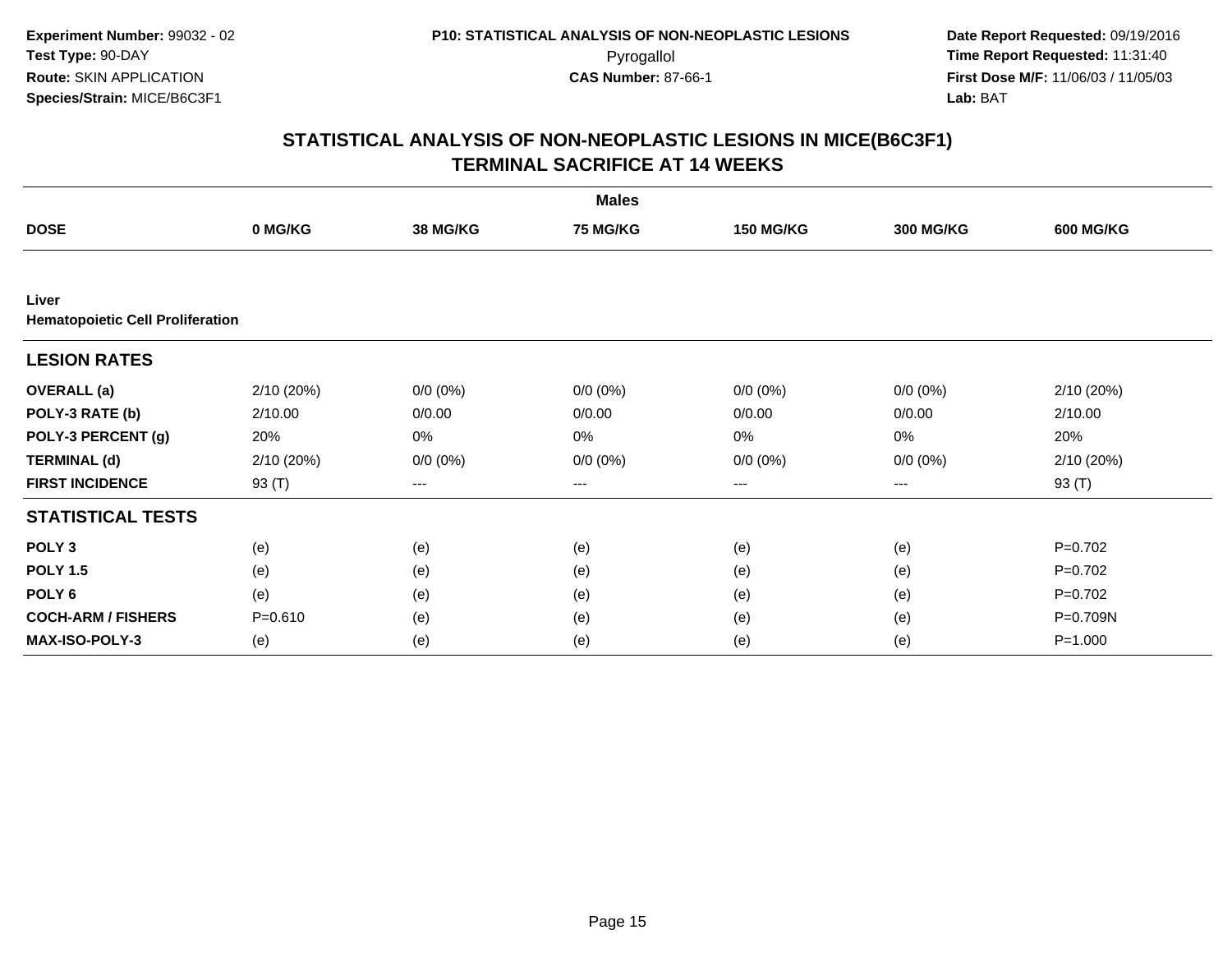**Experiment Number:** 99032 - 02
**Test Type:** 90-DAY
**Route:** SKIN APPLICATION
**Species/Strain:** MICE/B6C3F1

**P10: STATISTICAL ANALYSIS OF NON-NEOPLASTIC LESIONS**
Pyrogallol
**CAS Number:** 87-66-1

**Date Report Requested:** 09/19/2016
**Time Report Requested:** 11:31:40
**First Dose M/F:** 11/06/03 / 11/05/03
**Lab:** BAT

## STATISTICAL ANALYSIS OF NON-NEOPLASTIC LESIONS IN MICE(B6C3F1)
## TERMINAL SACRIFICE AT 14 WEEKS

| Males | | | | | | |
|---|---|---|---|---|---|---|
| **DOSE** | **0 MG/KG** | **38 MG/KG** | **75 MG/KG** | **150 MG/KG** | **300 MG/KG** | **600 MG/KG** |
| **Liver** | | | | | | |
| **Hematopoietic Cell Proliferation** | | | | | | |
| **LESION RATES** | | | | | | |
| **OVERALL (a)** | 2/10 (20%) | 0/0 (0%) | 0/0 (0%) | 0/0 (0%) | 0/0 (0%) | 2/10 (20%) |
| **POLY-3 RATE (b)** | 2/10.00 | 0/0.00 | 0/0.00 | 0/0.00 | 0/0.00 | 2/10.00 |
| **POLY-3 PERCENT (g)** | 20% | 0% | 0% | 0% | 0% | 20% |
| **TERMINAL (d)** | 2/10 (20%) | 0/0 (0%) | 0/0 (0%) | 0/0 (0%) | 0/0 (0%) | 2/10 (20%) |
| **FIRST INCIDENCE** | 93 (T) | --- | --- | --- | --- | 93 (T) |
| **STATISTICAL TESTS** | | | | | | |
| **POLY 3** | (e) | (e) | (e) | (e) | (e) | P=0.702 |
| **POLY 1.5** | (e) | (e) | (e) | (e) | (e) | P=0.702 |
| **POLY 6** | (e) | (e) | (e) | (e) | (e) | P=0.702 |
| **COCH-ARM / FISHERS** | P=0.610 | (e) | (e) | (e) | (e) | P=0.709N |
| **MAX-ISO-POLY-3** | (e) | (e) | (e) | (e) | (e) | P=1.000 |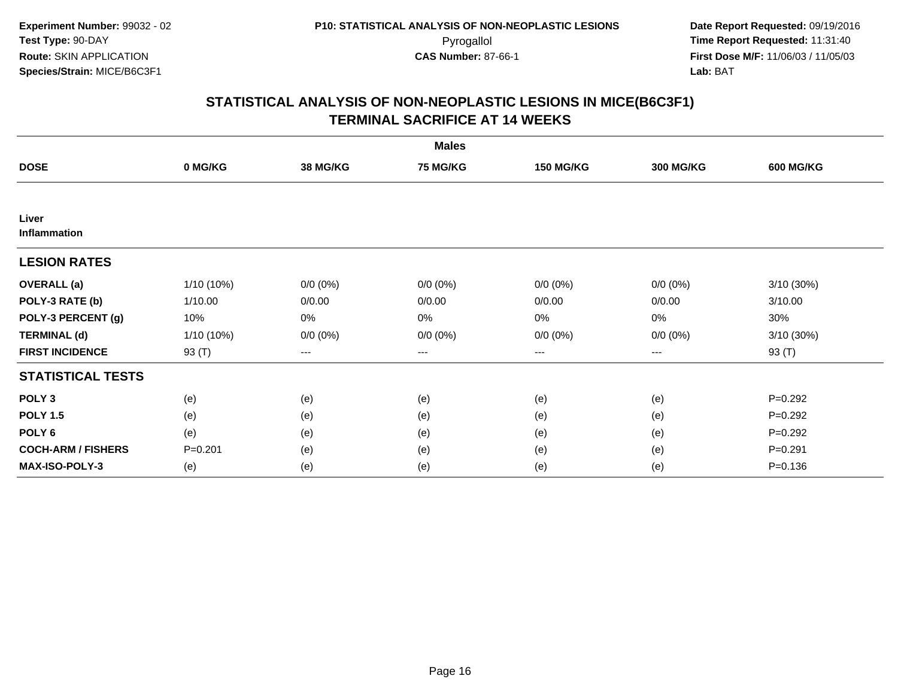**Experiment Number:** 99032 - 02
**Test Type:** 90-DAY
**Route:** SKIN APPLICATION
**Species/Strain:** MICE/B6C3F1

**P10: STATISTICAL ANALYSIS OF NON-NEOPLASTIC LESIONS**
Pyrogallol
**CAS Number:** 87-66-1

**Date Report Requested:** 09/19/2016
**Time Report Requested:** 11:31:40
**First Dose M/F:** 11/06/03 / 11/05/03
**Lab:** BAT

## STATISTICAL ANALYSIS OF NON-NEOPLASTIC LESIONS IN MICE(B6C3F1)
## TERMINAL SACRIFICE AT 14 WEEKS

| | Males | | | | | |
|---|---|---|---|---|---|---|
| **DOSE** | **0 MG/KG** | **38 MG/KG** | **75 MG/KG** | **150 MG/KG** | **300 MG/KG** | **600 MG/KG** |
| **Liver Inflammation** | | | | | | |
| **LESION RATES** | | | | | | |
| **OVERALL (a)** | 1/10 (10%) | 0/0 (0%) | 0/0 (0%) | 0/0 (0%) | 0/0 (0%) | 3/10 (30%) |
| **POLY-3 RATE (b)** | 1/10.00 | 0/0.00 | 0/0.00 | 0/0.00 | 0/0.00 | 3/10.00 |
| **POLY-3 PERCENT (g)** | 10% | 0% | 0% | 0% | 0% | 30% |
| **TERMINAL (d)** | 1/10 (10%) | 0/0 (0%) | 0/0 (0%) | 0/0 (0%) | 0/0 (0%) | 3/10 (30%) |
| **FIRST INCIDENCE** | 93 (T) | --- | --- | --- | --- | 93 (T) |
| **STATISTICAL TESTS** | | | | | | |
| **POLY 3** | (e) | (e) | (e) | (e) | (e) | P=0.292 |
| **POLY 1.5** | (e) | (e) | (e) | (e) | (e) | P=0.292 |
| **POLY 6** | (e) | (e) | (e) | (e) | (e) | P=0.292 |
| **COCH-ARM / FISHERS** | P=0.201 | (e) | (e) | (e) | (e) | P=0.291 |
| **MAX-ISO-POLY-3** | (e) | (e) | (e) | (e) | (e) | P=0.136 |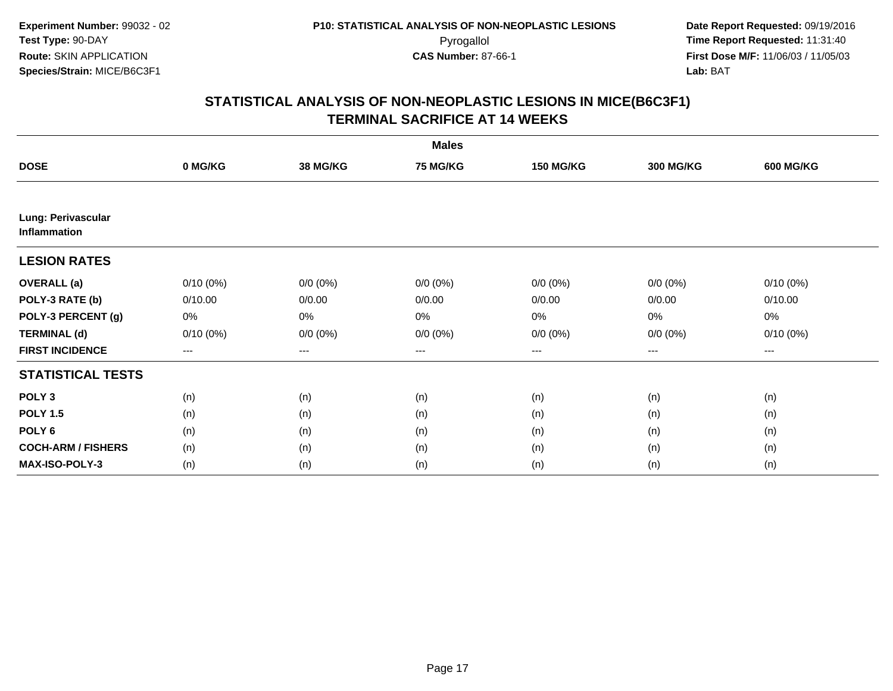**Experiment Number:** 99032 - 02
**Test Type:** 90-DAY
**Route:** SKIN APPLICATION
**Species/Strain:** MICE/B6C3F1

**P10: STATISTICAL ANALYSIS OF NON-NEOPLASTIC LESIONS**
Pyrogallol
**CAS Number:** 87-66-1

**Date Report Requested:** 09/19/2016
**Time Report Requested:** 11:31:40
**First Dose M/F:** 11/06/03 / 11/05/03
**Lab:** BAT

## STATISTICAL ANALYSIS OF NON-NEOPLASTIC LESIONS IN MICE(B6C3F1)
## TERMINAL SACRIFICE AT 14 WEEKS

| | Males | | | | | |
|---|---|---|---|---|---|---|
| **DOSE** | **0 MG/KG** | **38 MG/KG** | **75 MG/KG** | **150 MG/KG** | **300 MG/KG** | **600 MG/KG** |
| **Lung: Perivascular Inflammation** | | | | | | |
| **LESION RATES** | | | | | | |
| **OVERALL (a)** | 0/10 (0%) | 0/0 (0%) | 0/0 (0%) | 0/0 (0%) | 0/0 (0%) | 0/10 (0%) |
| **POLY-3 RATE (b)** | 0/10.00 | 0/0.00 | 0/0.00 | 0/0.00 | 0/0.00 | 0/10.00 |
| **POLY-3 PERCENT (g)** | 0% | 0% | 0% | 0% | 0% | 0% |
| **TERMINAL (d)** | 0/10 (0%) | 0/0 (0%) | 0/0 (0%) | 0/0 (0%) | 0/0 (0%) | 0/10 (0%) |
| **FIRST INCIDENCE** | --- | --- | --- | --- | --- | --- |
| **STATISTICAL TESTS** | | | | | | |
| **POLY 3** | (n) | (n) | (n) | (n) | (n) | (n) |
| **POLY 1.5** | (n) | (n) | (n) | (n) | (n) | (n) |
| **POLY 6** | (n) | (n) | (n) | (n) | (n) | (n) |
| **COCH-ARM / FISHERS** | (n) | (n) | (n) | (n) | (n) | (n) |
| **MAX-ISO-POLY-3** | (n) | (n) | (n) | (n) | (n) | (n) |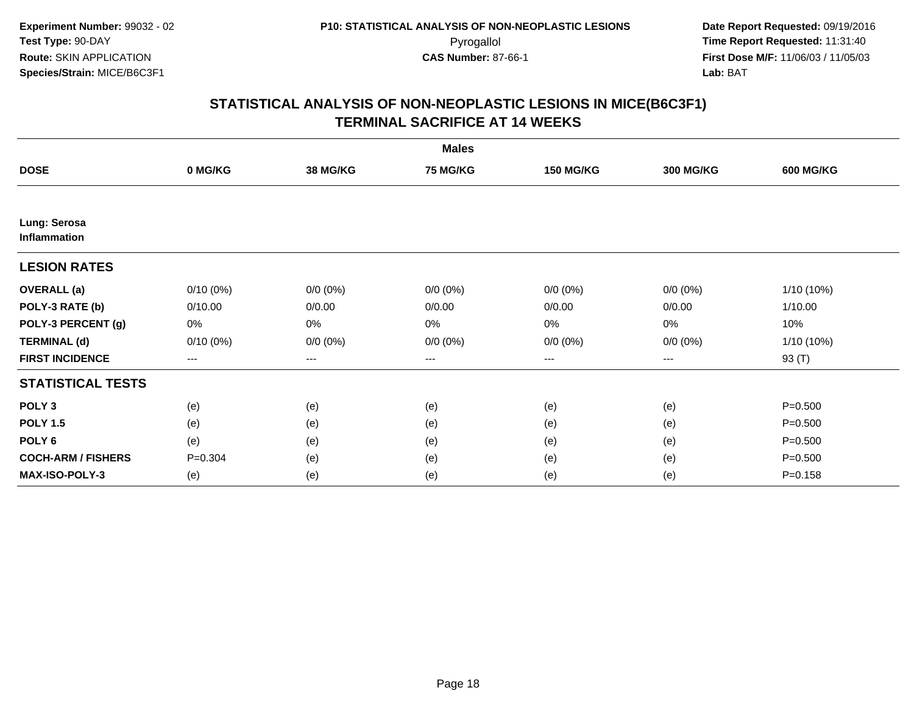**Experiment Number:** 99032 - 02
**Test Type:** 90-DAY
**Route:** SKIN APPLICATION
**Species/Strain:** MICE/B6C3F1

**P10: STATISTICAL ANALYSIS OF NON-NEOPLASTIC LESIONS**
Pyrogallol
**CAS Number:** 87-66-1

**Date Report Requested:** 09/19/2016
**Time Report Requested:** 11:31:40
**First Dose M/F:** 11/06/03 / 11/05/03
**Lab:** BAT

## STATISTICAL ANALYSIS OF NON-NEOPLASTIC LESIONS IN MICE(B6C3F1)
## TERMINAL SACRIFICE AT 14 WEEKS

| | Males | | | | | |
|---|---|---|---|---|---|---|
| **DOSE** | **0 MG/KG** | **38 MG/KG** | **75 MG/KG** | **150 MG/KG** | **300 MG/KG** | **600 MG/KG** |
| **Lung: Serosa** | | | | | | |
| **Inflammation** | | | | | | |
| **LESION RATES** | | | | | | |
| **OVERALL (a)** | 0/10 (0%) | 0/0 (0%) | 0/0 (0%) | 0/0 (0%) | 0/0 (0%) | 1/10 (10%) |
| **POLY-3 RATE (b)** | 0/10.00 | 0/0.00 | 0/0.00 | 0/0.00 | 0/0.00 | 1/10.00 |
| **POLY-3 PERCENT (g)** | 0% | 0% | 0% | 0% | 0% | 10% |
| **TERMINAL (d)** | 0/10 (0%) | 0/0 (0%) | 0/0 (0%) | 0/0 (0%) | 0/0 (0%) | 1/10 (10%) |
| **FIRST INCIDENCE** | --- | --- | --- | --- | --- | 93 (T) |
| **STATISTICAL TESTS** | | | | | | |
| **POLY 3** | (e) | (e) | (e) | (e) | (e) | P=0.500 |
| **POLY 1.5** | (e) | (e) | (e) | (e) | (e) | P=0.500 |
| **POLY 6** | (e) | (e) | (e) | (e) | (e) | P=0.500 |
| **COCH-ARM / FISHERS** | P=0.304 | (e) | (e) | (e) | (e) | P=0.500 |
| **MAX-ISO-POLY-3** | (e) | (e) | (e) | (e) | (e) | P=0.158 |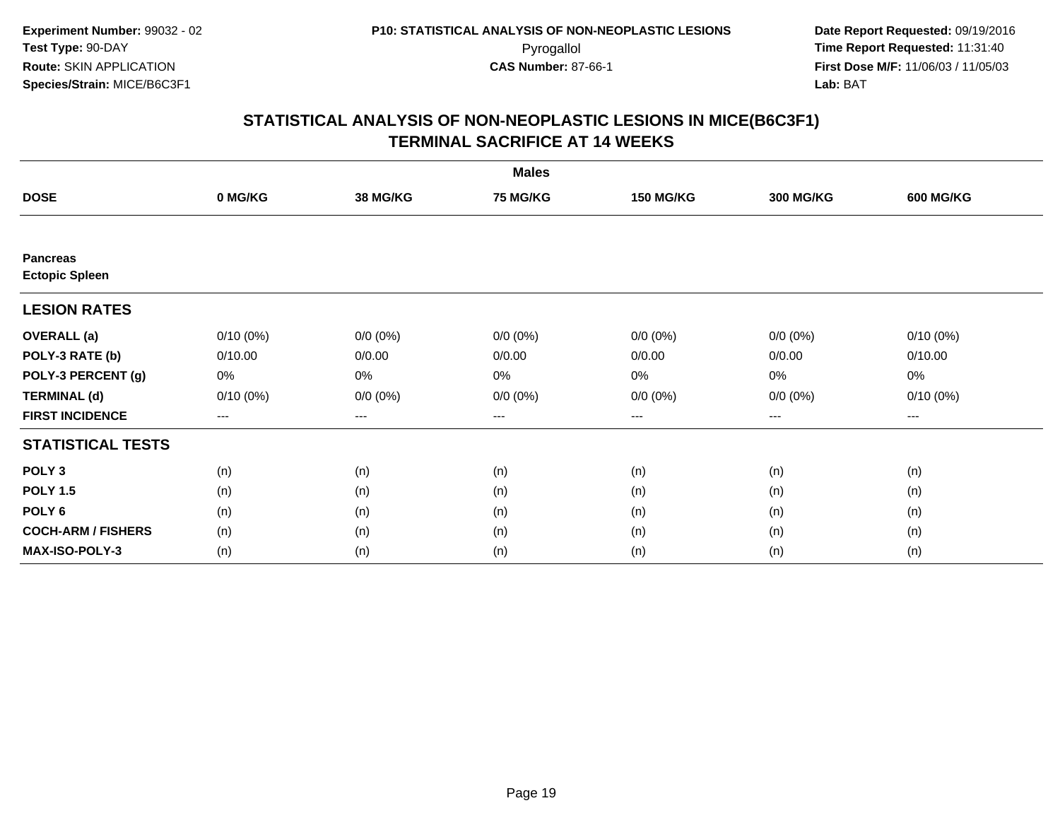**Experiment Number:** 99032 - 02
**Test Type:** 90-DAY
**Route:** SKIN APPLICATION
**Species/Strain:** MICE/B6C3F1

**P10: STATISTICAL ANALYSIS OF NON-NEOPLASTIC LESIONS**
Pyrogallol
**CAS Number:** 87-66-1

**Date Report Requested:** 09/19/2016
**Time Report Requested:** 11:31:40
**First Dose M/F:** 11/06/03 / 11/05/03
**Lab:** BAT

## STATISTICAL ANALYSIS OF NON-NEOPLASTIC LESIONS IN MICE(B6C3F1)
## TERMINAL SACRIFICE AT 14 WEEKS

| | Males | | | | | |
|---|---|---|---|---|---|---|
| **DOSE** | **0 MG/KG** | **38 MG/KG** | **75 MG/KG** | **150 MG/KG** | **300 MG/KG** | **600 MG/KG** |
| **Pancreas** | | | | | | |
| **Ectopic Spleen** | | | | | | |
| **LESION RATES** | | | | | | |
| **OVERALL (a)** | 0/10 (0%) | 0/0 (0%) | 0/0 (0%) | 0/0 (0%) | 0/0 (0%) | 0/10 (0%) |
| **POLY-3 RATE (b)** | 0/10.00 | 0/0.00 | 0/0.00 | 0/0.00 | 0/0.00 | 0/10.00 |
| **POLY-3 PERCENT (g)** | 0% | 0% | 0% | 0% | 0% | 0% |
| **TERMINAL (d)** | 0/10 (0%) | 0/0 (0%) | 0/0 (0%) | 0/0 (0%) | 0/0 (0%) | 0/10 (0%) |
| **FIRST INCIDENCE** | --- | --- | --- | --- | --- | --- |
| **STATISTICAL TESTS** | | | | | | |
| **POLY 3** | (n) | (n) | (n) | (n) | (n) | (n) |
| **POLY 1.5** | (n) | (n) | (n) | (n) | (n) | (n) |
| **POLY 6** | (n) | (n) | (n) | (n) | (n) | (n) |
| **COCH-ARM / FISHERS** | (n) | (n) | (n) | (n) | (n) | (n) |
| **MAX-ISO-POLY-3** | (n) | (n) | (n) | (n) | (n) | (n) |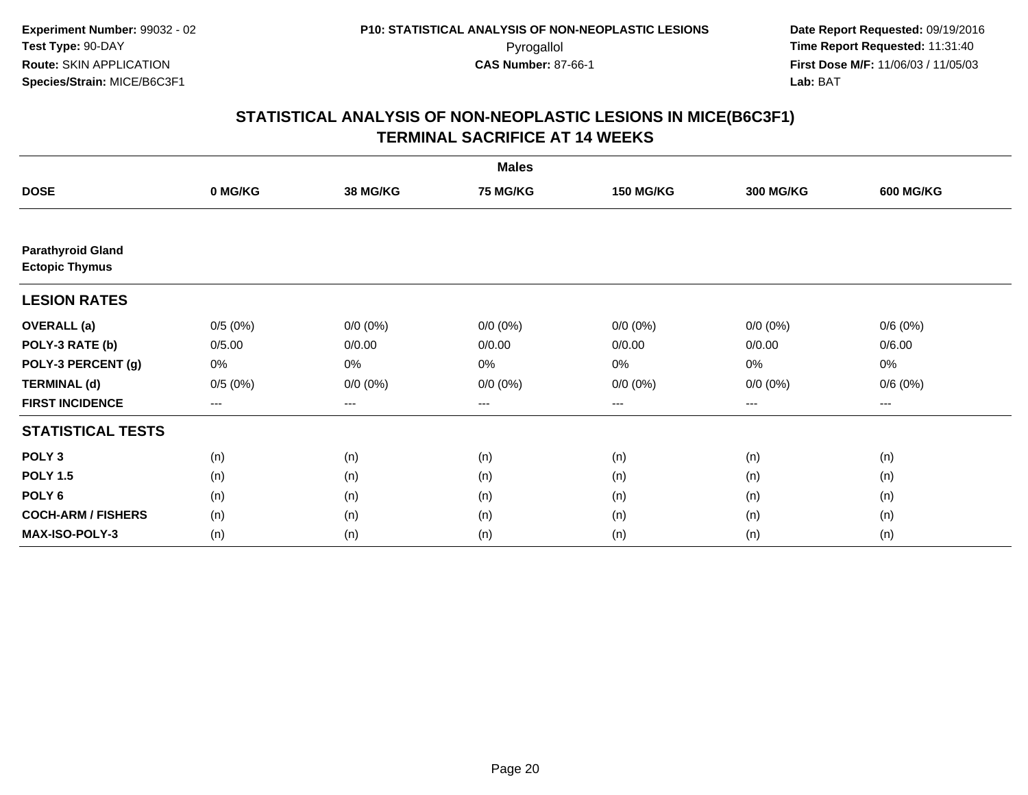**Experiment Number:** 99032 - 02
**Test Type:** 90-DAY
**Route:** SKIN APPLICATION
**Species/Strain:** MICE/B6C3F1

**P10: STATISTICAL ANALYSIS OF NON-NEOPLASTIC LESIONS**
Pyrogallol
**CAS Number:** 87-66-1

**Date Report Requested:** 09/19/2016
**Time Report Requested:** 11:31:40
**First Dose M/F:** 11/06/03 / 11/05/03
**Lab:** BAT

## STATISTICAL ANALYSIS OF NON-NEOPLASTIC LESIONS IN MICE(B6C3F1) TERMINAL SACRIFICE AT 14 WEEKS

| | Males | | | | | |
|---|---|---|---|---|---|---|
| **DOSE** | **0 MG/KG** | **38 MG/KG** | **75 MG/KG** | **150 MG/KG** | **300 MG/KG** | **600 MG/KG** |
| **Parathyroid Gland** | | | | | | |
| **Ectopic Thymus** | | | | | | |
| **LESION RATES** | | | | | | |
| **OVERALL (a)** | 0/5 (0%) | 0/0 (0%) | 0/0 (0%) | 0/0 (0%) | 0/0 (0%) | 0/6 (0%) |
| **POLY-3 RATE (b)** | 0/5.00 | 0/0.00 | 0/0.00 | 0/0.00 | 0/0.00 | 0/6.00 |
| **POLY-3 PERCENT (g)** | 0% | 0% | 0% | 0% | 0% | 0% |
| **TERMINAL (d)** | 0/5 (0%) | 0/0 (0%) | 0/0 (0%) | 0/0 (0%) | 0/0 (0%) | 0/6 (0%) |
| **FIRST INCIDENCE** | --- | --- | --- | --- | --- | --- |
| **STATISTICAL TESTS** | | | | | | |
| **POLY 3** | (n) | (n) | (n) | (n) | (n) | (n) |
| **POLY 1.5** | (n) | (n) | (n) | (n) | (n) | (n) |
| **POLY 6** | (n) | (n) | (n) | (n) | (n) | (n) |
| **COCH-ARM / FISHERS** | (n) | (n) | (n) | (n) | (n) | (n) |
| **MAX-ISO-POLY-3** | (n) | (n) | (n) | (n) | (n) | (n) |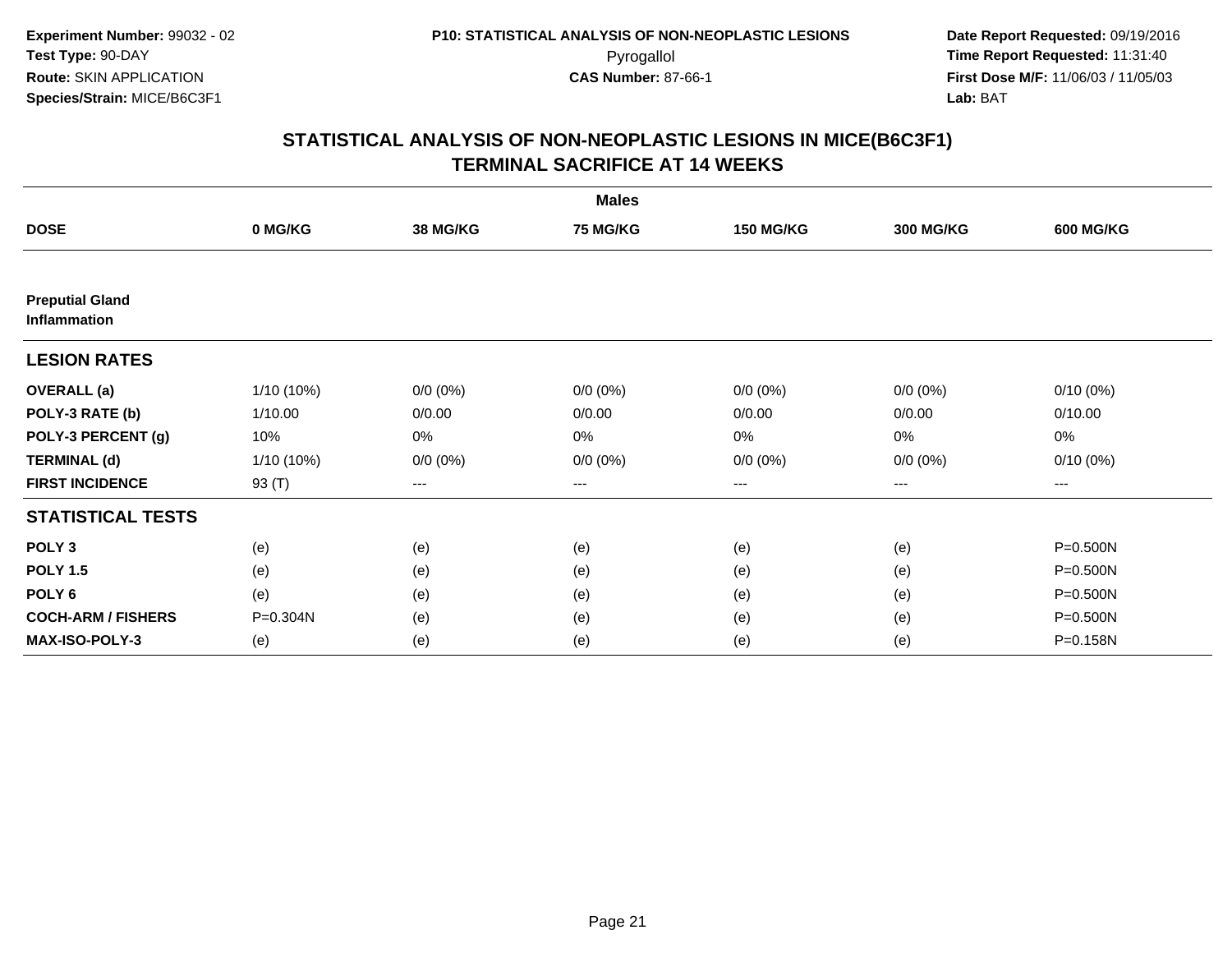**Experiment Number:** 99032 - 02
**Test Type:** 90-DAY
**Route:** SKIN APPLICATION
**Species/Strain:** MICE/B6C3F1

**P10: STATISTICAL ANALYSIS OF NON-NEOPLASTIC LESIONS**
Pyrogallol
**CAS Number:** 87-66-1

**Date Report Requested:** 09/19/2016
**Time Report Requested:** 11:31:40
**First Dose M/F:** 11/06/03 / 11/05/03
**Lab:** BAT

## STATISTICAL ANALYSIS OF NON-NEOPLASTIC LESIONS IN MICE(B6C3F1)
## TERMINAL SACRIFICE AT 14 WEEKS

| | Males | | | | | |
|---|---|---|---|---|---|---|
| **DOSE** | **0 MG/KG** | **38 MG/KG** | **75 MG/KG** | **150 MG/KG** | **300 MG/KG** | **600 MG/KG** |
| **Preputial Gland Inflammation** | | | | | | |
| **LESION RATES** | | | | | | |
| **OVERALL (a)** | 1/10 (10%) | 0/0 (0%) | 0/0 (0%) | 0/0 (0%) | 0/0 (0%) | 0/10 (0%) |
| **POLY-3 RATE (b)** | 1/10.00 | 0/0.00 | 0/0.00 | 0/0.00 | 0/0.00 | 0/10.00 |
| **POLY-3 PERCENT (g)** | 10% | 0% | 0% | 0% | 0% | 0% |
| **TERMINAL (d)** | 1/10 (10%) | 0/0 (0%) | 0/0 (0%) | 0/0 (0%) | 0/0 (0%) | 0/10 (0%) |
| **FIRST INCIDENCE** | 93 (T) | --- | --- | --- | --- | --- |
| **STATISTICAL TESTS** | | | | | | |
| **POLY 3** | (e) | (e) | (e) | (e) | (e) | P=0.500N |
| **POLY 1.5** | (e) | (e) | (e) | (e) | (e) | P=0.500N |
| **POLY 6** | (e) | (e) | (e) | (e) | (e) | P=0.500N |
| **COCH-ARM / FISHERS** | P=0.304N | (e) | (e) | (e) | (e) | P=0.500N |
| **MAX-ISO-POLY-3** | (e) | (e) | (e) | (e) | (e) | P=0.158N |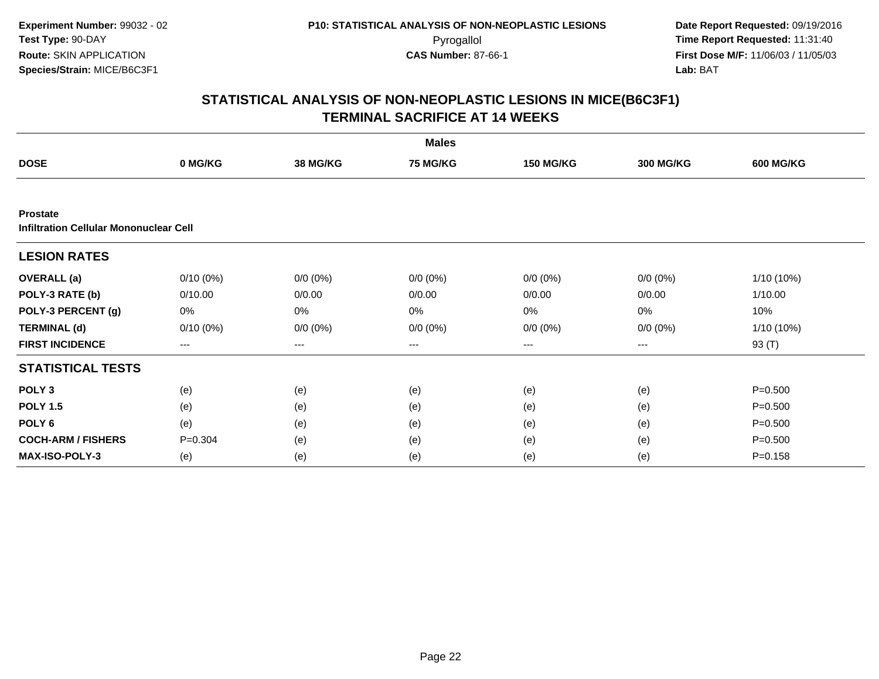**Experiment Number:** 99032 - 02
**Test Type:** 90-DAY
**Route:** SKIN APPLICATION
**Species/Strain:** MICE/B6C3F1

**P10: STATISTICAL ANALYSIS OF NON-NEOPLASTIC LESIONS**
Pyrogallol
**CAS Number:** 87-66-1

**Date Report Requested:** 09/19/2016
**Time Report Requested:** 11:31:40
**First Dose M/F:** 11/06/03 / 11/05/03
**Lab:** BAT

## STATISTICAL ANALYSIS OF NON-NEOPLASTIC LESIONS IN MICE(B6C3F1)
## TERMINAL SACRIFICE AT 14 WEEKS

| | Males | | | | | |
|---|---|---|---|---|---|---|
| **DOSE** | **0 MG/KG** | **38 MG/KG** | **75 MG/KG** | **150 MG/KG** | **300 MG/KG** | **600 MG/KG** |
| **Prostate** | | | | | | |
| **Infiltration Cellular Mononuclear Cell** | | | | | | |
| **LESION RATES** | | | | | | |
| **OVERALL (a)** | 0/10 (0%) | 0/0 (0%) | 0/0 (0%) | 0/0 (0%) | 0/0 (0%) | 1/10 (10%) |
| **POLY-3 RATE (b)** | 0/10.00 | 0/0.00 | 0/0.00 | 0/0.00 | 0/0.00 | 1/10.00 |
| **POLY-3 PERCENT (g)** | 0% | 0% | 0% | 0% | 0% | 10% |
| **TERMINAL (d)** | 0/10 (0%) | 0/0 (0%) | 0/0 (0%) | 0/0 (0%) | 0/0 (0%) | 1/10 (10%) |
| **FIRST INCIDENCE** | --- | --- | --- | --- | --- | 93 (T) |
| **STATISTICAL TESTS** | | | | | | |
| **POLY 3** | (e) | (e) | (e) | (e) | (e) | P=0.500 |
| **POLY 1.5** | (e) | (e) | (e) | (e) | (e) | P=0.500 |
| **POLY 6** | (e) | (e) | (e) | (e) | (e) | P=0.500 |
| **COCH-ARM / FISHERS** | P=0.304 | (e) | (e) | (e) | (e) | P=0.500 |
| **MAX-ISO-POLY-3** | (e) | (e) | (e) | (e) | (e) | P=0.158 |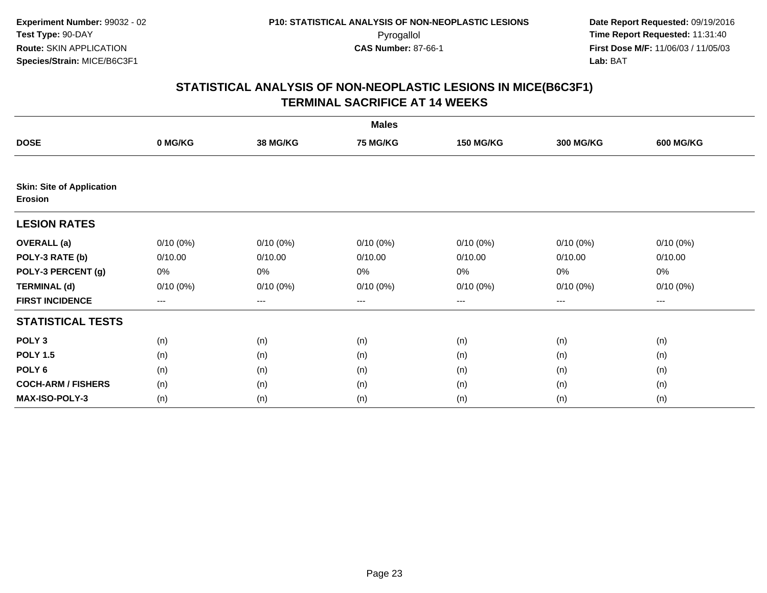**Experiment Number:** 99032 - 02
**Test Type:** 90-DAY
**Route:** SKIN APPLICATION
**Species/Strain:** MICE/B6C3F1

**P10: STATISTICAL ANALYSIS OF NON-NEOPLASTIC LESIONS**
Pyrogallol
**CAS Number:** 87-66-1

**Date Report Requested:** 09/19/2016
**Time Report Requested:** 11:31:40
**First Dose M/F:** 11/06/03 / 11/05/03
**Lab:** BAT

## STATISTICAL ANALYSIS OF NON-NEOPLASTIC LESIONS IN MICE(B6C3F1)
## TERMINAL SACRIFICE AT 14 WEEKS

| | Males | | | | | |
|---|---|---|---|---|---|---|
| **DOSE** | **0 MG/KG** | **38 MG/KG** | **75 MG/KG** | **150 MG/KG** | **300 MG/KG** | **600 MG/KG** |
| **Skin: Site of Application** | | | | | | |
| **Erosion** | | | | | | |
| **LESION RATES** | | | | | | |
| **OVERALL (a)** | 0/10 (0%) | 0/10 (0%) | 0/10 (0%) | 0/10 (0%) | 0/10 (0%) | 0/10 (0%) |
| **POLY-3 RATE (b)** | 0/10.00 | 0/10.00 | 0/10.00 | 0/10.00 | 0/10.00 | 0/10.00 |
| **POLY-3 PERCENT (g)** | 0% | 0% | 0% | 0% | 0% | 0% |
| **TERMINAL (d)** | 0/10 (0%) | 0/10 (0%) | 0/10 (0%) | 0/10 (0%) | 0/10 (0%) | 0/10 (0%) |
| **FIRST INCIDENCE** | --- | --- | --- | --- | --- | --- |
| **STATISTICAL TESTS** | | | | | | |
| **POLY 3** | (n) | (n) | (n) | (n) | (n) | (n) |
| **POLY 1.5** | (n) | (n) | (n) | (n) | (n) | (n) |
| **POLY 6** | (n) | (n) | (n) | (n) | (n) | (n) |
| **COCH-ARM / FISHERS** | (n) | (n) | (n) | (n) | (n) | (n) |
| **MAX-ISO-POLY-3** | (n) | (n) | (n) | (n) | (n) | (n) |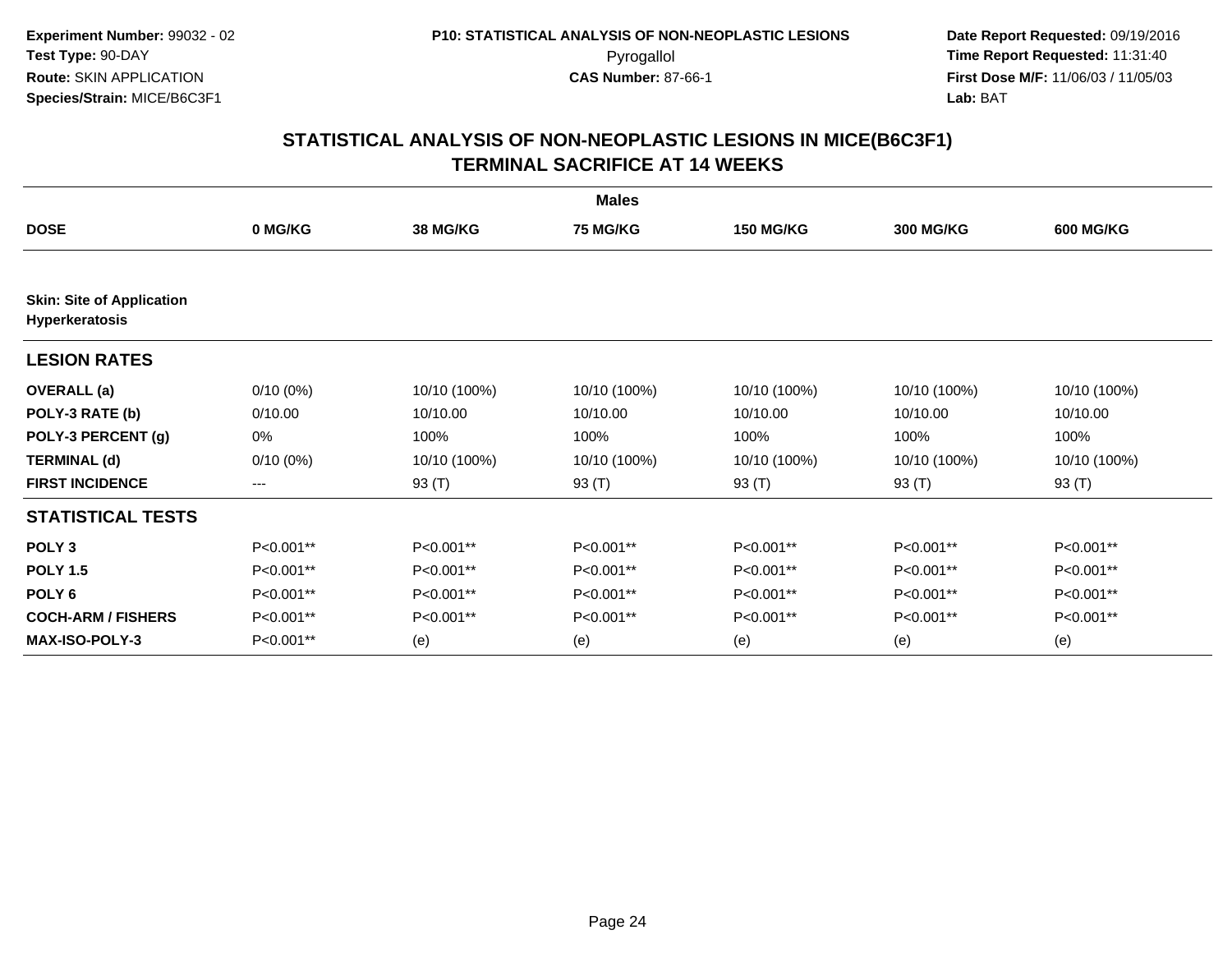**Experiment Number:** 99032 - 02
**Test Type:** 90-DAY
**Route:** SKIN APPLICATION
**Species/Strain:** MICE/B6C3F1

**P10: STATISTICAL ANALYSIS OF NON-NEOPLASTIC LESIONS**
Pyrogallol
**CAS Number:** 87-66-1

**Date Report Requested:** 09/19/2016
**Time Report Requested:** 11:31:40
**First Dose M/F:** 11/06/03 / 11/05/03
**Lab:** BAT

## STATISTICAL ANALYSIS OF NON-NEOPLASTIC LESIONS IN MICE(B6C3F1)
## TERMINAL SACRIFICE AT 14 WEEKS

| | Males | | | | | |
|---|---|---|---|---|---|---|
| **DOSE** | **0 MG/KG** | **38 MG/KG** | **75 MG/KG** | **150 MG/KG** | **300 MG/KG** | **600 MG/KG** |
| **Skin: Site of Application Hyperkeratosis** | | | | | | |
| **LESION RATES** | | | | | | |
| **OVERALL (a)** | 0/10 (0%) | 10/10 (100%) | 10/10 (100%) | 10/10 (100%) | 10/10 (100%) | 10/10 (100%) |
| **POLY-3 RATE (b)** | 0/10.00 | 10/10.00 | 10/10.00 | 10/10.00 | 10/10.00 | 10/10.00 |
| **POLY-3 PERCENT (g)** | 0% | 100% | 100% | 100% | 100% | 100% |
| **TERMINAL (d)** | 0/10 (0%) | 10/10 (100%) | 10/10 (100%) | 10/10 (100%) | 10/10 (100%) | 10/10 (100%) |
| **FIRST INCIDENCE** | --- | 93 (T) | 93 (T) | 93 (T) | 93 (T) | 93 (T) |
| **STATISTICAL TESTS** | | | | | | |
| **POLY 3** | P<0.001** | P<0.001** | P<0.001** | P<0.001** | P<0.001** | P<0.001** |
| **POLY 1.5** | P<0.001** | P<0.001** | P<0.001** | P<0.001** | P<0.001** | P<0.001** |
| **POLY 6** | P<0.001** | P<0.001** | P<0.001** | P<0.001** | P<0.001** | P<0.001** |
| **COCH-ARM / FISHERS** | P<0.001** | P<0.001** | P<0.001** | P<0.001** | P<0.001** | P<0.001** |
| **MAX-ISO-POLY-3** | P<0.001** | (e) | (e) | (e) | (e) | (e) |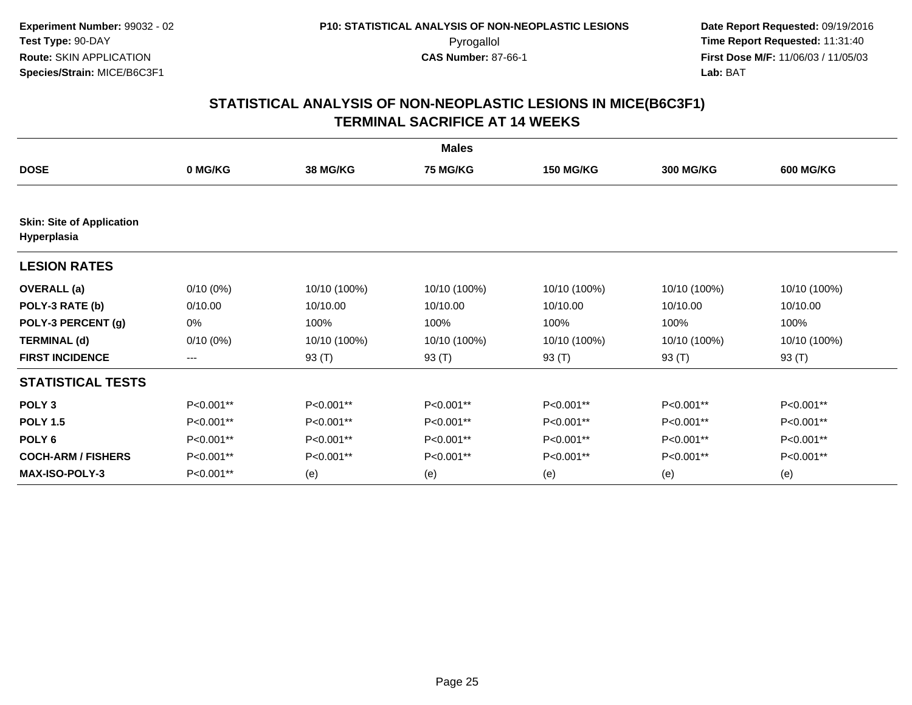Experiment Number: 99032 - 02
Test Type: 90-DAY
Route: SKIN APPLICATION
Species/Strain: MICE/B6C3F1

P10: STATISTICAL ANALYSIS OF NON-NEOPLASTIC LESIONS
Pyrogallol
CAS Number: 87-66-1

Date Report Requested: 09/19/2016
Time Report Requested: 11:31:40
First Dose M/F: 11/06/03 / 11/05/03
Lab: BAT

## STATISTICAL ANALYSIS OF NON-NEOPLASTIC LESIONS IN MICE(B6C3F1)
## TERMINAL SACRIFICE AT 14 WEEKS

| | Males | | | | | |
|---|---|---|---|---|---|---|
| **DOSE** | **0 MG/KG** | **38 MG/KG** | **75 MG/KG** | **150 MG/KG** | **300 MG/KG** | **600 MG/KG** |
| **Skin: Site of Application** | | | | | | |
| **Hyperplasia** | | | | | | |
| **LESION RATES** | | | | | | |
| **OVERALL (a)** | 0/10 (0%) | 10/10 (100%) | 10/10 (100%) | 10/10 (100%) | 10/10 (100%) | 10/10 (100%) |
| **POLY-3 RATE (b)** | 0/10.00 | 10/10.00 | 10/10.00 | 10/10.00 | 10/10.00 | 10/10.00 |
| **POLY-3 PERCENT (g)** | 0% | 100% | 100% | 100% | 100% | 100% |
| **TERMINAL (d)** | 0/10 (0%) | 10/10 (100%) | 10/10 (100%) | 10/10 (100%) | 10/10 (100%) | 10/10 (100%) |
| **FIRST INCIDENCE** | --- | 93 (T) | 93 (T) | 93 (T) | 93 (T) | 93 (T) |
| **STATISTICAL TESTS** | | | | | | |
| **POLY 3** | P<0.001** | P<0.001** | P<0.001** | P<0.001** | P<0.001** | P<0.001** |
| **POLY 1.5** | P<0.001** | P<0.001** | P<0.001** | P<0.001** | P<0.001** | P<0.001** |
| **POLY 6** | P<0.001** | P<0.001** | P<0.001** | P<0.001** | P<0.001** | P<0.001** |
| **COCH-ARM / FISHERS** | P<0.001** | P<0.001** | P<0.001** | P<0.001** | P<0.001** | P<0.001** |
| **MAX-ISO-POLY-3** | P<0.001** | (e) | (e) | (e) | (e) | (e) |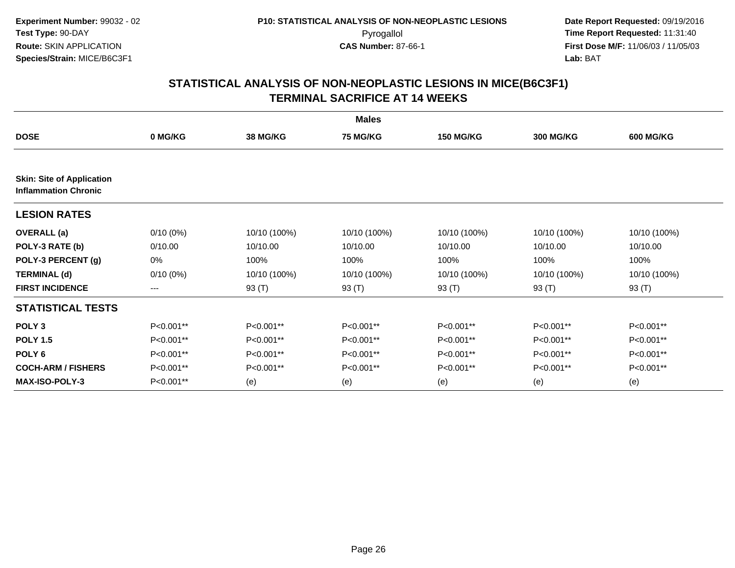Experiment Number: 99032 - 02
Test Type: 90-DAY
Route: SKIN APPLICATION
Species/Strain: MICE/B6C3F1

P10: STATISTICAL ANALYSIS OF NON-NEOPLASTIC LESIONS
Pyrogallol
CAS Number: 87-66-1

Date Report Requested: 09/19/2016
Time Report Requested: 11:31:40
First Dose M/F: 11/06/03 / 11/05/03
Lab: BAT

## STATISTICAL ANALYSIS OF NON-NEOPLASTIC LESIONS IN MICE(B6C3F1)
## TERMINAL SACRIFICE AT 14 WEEKS

| | Males | | | | | |
|---|---|---|---|---|---|---|
| **DOSE** | **0 MG/KG** | **38 MG/KG** | **75 MG/KG** | **150 MG/KG** | **300 MG/KG** | **600 MG/KG** |
| **Skin: Site of Application** | | | | | | |
| **Inflammation Chronic** | | | | | | |
| **LESION RATES** | | | | | | |
| **OVERALL (a)** | 0/10 (0%) | 10/10 (100%) | 10/10 (100%) | 10/10 (100%) | 10/10 (100%) | 10/10 (100%) |
| **POLY-3 RATE (b)** | 0/10.00 | 10/10.00 | 10/10.00 | 10/10.00 | 10/10.00 | 10/10.00 |
| **POLY-3 PERCENT (g)** | 0% | 100% | 100% | 100% | 100% | 100% |
| **TERMINAL (d)** | 0/10 (0%) | 10/10 (100%) | 10/10 (100%) | 10/10 (100%) | 10/10 (100%) | 10/10 (100%) |
| **FIRST INCIDENCE** | --- | 93 (T) | 93 (T) | 93 (T) | 93 (T) | 93 (T) |
| **STATISTICAL TESTS** | | | | | | |
| **POLY 3** | P<0.001** | P<0.001** | P<0.001** | P<0.001** | P<0.001** | P<0.001** |
| **POLY 1.5** | P<0.001** | P<0.001** | P<0.001** | P<0.001** | P<0.001** | P<0.001** |
| **POLY 6** | P<0.001** | P<0.001** | P<0.001** | P<0.001** | P<0.001** | P<0.001** |
| **COCH-ARM / FISHERS** | P<0.001** | P<0.001** | P<0.001** | P<0.001** | P<0.001** | P<0.001** |
| **MAX-ISO-POLY-3** | P<0.001** | (e) | (e) | (e) | (e) | (e) |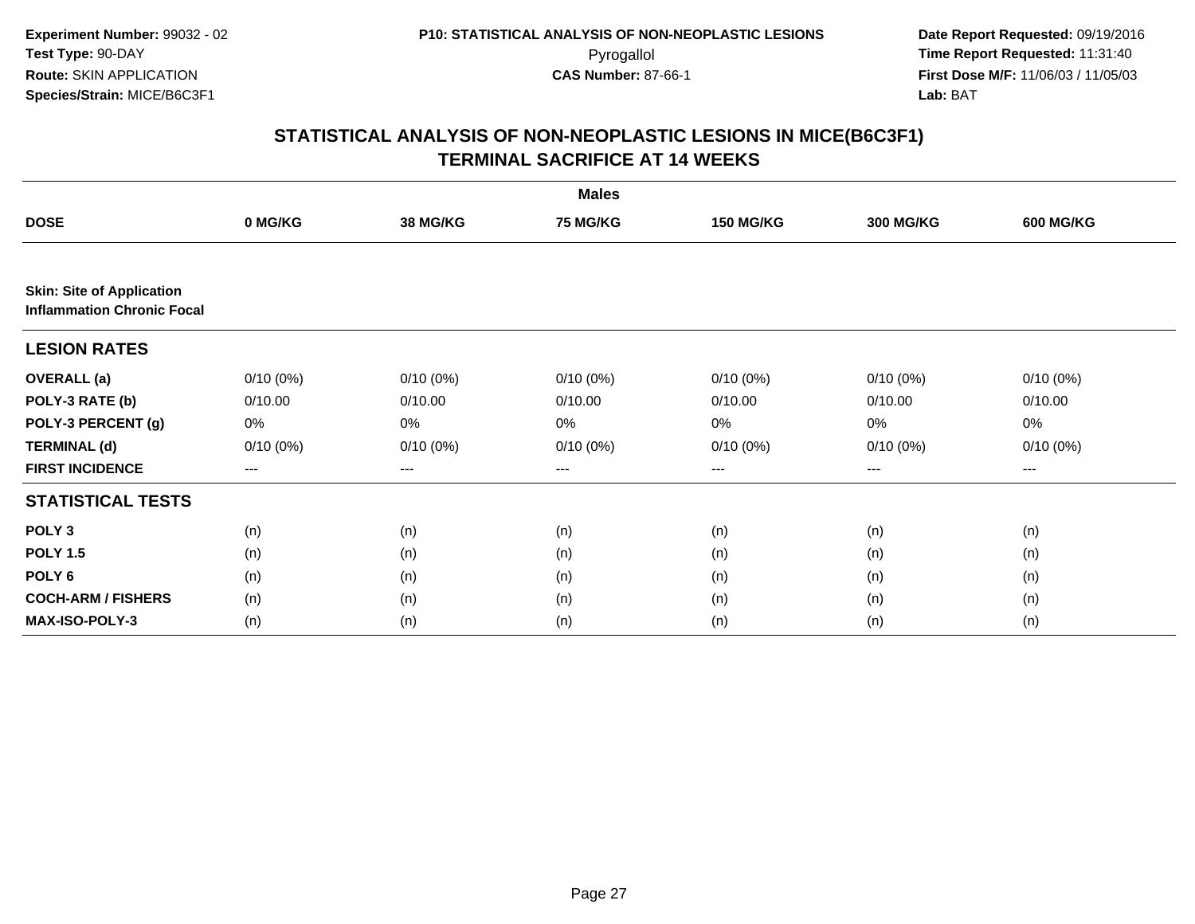**Experiment Number:** 99032 - 02
**Test Type:** 90-DAY
**Route:** SKIN APPLICATION
**Species/Strain:** MICE/B6C3F1

**P10: STATISTICAL ANALYSIS OF NON-NEOPLASTIC LESIONS**
Pyrogallol
**CAS Number:** 87-66-1

**Date Report Requested:** 09/19/2016
**Time Report Requested:** 11:31:40
**First Dose M/F:** 11/06/03 / 11/05/03
**Lab:** BAT

## STATISTICAL ANALYSIS OF NON-NEOPLASTIC LESIONS IN MICE(B6C3F1) TERMINAL SACRIFICE AT 14 WEEKS

| | Males | | | | | |
|---|---|---|---|---|---|---|
| **DOSE** | **0 MG/KG** | **38 MG/KG** | **75 MG/KG** | **150 MG/KG** | **300 MG/KG** | **600 MG/KG** |
| **Skin: Site of Application** **Inflammation Chronic Focal** | | | | | | |
| **LESION RATES** | | | | | | |
| **OVERALL (a)** | 0/10 (0%) | 0/10 (0%) | 0/10 (0%) | 0/10 (0%) | 0/10 (0%) | 0/10 (0%) |
| **POLY-3 RATE (b)** | 0/10.00 | 0/10.00 | 0/10.00 | 0/10.00 | 0/10.00 | 0/10.00 |
| **POLY-3 PERCENT (g)** | 0% | 0% | 0% | 0% | 0% | 0% |
| **TERMINAL (d)** | 0/10 (0%) | 0/10 (0%) | 0/10 (0%) | 0/10 (0%) | 0/10 (0%) | 0/10 (0%) |
| **FIRST INCIDENCE** | --- | --- | --- | --- | --- | --- |
| **STATISTICAL TESTS** | | | | | | |
| **POLY 3** | (n) | (n) | (n) | (n) | (n) | (n) |
| **POLY 1.5** | (n) | (n) | (n) | (n) | (n) | (n) |
| **POLY 6** | (n) | (n) | (n) | (n) | (n) | (n) |
| **COCH-ARM / FISHERS** | (n) | (n) | (n) | (n) | (n) | (n) |
| **MAX-ISO-POLY-3** | (n) | (n) | (n) | (n) | (n) | (n) |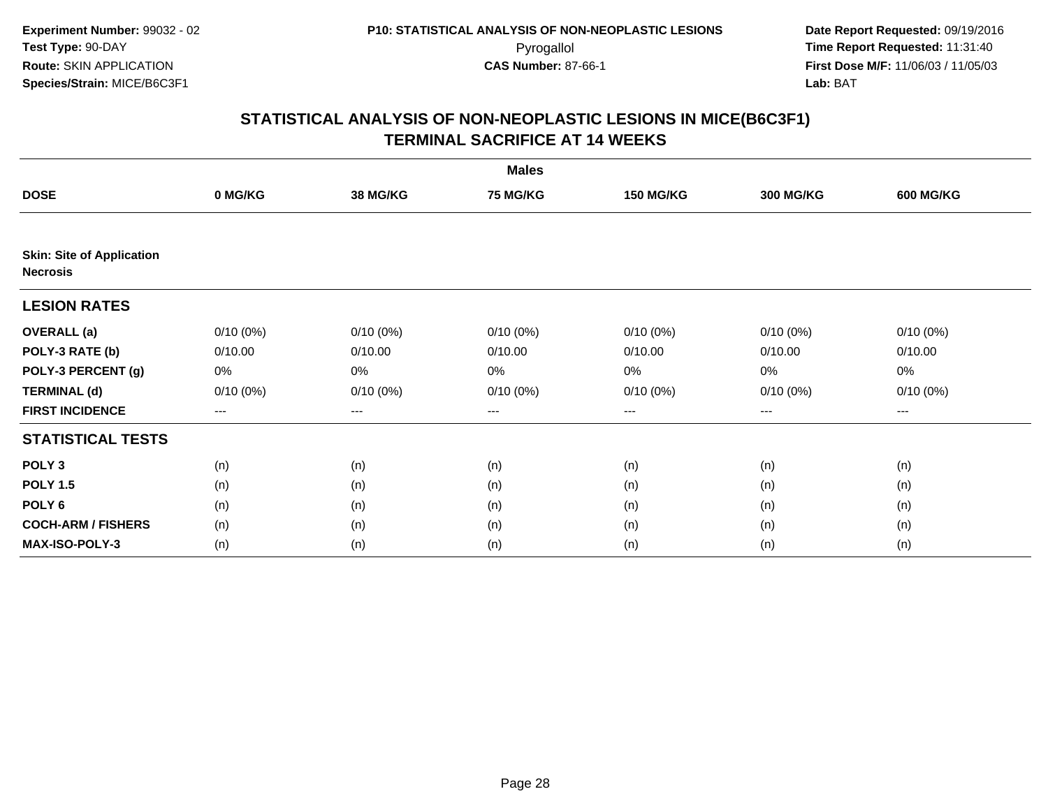**Experiment Number:** 99032 - 02
**Test Type:** 90-DAY
**Route:** SKIN APPLICATION
**Species/Strain:** MICE/B6C3F1

**P10: STATISTICAL ANALYSIS OF NON-NEOPLASTIC LESIONS**
Pyrogallol
**CAS Number:** 87-66-1

**Date Report Requested:** 09/19/2016
**Time Report Requested:** 11:31:40
**First Dose M/F:** 11/06/03 / 11/05/03
**Lab:** BAT

## STATISTICAL ANALYSIS OF NON-NEOPLASTIC LESIONS IN MICE(B6C3F1)
## TERMINAL SACRIFICE AT 14 WEEKS

| | Males | | | | | |
|---|---|---|---|---|---|---|
| **DOSE** | **0 MG/KG** | **38 MG/KG** | **75 MG/KG** | **150 MG/KG** | **300 MG/KG** | **600 MG/KG** |
| **Skin: Site of Application** **Necrosis** | | | | | | |
| **LESION RATES** | | | | | | |
| **OVERALL (a)** | 0/10 (0%) | 0/10 (0%) | 0/10 (0%) | 0/10 (0%) | 0/10 (0%) | 0/10 (0%) |
| **POLY-3 RATE (b)** | 0/10.00 | 0/10.00 | 0/10.00 | 0/10.00 | 0/10.00 | 0/10.00 |
| **POLY-3 PERCENT (g)** | 0% | 0% | 0% | 0% | 0% | 0% |
| **TERMINAL (d)** | 0/10 (0%) | 0/10 (0%) | 0/10 (0%) | 0/10 (0%) | 0/10 (0%) | 0/10 (0%) |
| **FIRST INCIDENCE** | --- | --- | --- | --- | --- | --- |
| **STATISTICAL TESTS** | | | | | | |
| **POLY 3** | (n) | (n) | (n) | (n) | (n) | (n) |
| **POLY 1.5** | (n) | (n) | (n) | (n) | (n) | (n) |
| **POLY 6** | (n) | (n) | (n) | (n) | (n) | (n) |
| **COCH-ARM / FISHERS** | (n) | (n) | (n) | (n) | (n) | (n) |
| **MAX-ISO-POLY-3** | (n) | (n) | (n) | (n) | (n) | (n) |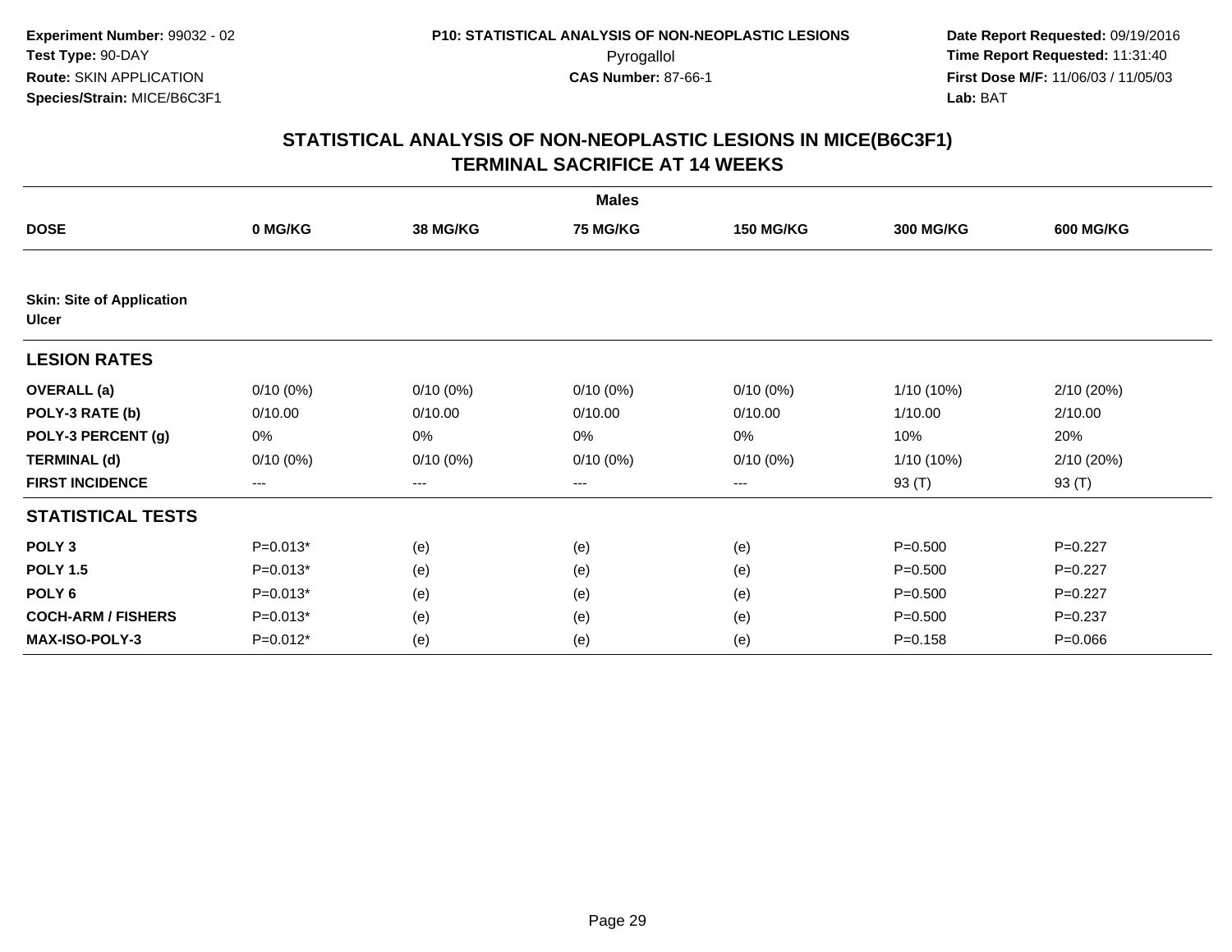Experiment Number: 99032 - 02
Test Type: 90-DAY
Route: SKIN APPLICATION
Species/Strain: MICE/B6C3F1

P10: STATISTICAL ANALYSIS OF NON-NEOPLASTIC LESIONS
Pyrogallol
CAS Number: 87-66-1

Date Report Requested: 09/19/2016
Time Report Requested: 11:31:40
First Dose M/F: 11/06/03 / 11/05/03
Lab: BAT

## STATISTICAL ANALYSIS OF NON-NEOPLASTIC LESIONS IN MICE(B6C3F1) TERMINAL SACRIFICE AT 14 WEEKS

| | Males | | | | | |
|---|---|---|---|---|---|---|
| **DOSE** | **0 MG/KG** | **38 MG/KG** | **75 MG/KG** | **150 MG/KG** | **300 MG/KG** | **600 MG/KG** |
| **Skin: Site of Application Ulcer** | | | | | | |
| **LESION RATES** | | | | | | |
| **OVERALL (a)** | 0/10 (0%) | 0/10 (0%) | 0/10 (0%) | 0/10 (0%) | 1/10 (10%) | 2/10 (20%) |
| **POLY-3 RATE (b)** | 0/10.00 | 0/10.00 | 0/10.00 | 0/10.00 | 1/10.00 | 2/10.00 |
| **POLY-3 PERCENT (g)** | 0% | 0% | 0% | 0% | 10% | 20% |
| **TERMINAL (d)** | 0/10 (0%) | 0/10 (0%) | 0/10 (0%) | 0/10 (0%) | 1/10 (10%) | 2/10 (20%) |
| **FIRST INCIDENCE** | --- | --- | --- | --- | 93 (T) | 93 (T) |
| **STATISTICAL TESTS** | | | | | | |
| **POLY 3** | P=0.013* | (e) | (e) | (e) | P=0.500 | P=0.227 |
| **POLY 1.5** | P=0.013* | (e) | (e) | (e) | P=0.500 | P=0.227 |
| **POLY 6** | P=0.013* | (e) | (e) | (e) | P=0.500 | P=0.227 |
| **COCH-ARM / FISHERS** | P=0.013* | (e) | (e) | (e) | P=0.500 | P=0.237 |
| **MAX-ISO-POLY-3** | P=0.012* | (e) | (e) | (e) | P=0.158 | P=0.066 |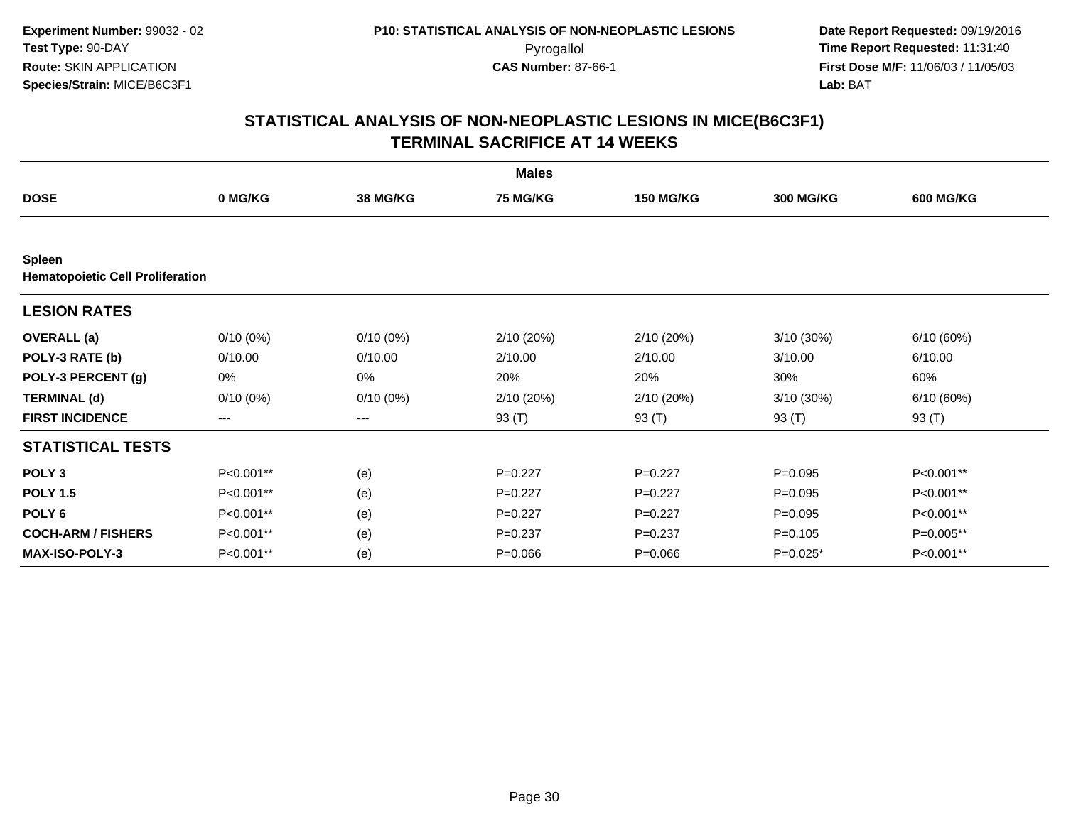**Experiment Number:** 99032 - 02
**Test Type:** 90-DAY
**Route:** SKIN APPLICATION
**Species/Strain:** MICE/B6C3F1

**P10: STATISTICAL ANALYSIS OF NON-NEOPLASTIC LESIONS**
Pyrogallol
**CAS Number:** 87-66-1

**Date Report Requested:** 09/19/2016
**Time Report Requested:** 11:31:40
**First Dose M/F:** 11/06/03 / 11/05/03
**Lab:** BAT

## STATISTICAL ANALYSIS OF NON-NEOPLASTIC LESIONS IN MICE(B6C3F1)
## TERMINAL SACRIFICE AT 14 WEEKS

| | Males | | | | | |
|---|---|---|---|---|---|---|
| **DOSE** | **0 MG/KG** | **38 MG/KG** | **75 MG/KG** | **150 MG/KG** | **300 MG/KG** | **600 MG/KG** |
| **Spleen** | | | | | | |
| **Hematopoietic Cell Proliferation** | | | | | | |
| **LESION RATES** | | | | | | |
| **OVERALL (a)** | 0/10 (0%) | 0/10 (0%) | 2/10 (20%) | 2/10 (20%) | 3/10 (30%) | 6/10 (60%) |
| **POLY-3 RATE (b)** | 0/10.00 | 0/10.00 | 2/10.00 | 2/10.00 | 3/10.00 | 6/10.00 |
| **POLY-3 PERCENT (g)** | 0% | 0% | 20% | 20% | 30% | 60% |
| **TERMINAL (d)** | 0/10 (0%) | 0/10 (0%) | 2/10 (20%) | 2/10 (20%) | 3/10 (30%) | 6/10 (60%) |
| **FIRST INCIDENCE** | --- | --- | 93 (T) | 93 (T) | 93 (T) | 93 (T) |
| **STATISTICAL TESTS** | | | | | | |
| **POLY 3** | P<0.001** | (e) | P=0.227 | P=0.227 | P=0.095 | P<0.001** |
| **POLY 1.5** | P<0.001** | (e) | P=0.227 | P=0.227 | P=0.095 | P<0.001** |
| **POLY 6** | P<0.001** | (e) | P=0.227 | P=0.227 | P=0.095 | P<0.001** |
| **COCH-ARM / FISHERS** | P<0.001** | (e) | P=0.237 | P=0.237 | P=0.105 | P=0.005** |
| **MAX-ISO-POLY-3** | P<0.001** | (e) | P=0.066 | P=0.066 | P=0.025* | P<0.001** |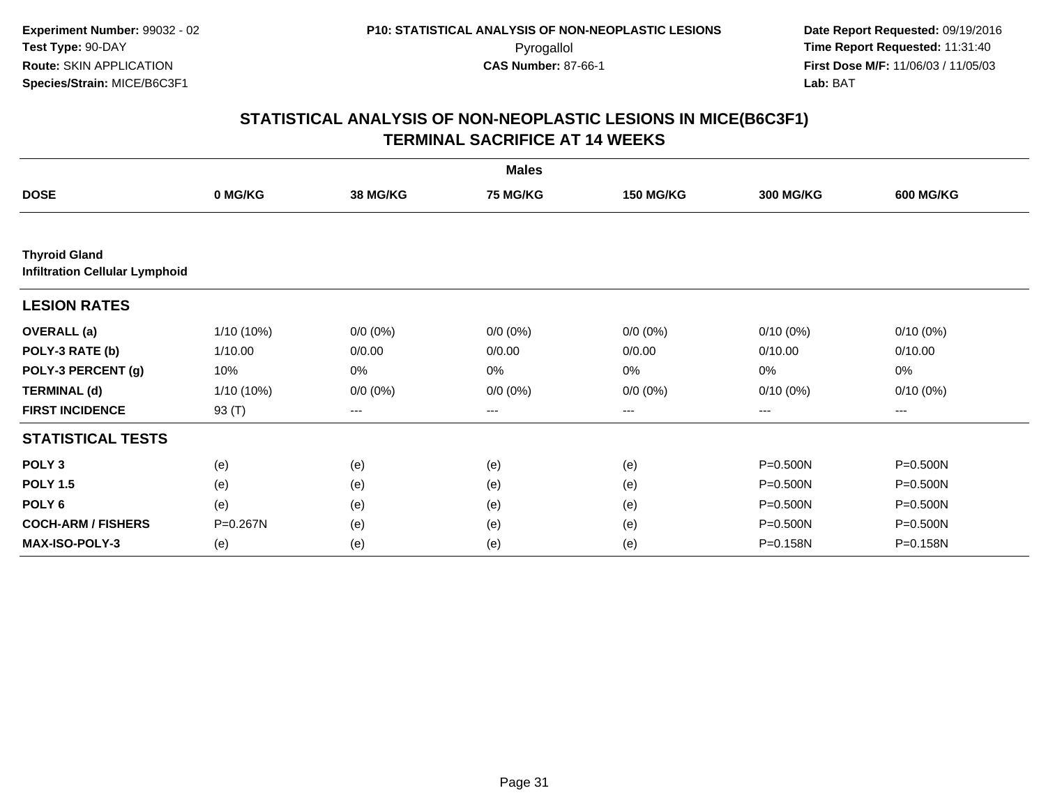**Experiment Number:** 99032 - 02
**Test Type:** 90-DAY
**Route:** SKIN APPLICATION
**Species/Strain:** MICE/B6C3F1

**P10: STATISTICAL ANALYSIS OF NON-NEOPLASTIC LESIONS**
Pyrogallol
**CAS Number:** 87-66-1

**Date Report Requested:** 09/19/2016
**Time Report Requested:** 11:31:40
**First Dose M/F:** 11/06/03 / 11/05/03
**Lab:** BAT

## STATISTICAL ANALYSIS OF NON-NEOPLASTIC LESIONS IN MICE(B6C3F1) TERMINAL SACRIFICE AT 14 WEEKS

| | Males | | | | | |
|---|---|---|---|---|---|---|
| **DOSE** | **0 MG/KG** | **38 MG/KG** | **75 MG/KG** | **150 MG/KG** | **300 MG/KG** | **600 MG/KG** |
| **Thyroid Gland** | | | | | | |
| **Infiltration Cellular Lymphoid** | | | | | | |
| **LESION RATES** | | | | | | |
| **OVERALL (a)** | 1/10 (10%) | 0/0 (0%) | 0/0 (0%) | 0/0 (0%) | 0/10 (0%) | 0/10 (0%) |
| **POLY-3 RATE (b)** | 1/10.00 | 0/0.00 | 0/0.00 | 0/0.00 | 0/10.00 | 0/10.00 |
| **POLY-3 PERCENT (g)** | 10% | 0% | 0% | 0% | 0% | 0% |
| **TERMINAL (d)** | 1/10 (10%) | 0/0 (0%) | 0/0 (0%) | 0/0 (0%) | 0/10 (0%) | 0/10 (0%) |
| **FIRST INCIDENCE** | 93 (T) | --- | --- | --- | --- | --- |
| **STATISTICAL TESTS** | | | | | | |
| **POLY 3** | (e) | (e) | (e) | (e) | P=0.500N | P=0.500N |
| **POLY 1.5** | (e) | (e) | (e) | (e) | P=0.500N | P=0.500N |
| **POLY 6** | (e) | (e) | (e) | (e) | P=0.500N | P=0.500N |
| **COCH-ARM / FISHERS** | P=0.267N | (e) | (e) | (e) | P=0.500N | P=0.500N |
| **MAX-ISO-POLY-3** | (e) | (e) | (e) | (e) | P=0.158N | P=0.158N |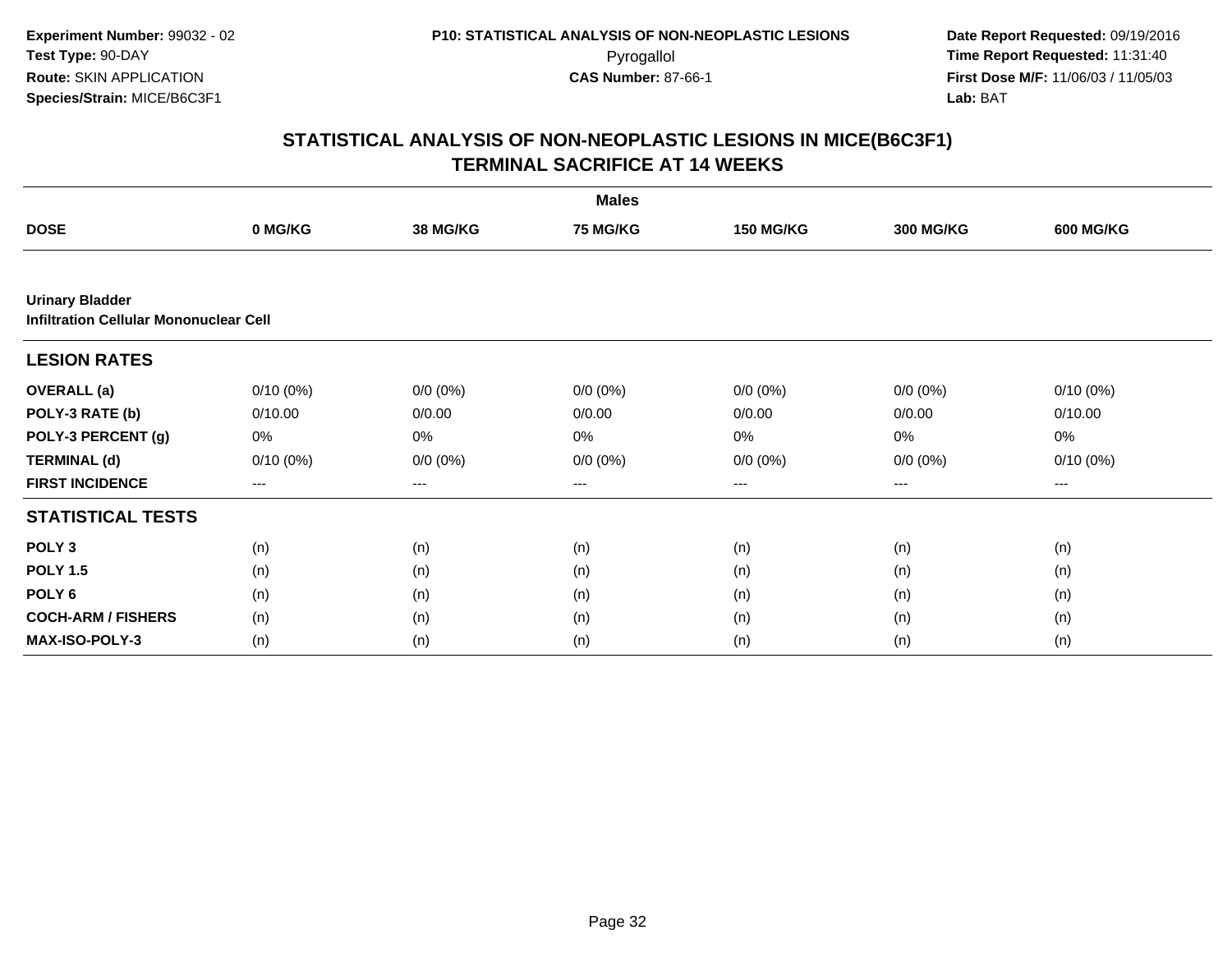Experiment Number: 99032 - 02
Test Type: 90-DAY
Route: SKIN APPLICATION
Species/Strain: MICE/B6C3F1

P10: STATISTICAL ANALYSIS OF NON-NEOPLASTIC LESIONS
Pyrogallol
CAS Number: 87-66-1

Date Report Requested: 09/19/2016
Time Report Requested: 11:31:40
First Dose M/F: 11/06/03 / 11/05/03
Lab: BAT

# STATISTICAL ANALYSIS OF NON-NEOPLASTIC LESIONS IN MICE(B6C3F1) TERMINAL SACRIFICE AT 14 WEEKS

| | Males | | | | | |
|---|---|---|---|---|---|---|
| **DOSE** | **0 MG/KG** | **38 MG/KG** | **75 MG/KG** | **150 MG/KG** | **300 MG/KG** | **600 MG/KG** |
| **Urinary Bladder** | | | | | | |
| **Infiltration Cellular Mononuclear Cell** | | | | | | |
| **LESION RATES** | | | | | | |
| **OVERALL (a)** | 0/10 (0%) | 0/0 (0%) | 0/0 (0%) | 0/0 (0%) | 0/0 (0%) | 0/10 (0%) |
| **POLY-3 RATE (b)** | 0/10.00 | 0/0.00 | 0/0.00 | 0/0.00 | 0/0.00 | 0/10.00 |
| **POLY-3 PERCENT (g)** | 0% | 0% | 0% | 0% | 0% | 0% |
| **TERMINAL (d)** | 0/10 (0%) | 0/0 (0%) | 0/0 (0%) | 0/0 (0%) | 0/0 (0%) | 0/10 (0%) |
| **FIRST INCIDENCE** | --- | --- | --- | --- | --- | --- |
| **STATISTICAL TESTS** | | | | | | |
| **POLY 3** | (n) | (n) | (n) | (n) | (n) | (n) |
| **POLY 1.5** | (n) | (n) | (n) | (n) | (n) | (n) |
| **POLY 6** | (n) | (n) | (n) | (n) | (n) | (n) |
| **COCH-ARM / FISHERS** | (n) | (n) | (n) | (n) | (n) | (n) |
| **MAX-ISO-POLY-3** | (n) | (n) | (n) | (n) | (n) | (n) |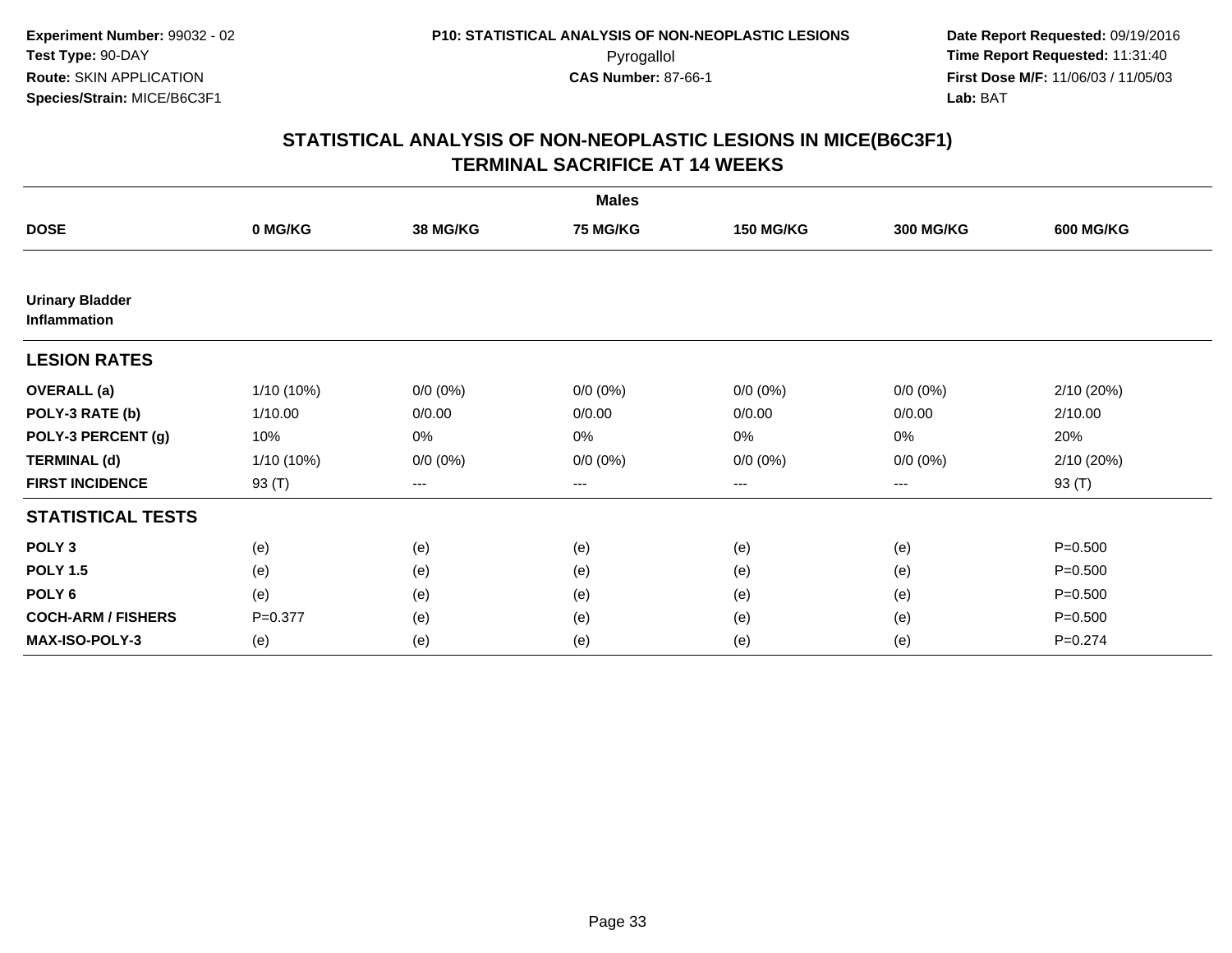**Experiment Number:** 99032 - 02
**Test Type:** 90-DAY
**Route:** SKIN APPLICATION
**Species/Strain:** MICE/B6C3F1

**P10: STATISTICAL ANALYSIS OF NON-NEOPLASTIC LESIONS**
Pyrogallol
**CAS Number:** 87-66-1

**Date Report Requested:** 09/19/2016
**Time Report Requested:** 11:31:40
**First Dose M/F:** 11/06/03 / 11/05/03
**Lab:** BAT

## STATISTICAL ANALYSIS OF NON-NEOPLASTIC LESIONS IN MICE(B6C3F1)
## TERMINAL SACRIFICE AT 14 WEEKS

| | Males | | | | | |
|---|---|---|---|---|---|---|
| **DOSE** | **0 MG/KG** | **38 MG/KG** | **75 MG/KG** | **150 MG/KG** | **300 MG/KG** | **600 MG/KG** |
| **Urinary Bladder Inflammation** | | | | | | |
| **LESION RATES** | | | | | | |
| **OVERALL (a)** | 1/10 (10%) | 0/0 (0%) | 0/0 (0%) | 0/0 (0%) | 0/0 (0%) | 2/10 (20%) |
| **POLY-3 RATE (b)** | 1/10.00 | 0/0.00 | 0/0.00 | 0/0.00 | 0/0.00 | 2/10.00 |
| **POLY-3 PERCENT (g)** | 10% | 0% | 0% | 0% | 0% | 20% |
| **TERMINAL (d)** | 1/10 (10%) | 0/0 (0%) | 0/0 (0%) | 0/0 (0%) | 0/0 (0%) | 2/10 (20%) |
| **FIRST INCIDENCE** | 93 (T) | --- | --- | --- | --- | 93 (T) |
| **STATISTICAL TESTS** | | | | | | |
| **POLY 3** | (e) | (e) | (e) | (e) | (e) | P=0.500 |
| **POLY 1.5** | (e) | (e) | (e) | (e) | (e) | P=0.500 |
| **POLY 6** | (e) | (e) | (e) | (e) | (e) | P=0.500 |
| **COCH-ARM / FISHERS** | P=0.377 | (e) | (e) | (e) | (e) | P=0.500 |
| **MAX-ISO-POLY-3** | (e) | (e) | (e) | (e) | (e) | P=0.274 |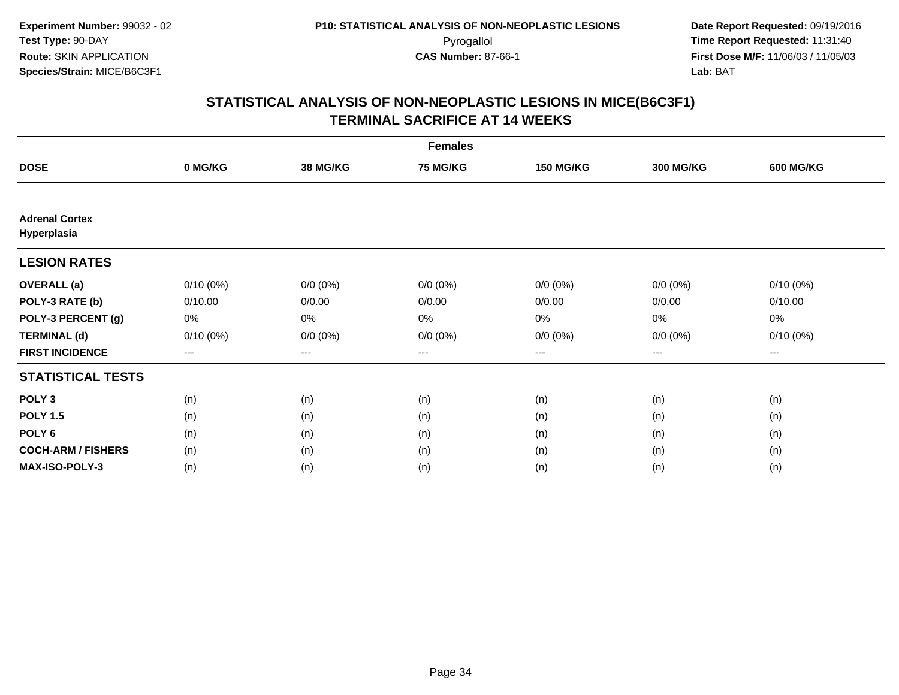**Experiment Number:** 99032 - 02
**Test Type:** 90-DAY
**Route:** SKIN APPLICATION
**Species/Strain:** MICE/B6C3F1

**P10: STATISTICAL ANALYSIS OF NON-NEOPLASTIC LESIONS**
Pyrogallol
**CAS Number:** 87-66-1

**Date Report Requested:** 09/19/2016
**Time Report Requested:** 11:31:40
**First Dose M/F:** 11/06/03 / 11/05/03
**Lab:** BAT

## STATISTICAL ANALYSIS OF NON-NEOPLASTIC LESIONS IN MICE(B6C3F1)
## TERMINAL SACRIFICE AT 14 WEEKS

| | Females | | | | | |
|---|---|---|---|---|---|---|
| **DOSE** | **0 MG/KG** | **38 MG/KG** | **75 MG/KG** | **150 MG/KG** | **300 MG/KG** | **600 MG/KG** |
| **Adrenal Cortex Hyperplasia** | | | | | | |
| **LESION RATES** | | | | | | |
| **OVERALL (a)** | 0/10 (0%) | 0/0 (0%) | 0/0 (0%) | 0/0 (0%) | 0/0 (0%) | 0/10 (0%) |
| **POLY-3 RATE (b)** | 0/10.00 | 0/0.00 | 0/0.00 | 0/0.00 | 0/0.00 | 0/10.00 |
| **POLY-3 PERCENT (g)** | 0% | 0% | 0% | 0% | 0% | 0% |
| **TERMINAL (d)** | 0/10 (0%) | 0/0 (0%) | 0/0 (0%) | 0/0 (0%) | 0/0 (0%) | 0/10 (0%) |
| **FIRST INCIDENCE** | --- | --- | --- | --- | --- | --- |
| **STATISTICAL TESTS** | | | | | | |
| **POLY 3** | (n) | (n) | (n) | (n) | (n) | (n) |
| **POLY 1.5** | (n) | (n) | (n) | (n) | (n) | (n) |
| **POLY 6** | (n) | (n) | (n) | (n) | (n) | (n) |
| **COCH-ARM / FISHERS** | (n) | (n) | (n) | (n) | (n) | (n) |
| **MAX-ISO-POLY-3** | (n) | (n) | (n) | (n) | (n) | (n) |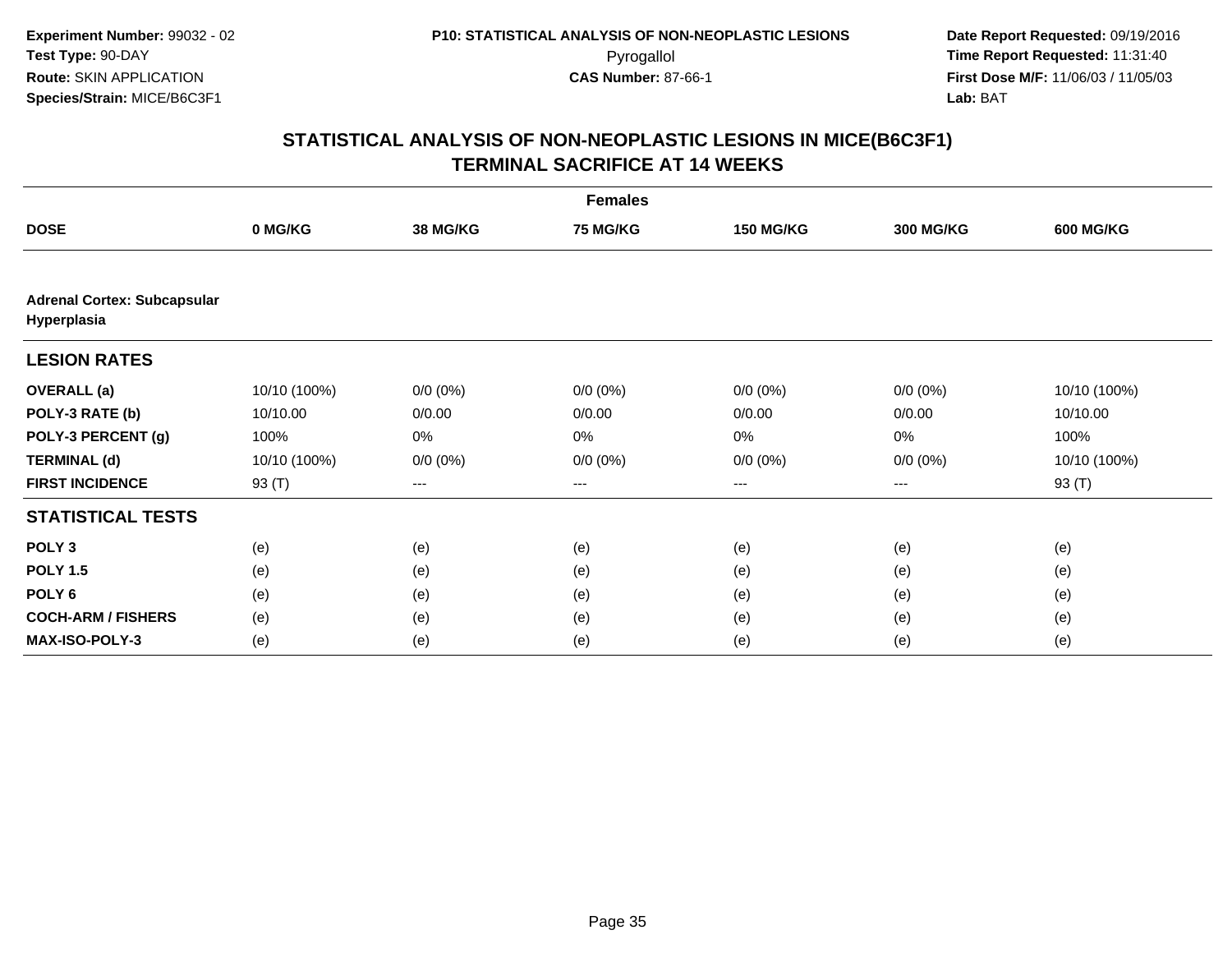**Experiment Number:** 99032 - 02
**Test Type:** 90-DAY
**Route:** SKIN APPLICATION
**Species/Strain:** MICE/B6C3F1

**P10: STATISTICAL ANALYSIS OF NON-NEOPLASTIC LESIONS**
Pyrogallol
**CAS Number:** 87-66-1

**Date Report Requested:** 09/19/2016
**Time Report Requested:** 11:31:40
**First Dose M/F:** 11/06/03 / 11/05/03
**Lab:** BAT

## STATISTICAL ANALYSIS OF NON-NEOPLASTIC LESIONS IN MICE(B6C3F1) TERMINAL SACRIFICE AT 14 WEEKS

| | Females | | | | | |
|---|---|---|---|---|---|---|
| **DOSE** | **0 MG/KG** | **38 MG/KG** | **75 MG/KG** | **150 MG/KG** | **300 MG/KG** | **600 MG/KG** |
| **Adrenal Cortex: Subcapsular Hyperplasia** | | | | | | |
| **LESION RATES** | | | | | | |
| **OVERALL (a)** | 10/10 (100%) | 0/0 (0%) | 0/0 (0%) | 0/0 (0%) | 0/0 (0%) | 10/10 (100%) |
| **POLY-3 RATE (b)** | 10/10.00 | 0/0.00 | 0/0.00 | 0/0.00 | 0/0.00 | 10/10.00 |
| **POLY-3 PERCENT (g)** | 100% | 0% | 0% | 0% | 0% | 100% |
| **TERMINAL (d)** | 10/10 (100%) | 0/0 (0%) | 0/0 (0%) | 0/0 (0%) | 0/0 (0%) | 10/10 (100%) |
| **FIRST INCIDENCE** | 93 (T) | --- | --- | --- | --- | 93 (T) |
| **STATISTICAL TESTS** | | | | | | |
| **POLY 3** | (e) | (e) | (e) | (e) | (e) | (e) |
| **POLY 1.5** | (e) | (e) | (e) | (e) | (e) | (e) |
| **POLY 6** | (e) | (e) | (e) | (e) | (e) | (e) |
| **COCH-ARM / FISHERS** | (e) | (e) | (e) | (e) | (e) | (e) |
| **MAX-ISO-POLY-3** | (e) | (e) | (e) | (e) | (e) | (e) |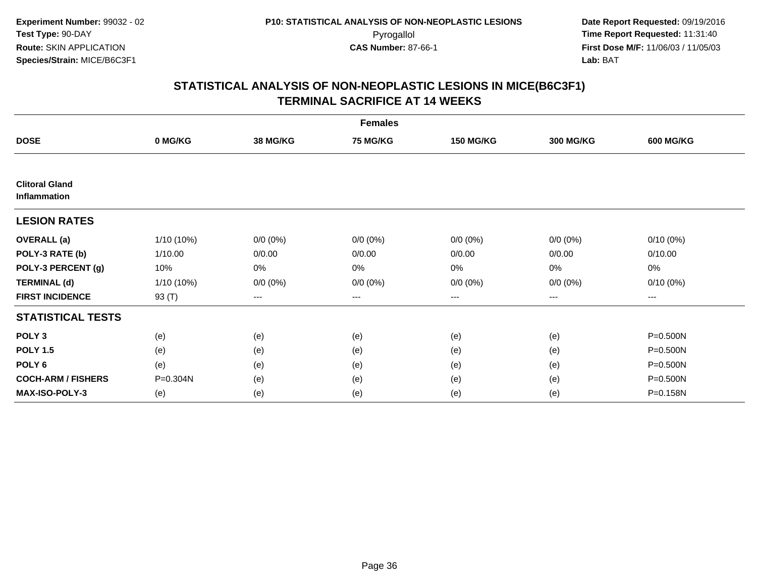**Experiment Number:** 99032 - 02
**Test Type:** 90-DAY
**Route:** SKIN APPLICATION
**Species/Strain:** MICE/B6C3F1

**P10: STATISTICAL ANALYSIS OF NON-NEOPLASTIC LESIONS**
Pyrogallol
**CAS Number:** 87-66-1

**Date Report Requested:** 09/19/2016
**Time Report Requested:** 11:31:40
**First Dose M/F:** 11/06/03 / 11/05/03
**Lab:** BAT

## STATISTICAL ANALYSIS OF NON-NEOPLASTIC LESIONS IN MICE(B6C3F1) TERMINAL SACRIFICE AT 14 WEEKS

| | Females | | | | | |
|---|---|---|---|---|---|---|
| **DOSE** | **0 MG/KG** | **38 MG/KG** | **75 MG/KG** | **150 MG/KG** | **300 MG/KG** | **600 MG/KG** |
| **Clitoral Gland Inflammation** | | | | | | |
| **LESION RATES** | | | | | | |
| **OVERALL (a)** | 1/10 (10%) | 0/0 (0%) | 0/0 (0%) | 0/0 (0%) | 0/0 (0%) | 0/10 (0%) |
| **POLY-3 RATE (b)** | 1/10.00 | 0/0.00 | 0/0.00 | 0/0.00 | 0/0.00 | 0/10.00 |
| **POLY-3 PERCENT (g)** | 10% | 0% | 0% | 0% | 0% | 0% |
| **TERMINAL (d)** | 1/10 (10%) | 0/0 (0%) | 0/0 (0%) | 0/0 (0%) | 0/0 (0%) | 0/10 (0%) |
| **FIRST INCIDENCE** | 93 (T) | --- | --- | --- | --- | --- |
| **STATISTICAL TESTS** | | | | | | |
| **POLY 3** | (e) | (e) | (e) | (e) | (e) | P=0.500N |
| **POLY 1.5** | (e) | (e) | (e) | (e) | (e) | P=0.500N |
| **POLY 6** | (e) | (e) | (e) | (e) | (e) | P=0.500N |
| **COCH-ARM / FISHERS** | P=0.304N | (e) | (e) | (e) | (e) | P=0.500N |
| **MAX-ISO-POLY-3** | (e) | (e) | (e) | (e) | (e) | P=0.158N |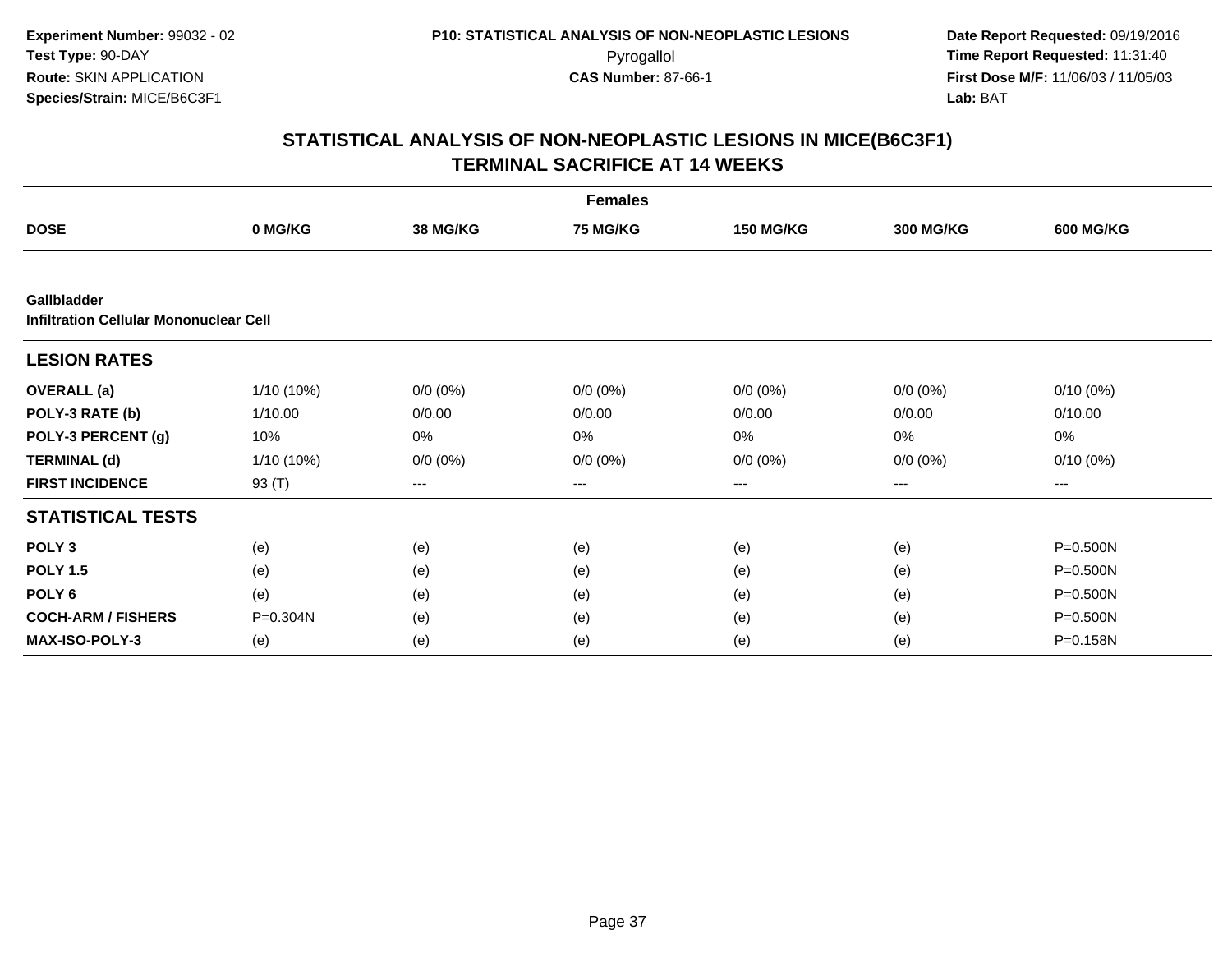**Experiment Number:** 99032 - 02
**Test Type:** 90-DAY
**Route:** SKIN APPLICATION
**Species/Strain:** MICE/B6C3F1

**P10: STATISTICAL ANALYSIS OF NON-NEOPLASTIC LESIONS**
Pyrogallol
**CAS Number:** 87-66-1

**Date Report Requested:** 09/19/2016
**Time Report Requested:** 11:31:40
**First Dose M/F:** 11/06/03 / 11/05/03
**Lab:** BAT

## STATISTICAL ANALYSIS OF NON-NEOPLASTIC LESIONS IN MICE(B6C3F1) TERMINAL SACRIFICE AT 14 WEEKS

| | Females | | | | | |
|---|---|---|---|---|---|---|
| **DOSE** | **0 MG/KG** | **38 MG/KG** | **75 MG/KG** | **150 MG/KG** | **300 MG/KG** | **600 MG/KG** |
| **Gallbladder** | | | | | | |
| **Infiltration Cellular Mononuclear Cell** | | | | | | |
| **LESION RATES** | | | | | | |
| **OVERALL (a)** | 1/10 (10%) | 0/0 (0%) | 0/0 (0%) | 0/0 (0%) | 0/0 (0%) | 0/10 (0%) |
| **POLY-3 RATE (b)** | 1/10.00 | 0/0.00 | 0/0.00 | 0/0.00 | 0/0.00 | 0/10.00 |
| **POLY-3 PERCENT (g)** | 10% | 0% | 0% | 0% | 0% | 0% |
| **TERMINAL (d)** | 1/10 (10%) | 0/0 (0%) | 0/0 (0%) | 0/0 (0%) | 0/0 (0%) | 0/10 (0%) |
| **FIRST INCIDENCE** | 93 (T) | --- | --- | --- | --- | --- |
| **STATISTICAL TESTS** | | | | | | |
| **POLY 3** | (e) | (e) | (e) | (e) | (e) | P=0.500N |
| **POLY 1.5** | (e) | (e) | (e) | (e) | (e) | P=0.500N |
| **POLY 6** | (e) | (e) | (e) | (e) | (e) | P=0.500N |
| **COCH-ARM / FISHERS** | P=0.304N | (e) | (e) | (e) | (e) | P=0.500N |
| **MAX-ISO-POLY-3** | (e) | (e) | (e) | (e) | (e) | P=0.158N |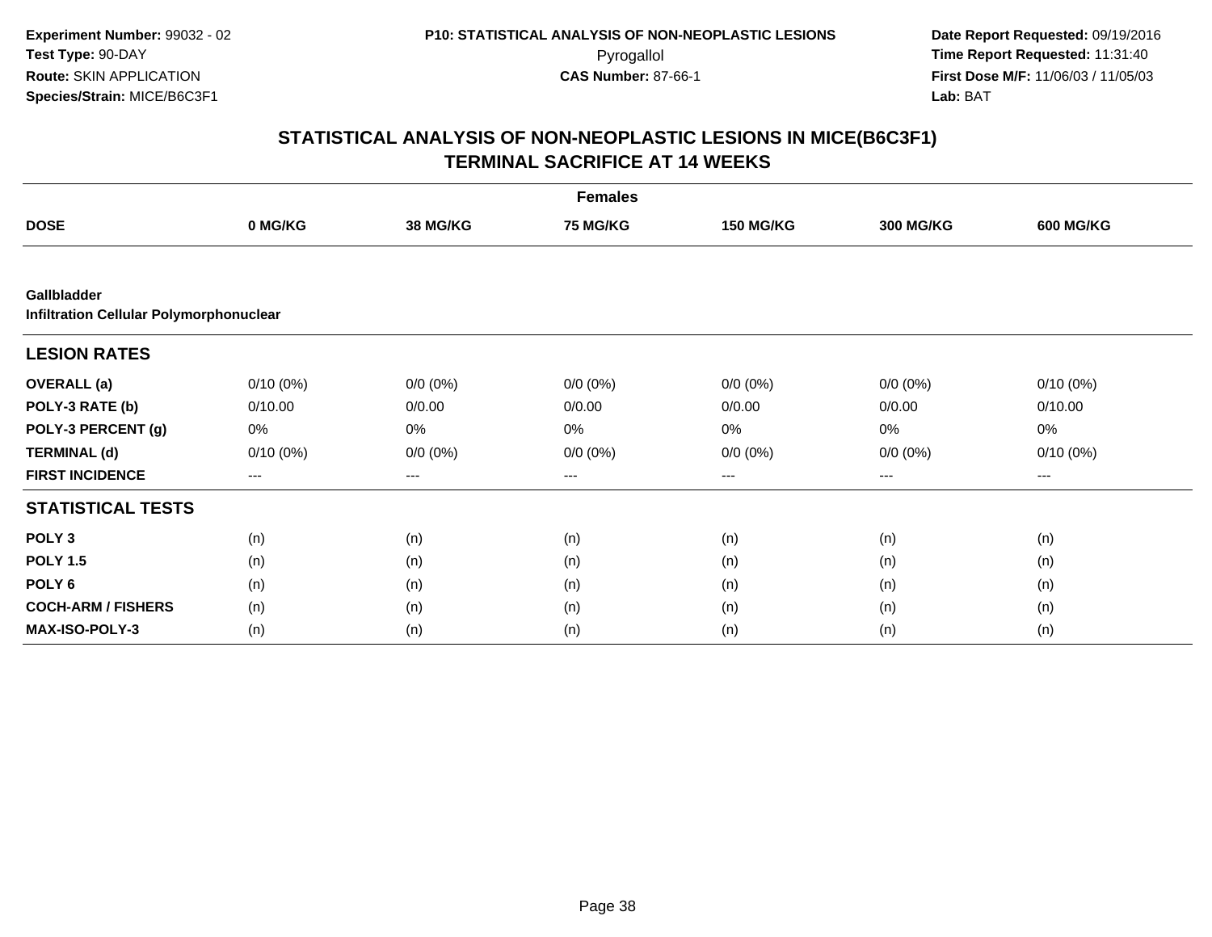**Experiment Number:** 99032 - 02
**Test Type:** 90-DAY
**Route:** SKIN APPLICATION
**Species/Strain:** MICE/B6C3F1

**P10: STATISTICAL ANALYSIS OF NON-NEOPLASTIC LESIONS**
Pyrogallol
**CAS Number:** 87-66-1

**Date Report Requested:** 09/19/2016
**Time Report Requested:** 11:31:40
**First Dose M/F:** 11/06/03 / 11/05/03
**Lab:** BAT

## STATISTICAL ANALYSIS OF NON-NEOPLASTIC LESIONS IN MICE(B6C3F1)
## TERMINAL SACRIFICE AT 14 WEEKS

| | Females | | | | | |
|---|---|---|---|---|---|---|
| **DOSE** | **0 MG/KG** | **38 MG/KG** | **75 MG/KG** | **150 MG/KG** | **300 MG/KG** | **600 MG/KG** |
| **Gallbladder** | | | | | | |
| **Infiltration Cellular Polymorphonuclear** | | | | | | |
| **LESION RATES** | | | | | | |
| **OVERALL (a)** | 0/10 (0%) | 0/0 (0%) | 0/0 (0%) | 0/0 (0%) | 0/0 (0%) | 0/10 (0%) |
| **POLY-3 RATE (b)** | 0/10.00 | 0/0.00 | 0/0.00 | 0/0.00 | 0/0.00 | 0/10.00 |
| **POLY-3 PERCENT (g)** | 0% | 0% | 0% | 0% | 0% | 0% |
| **TERMINAL (d)** | 0/10 (0%) | 0/0 (0%) | 0/0 (0%) | 0/0 (0%) | 0/0 (0%) | 0/10 (0%) |
| **FIRST INCIDENCE** | --- | --- | --- | --- | --- | --- |
| **STATISTICAL TESTS** | | | | | | |
| **POLY 3** | (n) | (n) | (n) | (n) | (n) | (n) |
| **POLY 1.5** | (n) | (n) | (n) | (n) | (n) | (n) |
| **POLY 6** | (n) | (n) | (n) | (n) | (n) | (n) |
| **COCH-ARM / FISHERS** | (n) | (n) | (n) | (n) | (n) | (n) |
| **MAX-ISO-POLY-3** | (n) | (n) | (n) | (n) | (n) | (n) |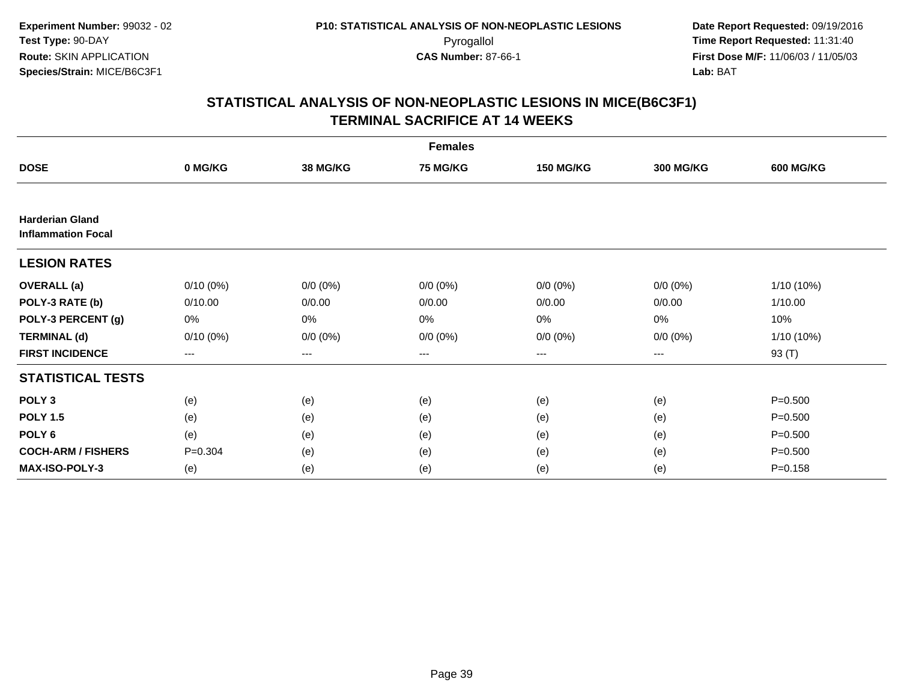**Experiment Number:** 99032 - 02
**Test Type:** 90-DAY
**Route:** SKIN APPLICATION
**Species/Strain:** MICE/B6C3F1

**P10: STATISTICAL ANALYSIS OF NON-NEOPLASTIC LESIONS**
Pyrogallol
**CAS Number:** 87-66-1

**Date Report Requested:** 09/19/2016
**Time Report Requested:** 11:31:40
**First Dose M/F:** 11/06/03 / 11/05/03
**Lab:** BAT

## STATISTICAL ANALYSIS OF NON-NEOPLASTIC LESIONS IN MICE(B6C3F1)
## TERMINAL SACRIFICE AT 14 WEEKS

| | Females | | | | | |
|---|---|---|---|---|---|---|
| **DOSE** | **0 MG/KG** | **38 MG/KG** | **75 MG/KG** | **150 MG/KG** | **300 MG/KG** | **600 MG/KG** |
| **Harderian Gland**<br>**Inflammation Focal** | | | | | | |
| **LESION RATES** | | | | | | |
| **OVERALL (a)** | 0/10 (0%) | 0/0 (0%) | 0/0 (0%) | 0/0 (0%) | 0/0 (0%) | 1/10 (10%) |
| **POLY-3 RATE (b)** | 0/10.00 | 0/0.00 | 0/0.00 | 0/0.00 | 0/0.00 | 1/10.00 |
| **POLY-3 PERCENT (g)** | 0% | 0% | 0% | 0% | 0% | 10% |
| **TERMINAL (d)** | 0/10 (0%) | 0/0 (0%) | 0/0 (0%) | 0/0 (0%) | 0/0 (0%) | 1/10 (10%) |
| **FIRST INCIDENCE** | --- | --- | --- | --- | --- | 93 (T) |
| **STATISTICAL TESTS** | | | | | | |
| **POLY 3** | (e) | (e) | (e) | (e) | (e) | P=0.500 |
| **POLY 1.5** | (e) | (e) | (e) | (e) | (e) | P=0.500 |
| **POLY 6** | (e) | (e) | (e) | (e) | (e) | P=0.500 |
| **COCH-ARM / FISHERS** | P=0.304 | (e) | (e) | (e) | (e) | P=0.500 |
| **MAX-ISO-POLY-3** | (e) | (e) | (e) | (e) | (e) | P=0.158 |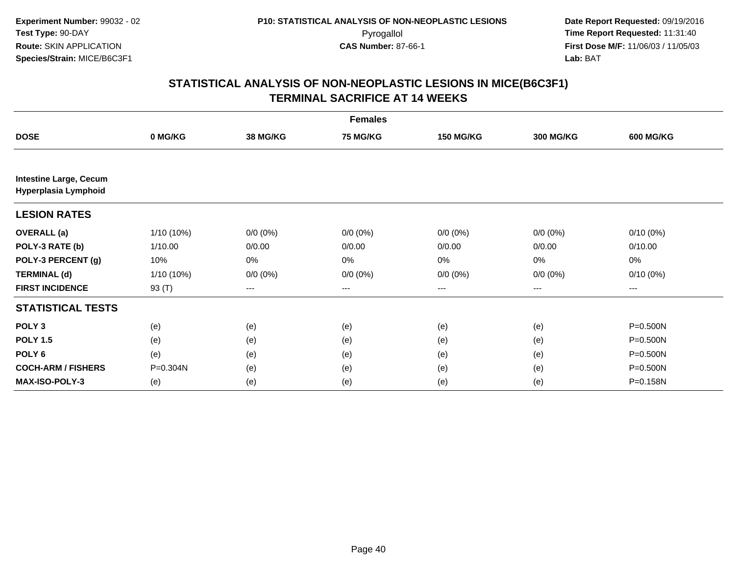**Experiment Number:** 99032 - 02
**Test Type:** 90-DAY
**Route:** SKIN APPLICATION
**Species/Strain:** MICE/B6C3F1

**P10: STATISTICAL ANALYSIS OF NON-NEOPLASTIC LESIONS**
Pyrogallol
**CAS Number:** 87-66-1

**Date Report Requested:** 09/19/2016
**Time Report Requested:** 11:31:40
**First Dose M/F:** 11/06/03 / 11/05/03
**Lab:** BAT

## STATISTICAL ANALYSIS OF NON-NEOPLASTIC LESIONS IN MICE(B6C3F1) TERMINAL SACRIFICE AT 14 WEEKS

| | Females | | | | | |
|---|---|---|---|---|---|---|
| **DOSE** | **0 MG/KG** | **38 MG/KG** | **75 MG/KG** | **150 MG/KG** | **300 MG/KG** | **600 MG/KG** |
| **Intestine Large, Cecum** | | | | | | |
| **Hyperplasia Lymphoid** | | | | | | |
| **LESION RATES** | | | | | | |
| **OVERALL (a)** | 1/10 (10%) | 0/0 (0%) | 0/0 (0%) | 0/0 (0%) | 0/0 (0%) | 0/10 (0%) |
| **POLY-3 RATE (b)** | 1/10.00 | 0/0.00 | 0/0.00 | 0/0.00 | 0/0.00 | 0/10.00 |
| **POLY-3 PERCENT (g)** | 10% | 0% | 0% | 0% | 0% | 0% |
| **TERMINAL (d)** | 1/10 (10%) | 0/0 (0%) | 0/0 (0%) | 0/0 (0%) | 0/0 (0%) | 0/10 (0%) |
| **FIRST INCIDENCE** | 93 (T) | --- | --- | --- | --- | --- |
| **STATISTICAL TESTS** | | | | | | |
| **POLY 3** | (e) | (e) | (e) | (e) | (e) | P=0.500N |
| **POLY 1.5** | (e) | (e) | (e) | (e) | (e) | P=0.500N |
| **POLY 6** | (e) | (e) | (e) | (e) | (e) | P=0.500N |
| **COCH-ARM / FISHERS** | P=0.304N | (e) | (e) | (e) | (e) | P=0.500N |
| **MAX-ISO-POLY-3** | (e) | (e) | (e) | (e) | (e) | P=0.158N |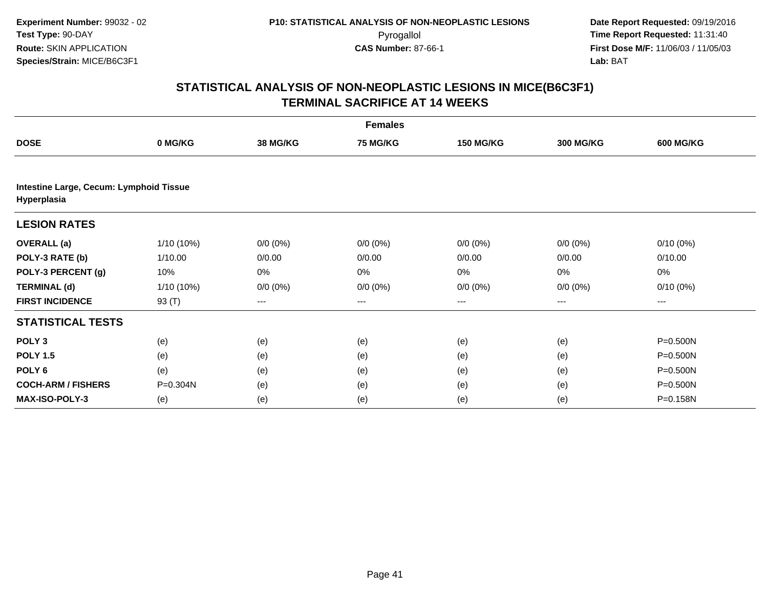**Experiment Number:** 99032 - 02
**Test Type:** 90-DAY
**Route:** SKIN APPLICATION
**Species/Strain:** MICE/B6C3F1

**P10: STATISTICAL ANALYSIS OF NON-NEOPLASTIC LESIONS**
Pyrogallol
**CAS Number:** 87-66-1

**Date Report Requested:** 09/19/2016
**Time Report Requested:** 11:31:40
**First Dose M/F:** 11/06/03 / 11/05/03
**Lab:** BAT

## STATISTICAL ANALYSIS OF NON-NEOPLASTIC LESIONS IN MICE(B6C3F1) TERMINAL SACRIFICE AT 14 WEEKS

| | Females | | | | | |
|---|---|---|---|---|---|---|
| **DOSE** | **0 MG/KG** | **38 MG/KG** | **75 MG/KG** | **150 MG/KG** | **300 MG/KG** | **600 MG/KG** |
| **Intestine Large, Cecum: Lymphoid Tissue Hyperplasia** | | | | | | |
| **LESION RATES** | | | | | | |
| **OVERALL (a)** | 1/10 (10%) | 0/0 (0%) | 0/0 (0%) | 0/0 (0%) | 0/0 (0%) | 0/10 (0%) |
| **POLY-3 RATE (b)** | 1/10.00 | 0/0.00 | 0/0.00 | 0/0.00 | 0/0.00 | 0/10.00 |
| **POLY-3 PERCENT (g)** | 10% | 0% | 0% | 0% | 0% | 0% |
| **TERMINAL (d)** | 1/10 (10%) | 0/0 (0%) | 0/0 (0%) | 0/0 (0%) | 0/0 (0%) | 0/10 (0%) |
| **FIRST INCIDENCE** | 93 (T) | --- | --- | --- | --- | --- |
| **STATISTICAL TESTS** | | | | | | |
| **POLY 3** | (e) | (e) | (e) | (e) | (e) | P=0.500N |
| **POLY 1.5** | (e) | (e) | (e) | (e) | (e) | P=0.500N |
| **POLY 6** | (e) | (e) | (e) | (e) | (e) | P=0.500N |
| **COCH-ARM / FISHERS** | P=0.304N | (e) | (e) | (e) | (e) | P=0.500N |
| **MAX-ISO-POLY-3** | (e) | (e) | (e) | (e) | (e) | P=0.158N |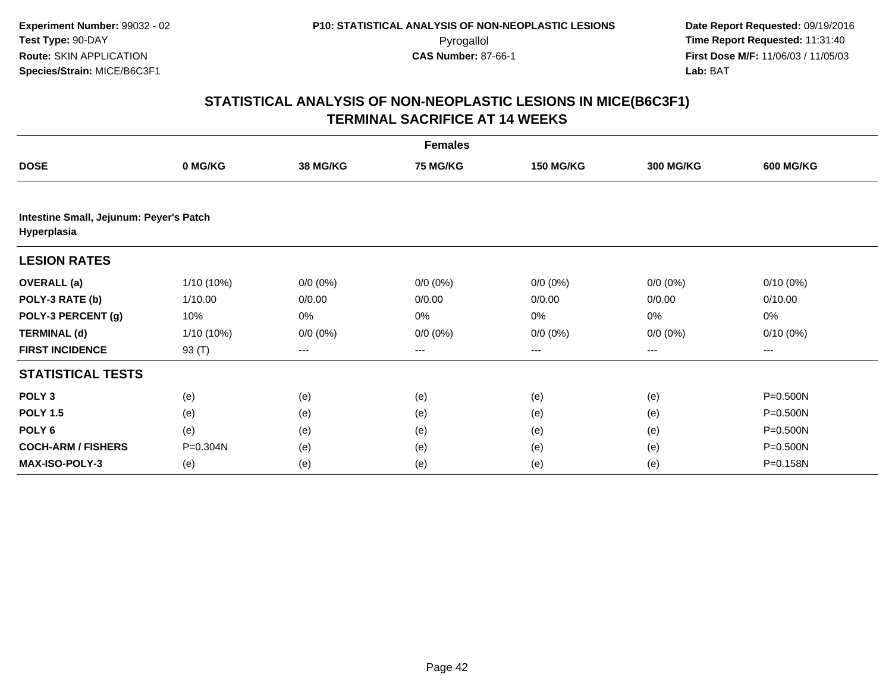**Experiment Number:** 99032 - 02
**Test Type:** 90-DAY
**Route:** SKIN APPLICATION
**Species/Strain:** MICE/B6C3F1

**P10: STATISTICAL ANALYSIS OF NON-NEOPLASTIC LESIONS**
Pyrogallol
**CAS Number:** 87-66-1

**Date Report Requested:** 09/19/2016
**Time Report Requested:** 11:31:40
**First Dose M/F:** 11/06/03 / 11/05/03
**Lab:** BAT

## STATISTICAL ANALYSIS OF NON-NEOPLASTIC LESIONS IN MICE(B6C3F1)
## TERMINAL SACRIFICE AT 14 WEEKS

| | Females | | | | | |
|---|---|---|---|---|---|---|
| **DOSE** | **0 MG/KG** | **38 MG/KG** | **75 MG/KG** | **150 MG/KG** | **300 MG/KG** | **600 MG/KG** |
| **Intestine Small, Jejunum: Peyer's Patch Hyperplasia** | | | | | | |
| **LESION RATES** | | | | | | |
| **OVERALL (a)** | 1/10 (10%) | 0/0 (0%) | 0/0 (0%) | 0/0 (0%) | 0/0 (0%) | 0/10 (0%) |
| **POLY-3 RATE (b)** | 1/10.00 | 0/0.00 | 0/0.00 | 0/0.00 | 0/0.00 | 0/10.00 |
| **POLY-3 PERCENT (g)** | 10% | 0% | 0% | 0% | 0% | 0% |
| **TERMINAL (d)** | 1/10 (10%) | 0/0 (0%) | 0/0 (0%) | 0/0 (0%) | 0/0 (0%) | 0/10 (0%) |
| **FIRST INCIDENCE** | 93 (T) | --- | --- | --- | --- | --- |
| **STATISTICAL TESTS** | | | | | | |
| **POLY 3** | (e) | (e) | (e) | (e) | (e) | P=0.500N |
| **POLY 1.5** | (e) | (e) | (e) | (e) | (e) | P=0.500N |
| **POLY 6** | (e) | (e) | (e) | (e) | (e) | P=0.500N |
| **COCH-ARM / FISHERS** | P=0.304N | (e) | (e) | (e) | (e) | P=0.500N |
| **MAX-ISO-POLY-3** | (e) | (e) | (e) | (e) | (e) | P=0.158N |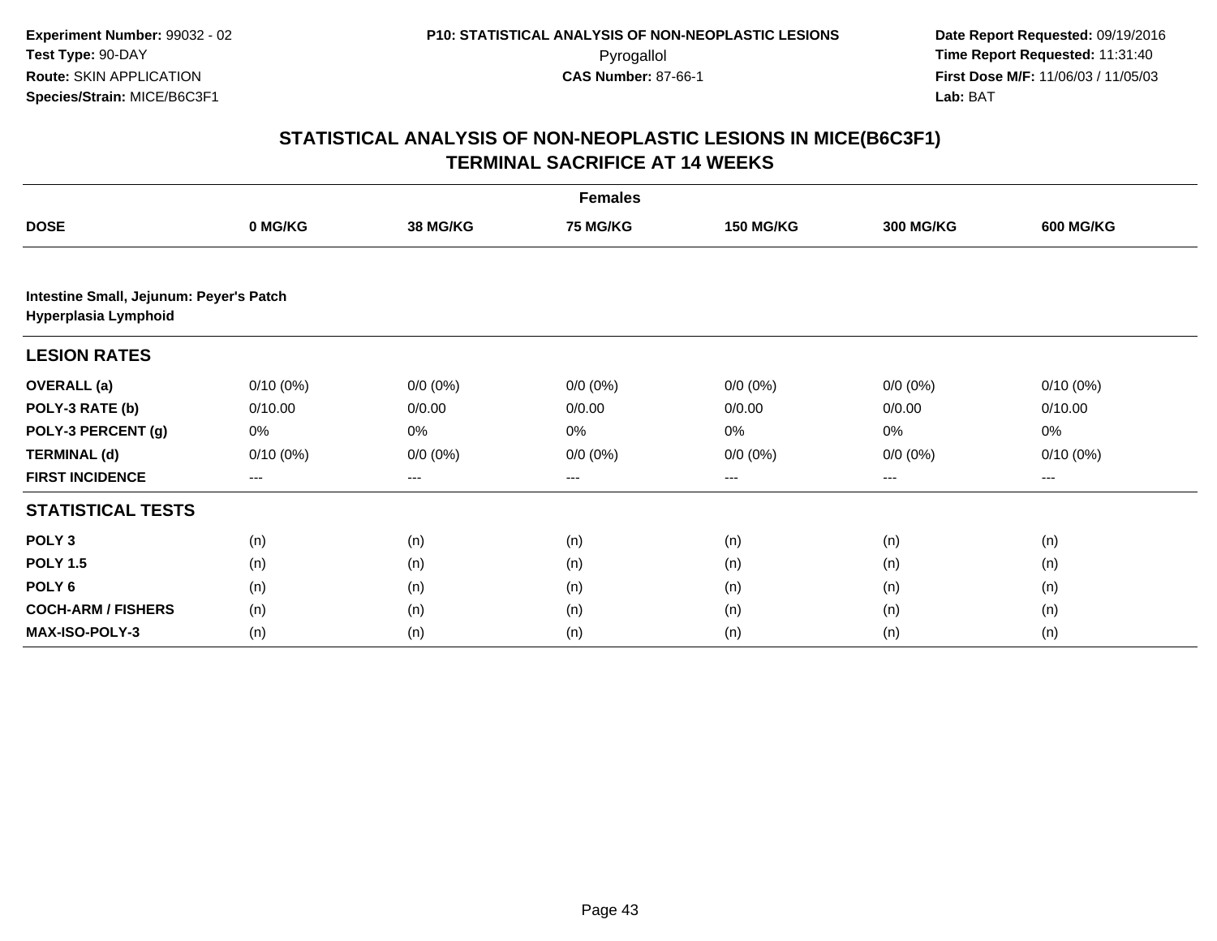**Experiment Number:** 99032 - 02
**Test Type:** 90-DAY
**Route:** SKIN APPLICATION
**Species/Strain:** MICE/B6C3F1

**P10: STATISTICAL ANALYSIS OF NON-NEOPLASTIC LESIONS**
Pyrogallol
**CAS Number:** 87-66-1

**Date Report Requested:** 09/19/2016
**Time Report Requested:** 11:31:40
**First Dose M/F:** 11/06/03 / 11/05/03
**Lab:** BAT

## STATISTICAL ANALYSIS OF NON-NEOPLASTIC LESIONS IN MICE(B6C3F1) TERMINAL SACRIFICE AT 14 WEEKS

| | Females | | | | | |
|---|---|---|---|---|---|---|
| **DOSE** | **0 MG/KG** | **38 MG/KG** | **75 MG/KG** | **150 MG/KG** | **300 MG/KG** | **600 MG/KG** |
| **Intestine Small, Jejunum: Peyer's Patch Hyperplasia Lymphoid** | | | | | | |
| **LESION RATES** | | | | | | |
| **OVERALL (a)** | 0/10 (0%) | 0/0 (0%) | 0/0 (0%) | 0/0 (0%) | 0/0 (0%) | 0/10 (0%) |
| **POLY-3 RATE (b)** | 0/10.00 | 0/0.00 | 0/0.00 | 0/0.00 | 0/0.00 | 0/10.00 |
| **POLY-3 PERCENT (g)** | 0% | 0% | 0% | 0% | 0% | 0% |
| **TERMINAL (d)** | 0/10 (0%) | 0/0 (0%) | 0/0 (0%) | 0/0 (0%) | 0/0 (0%) | 0/10 (0%) |
| **FIRST INCIDENCE** | --- | --- | --- | --- | --- | --- |
| **STATISTICAL TESTS** | | | | | | |
| **POLY 3** | (n) | (n) | (n) | (n) | (n) | (n) |
| **POLY 1.5** | (n) | (n) | (n) | (n) | (n) | (n) |
| **POLY 6** | (n) | (n) | (n) | (n) | (n) | (n) |
| **COCH-ARM / FISHERS** | (n) | (n) | (n) | (n) | (n) | (n) |
| **MAX-ISO-POLY-3** | (n) | (n) | (n) | (n) | (n) | (n) |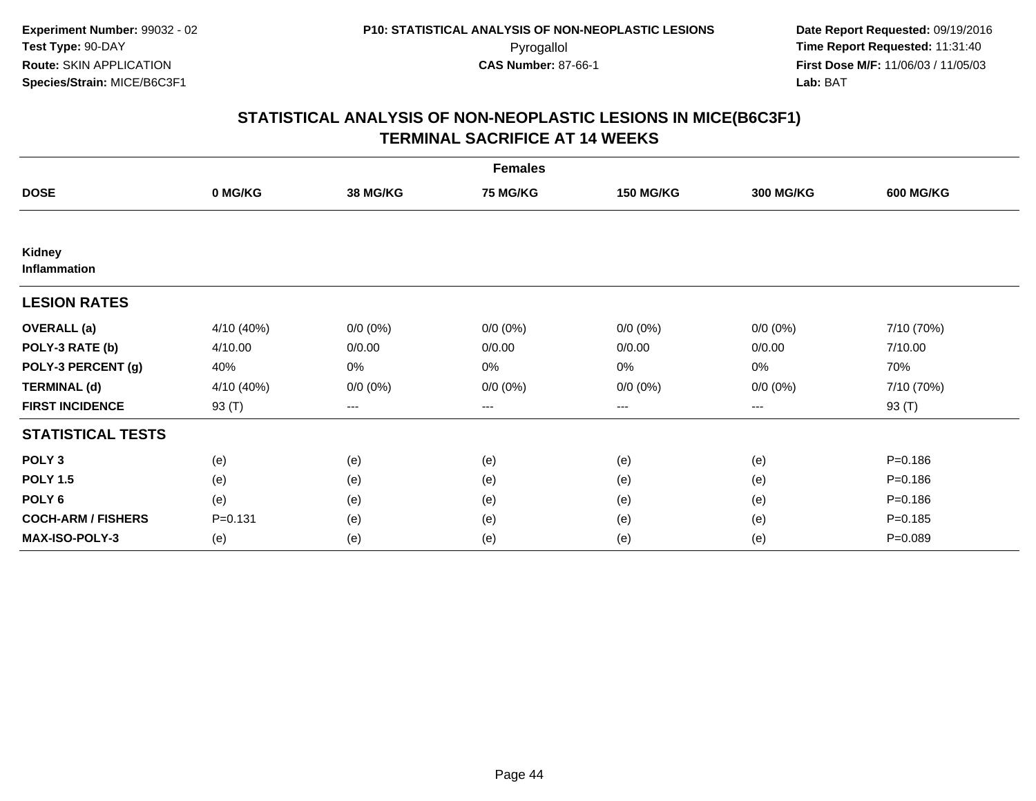Experiment Number: 99032 - 02
Test Type: 90-DAY
Route: SKIN APPLICATION
Species/Strain: MICE/B6C3F1

P10: STATISTICAL ANALYSIS OF NON-NEOPLASTIC LESIONS
Pyrogallol
CAS Number: 87-66-1

Date Report Requested: 09/19/2016
Time Report Requested: 11:31:40
First Dose M/F: 11/06/03 / 11/05/03
Lab: BAT

## STATISTICAL ANALYSIS OF NON-NEOPLASTIC LESIONS IN MICE(B6C3F1)
## TERMINAL SACRIFICE AT 14 WEEKS

| | Females | | | | | |
|---|---|---|---|---|---|---|
| **DOSE** | **0 MG/KG** | **38 MG/KG** | **75 MG/KG** | **150 MG/KG** | **300 MG/KG** | **600 MG/KG** |
| **Kidney** | | | | | | |
| **Inflammation** | | | | | | |
| **LESION RATES** | | | | | | |
| **OVERALL (a)** | 4/10 (40%) | 0/0 (0%) | 0/0 (0%) | 0/0 (0%) | 0/0 (0%) | 7/10 (70%) |
| **POLY-3 RATE (b)** | 4/10.00 | 0/0.00 | 0/0.00 | 0/0.00 | 0/0.00 | 7/10.00 |
| **POLY-3 PERCENT (g)** | 40% | 0% | 0% | 0% | 0% | 70% |
| **TERMINAL (d)** | 4/10 (40%) | 0/0 (0%) | 0/0 (0%) | 0/0 (0%) | 0/0 (0%) | 7/10 (70%) |
| **FIRST INCIDENCE** | 93 (T) | --- | --- | --- | --- | 93 (T) |
| **STATISTICAL TESTS** | | | | | | |
| **POLY 3** | (e) | (e) | (e) | (e) | (e) | P=0.186 |
| **POLY 1.5** | (e) | (e) | (e) | (e) | (e) | P=0.186 |
| **POLY 6** | (e) | (e) | (e) | (e) | (e) | P=0.186 |
| **COCH-ARM / FISHERS** | P=0.131 | (e) | (e) | (e) | (e) | P=0.185 |
| **MAX-ISO-POLY-3** | (e) | (e) | (e) | (e) | (e) | P=0.089 |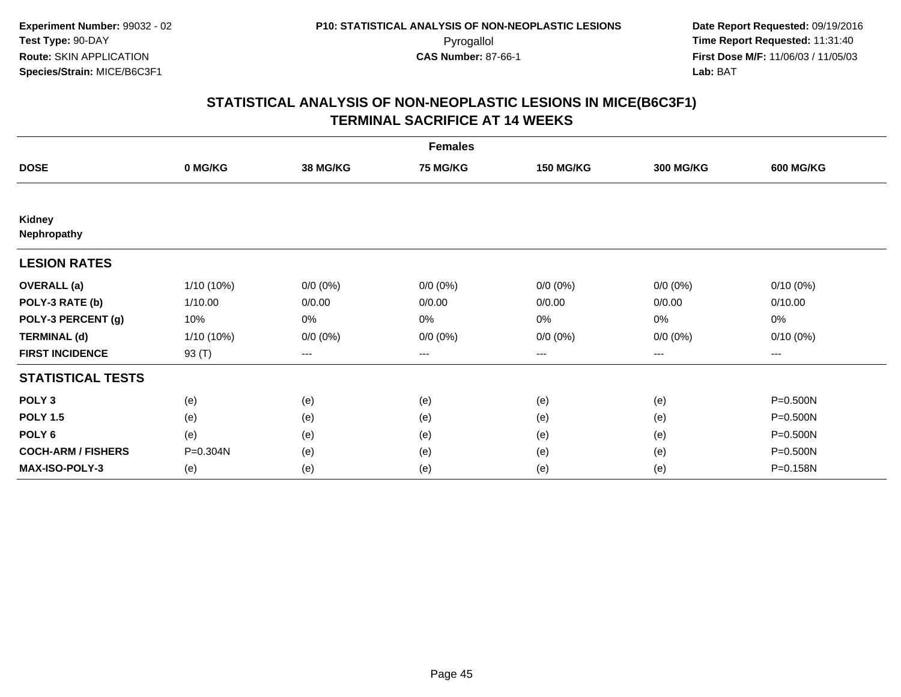**Experiment Number:** 99032 - 02
**Test Type:** 90-DAY
**Route:** SKIN APPLICATION
**Species/Strain:** MICE/B6C3F1

**P10: STATISTICAL ANALYSIS OF NON-NEOPLASTIC LESIONS**
Pyrogallol
**CAS Number:** 87-66-1

**Date Report Requested:** 09/19/2016
**Time Report Requested:** 11:31:40
**First Dose M/F:** 11/06/03 / 11/05/03
**Lab:** BAT

# STATISTICAL ANALYSIS OF NON-NEOPLASTIC LESIONS IN MICE(B6C3F1)
## TERMINAL SACRIFICE AT 14 WEEKS

| Females | | | | | | |
|---|---|---|---|---|---|---|
| **DOSE** | **0 MG/KG** | **38 MG/KG** | **75 MG/KG** | **150 MG/KG** | **300 MG/KG** | **600 MG/KG** |
| **Kidney** | | | | | | |
| **Nephropathy** | | | | | | |
| **LESION RATES** | | | | | | |
| **OVERALL (a)** | 1/10 (10%) | 0/0 (0%) | 0/0 (0%) | 0/0 (0%) | 0/0 (0%) | 0/10 (0%) |
| **POLY-3 RATE (b)** | 1/10.00 | 0/0.00 | 0/0.00 | 0/0.00 | 0/0.00 | 0/10.00 |
| **POLY-3 PERCENT (g)** | 10% | 0% | 0% | 0% | 0% | 0% |
| **TERMINAL (d)** | 1/10 (10%) | 0/0 (0%) | 0/0 (0%) | 0/0 (0%) | 0/0 (0%) | 0/10 (0%) |
| **FIRST INCIDENCE** | 93 (T) | --- | --- | --- | --- | --- |
| **STATISTICAL TESTS** | | | | | | |
| **POLY 3** | (e) | (e) | (e) | (e) | (e) | P=0.500N |
| **POLY 1.5** | (e) | (e) | (e) | (e) | (e) | P=0.500N |
| **POLY 6** | (e) | (e) | (e) | (e) | (e) | P=0.500N |
| **COCH-ARM / FISHERS** | P=0.304N | (e) | (e) | (e) | (e) | P=0.500N |
| **MAX-ISO-POLY-3** | (e) | (e) | (e) | (e) | (e) | P=0.158N |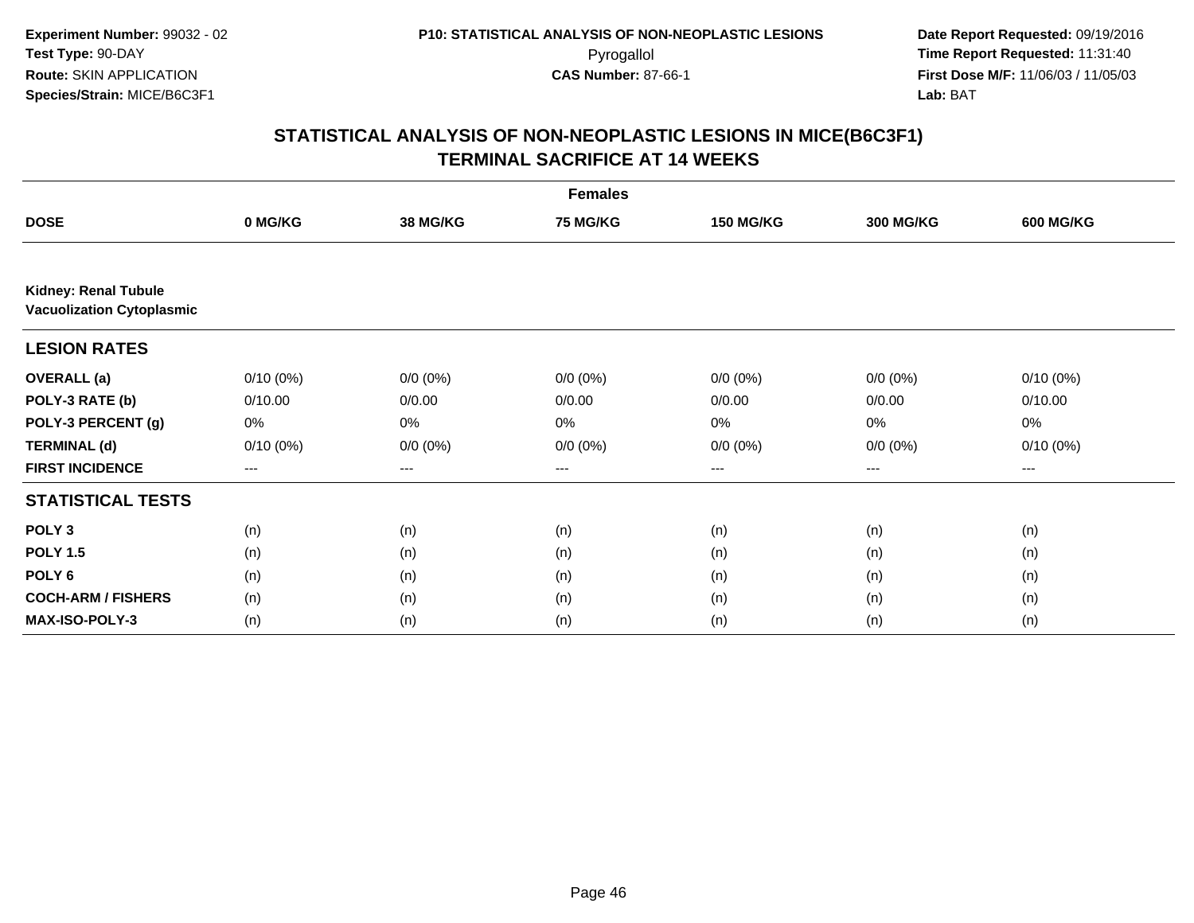**Experiment Number:** 99032 - 02
**Test Type:** 90-DAY
**Route:** SKIN APPLICATION
**Species/Strain:** MICE/B6C3F1

**P10: STATISTICAL ANALYSIS OF NON-NEOPLASTIC LESIONS**
Pyrogallol
**CAS Number:** 87-66-1

**Date Report Requested:** 09/19/2016
**Time Report Requested:** 11:31:40
**First Dose M/F:** 11/06/03 / 11/05/03
**Lab:** BAT

## STATISTICAL ANALYSIS OF NON-NEOPLASTIC LESIONS IN MICE(B6C3F1)
## TERMINAL SACRIFICE AT 14 WEEKS

| | Females | | | | | |
|---|---|---|---|---|---|---|
| **DOSE** | **0 MG/KG** | **38 MG/KG** | **75 MG/KG** | **150 MG/KG** | **300 MG/KG** | **600 MG/KG** |
| **Kidney: Renal Tubule Vacuolization Cytoplasmic** | | | | | | |
| **LESION RATES** | | | | | | |
| **OVERALL (a)** | 0/10 (0%) | 0/0 (0%) | 0/0 (0%) | 0/0 (0%) | 0/0 (0%) | 0/10 (0%) |
| **POLY-3 RATE (b)** | 0/10.00 | 0/0.00 | 0/0.00 | 0/0.00 | 0/0.00 | 0/10.00 |
| **POLY-3 PERCENT (g)** | 0% | 0% | 0% | 0% | 0% | 0% |
| **TERMINAL (d)** | 0/10 (0%) | 0/0 (0%) | 0/0 (0%) | 0/0 (0%) | 0/0 (0%) | 0/10 (0%) |
| **FIRST INCIDENCE** | --- | --- | --- | --- | --- | --- |
| **STATISTICAL TESTS** | | | | | | |
| **POLY 3** | (n) | (n) | (n) | (n) | (n) | (n) |
| **POLY 1.5** | (n) | (n) | (n) | (n) | (n) | (n) |
| **POLY 6** | (n) | (n) | (n) | (n) | (n) | (n) |
| **COCH-ARM / FISHERS** | (n) | (n) | (n) | (n) | (n) | (n) |
| **MAX-ISO-POLY-3** | (n) | (n) | (n) | (n) | (n) | (n) |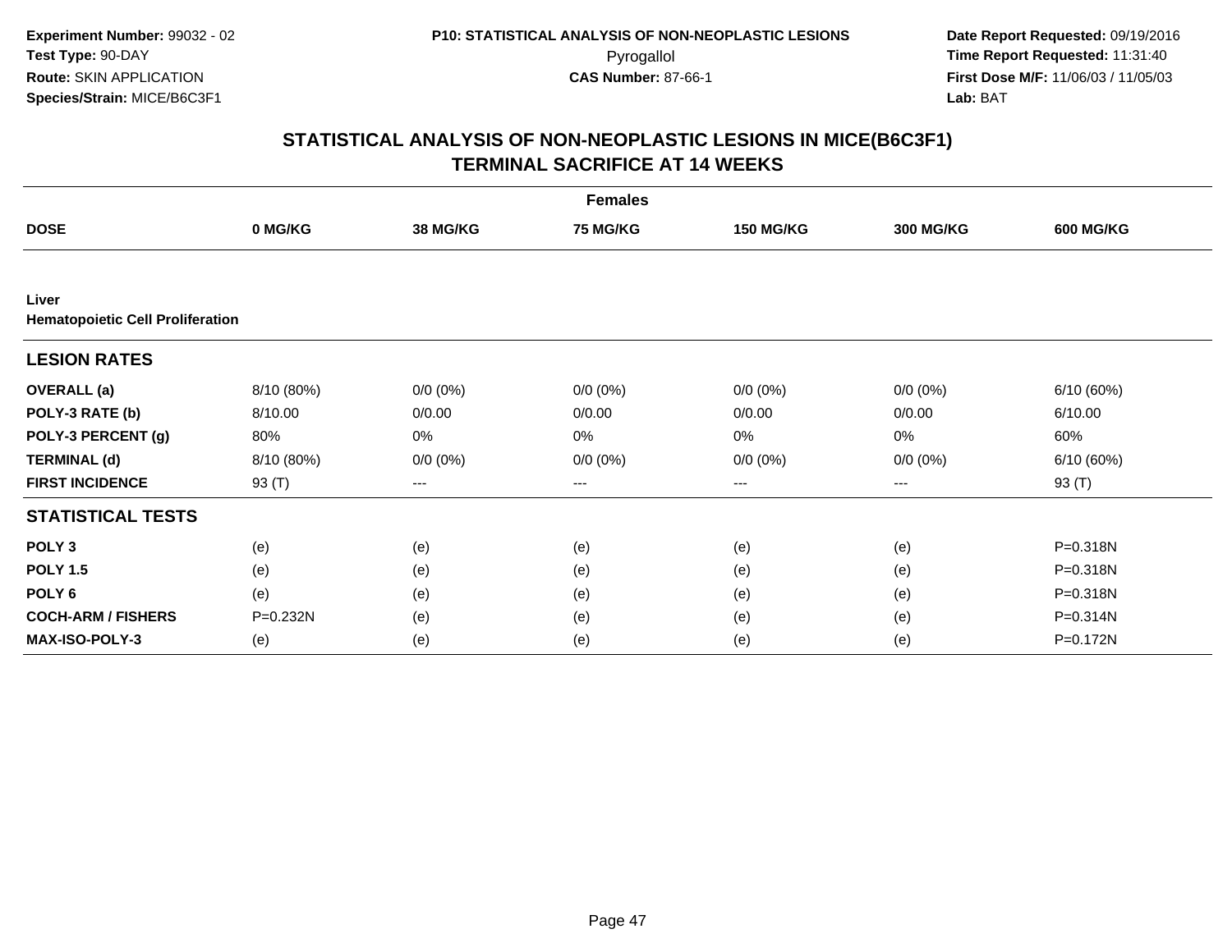**Experiment Number:** 99032 - 02
**Test Type:** 90-DAY
**Route:** SKIN APPLICATION
**Species/Strain:** MICE/B6C3F1

**P10: STATISTICAL ANALYSIS OF NON-NEOPLASTIC LESIONS**
Pyrogallol
**CAS Number:** 87-66-1

**Date Report Requested:** 09/19/2016
**Time Report Requested:** 11:31:40
**First Dose M/F:** 11/06/03 / 11/05/03
**Lab:** BAT

## STATISTICAL ANALYSIS OF NON-NEOPLASTIC LESIONS IN MICE(B6C3F1)
## TERMINAL SACRIFICE AT 14 WEEKS

| | Females | | | | | |
|---|---|---|---|---|---|---|
| **DOSE** | **0 MG/KG** | **38 MG/KG** | **75 MG/KG** | **150 MG/KG** | **300 MG/KG** | **600 MG/KG** |
| **Liver** | | | | | | |
| **Hematopoietic Cell Proliferation** | | | | | | |
| **LESION RATES** | | | | | | |
| **OVERALL (a)** | 8/10 (80%) | 0/0 (0%) | 0/0 (0%) | 0/0 (0%) | 0/0 (0%) | 6/10 (60%) |
| **POLY-3 RATE (b)** | 8/10.00 | 0/0.00 | 0/0.00 | 0/0.00 | 0/0.00 | 6/10.00 |
| **POLY-3 PERCENT (g)** | 80% | 0% | 0% | 0% | 0% | 60% |
| **TERMINAL (d)** | 8/10 (80%) | 0/0 (0%) | 0/0 (0%) | 0/0 (0%) | 0/0 (0%) | 6/10 (60%) |
| **FIRST INCIDENCE** | 93 (T) | --- | --- | --- | --- | 93 (T) |
| **STATISTICAL TESTS** | | | | | | |
| **POLY 3** | (e) | (e) | (e) | (e) | (e) | P=0.318N |
| **POLY 1.5** | (e) | (e) | (e) | (e) | (e) | P=0.318N |
| **POLY 6** | (e) | (e) | (e) | (e) | (e) | P=0.318N |
| **COCH-ARM / FISHERS** | P=0.232N | (e) | (e) | (e) | (e) | P=0.314N |
| **MAX-ISO-POLY-3** | (e) | (e) | (e) | (e) | (e) | P=0.172N |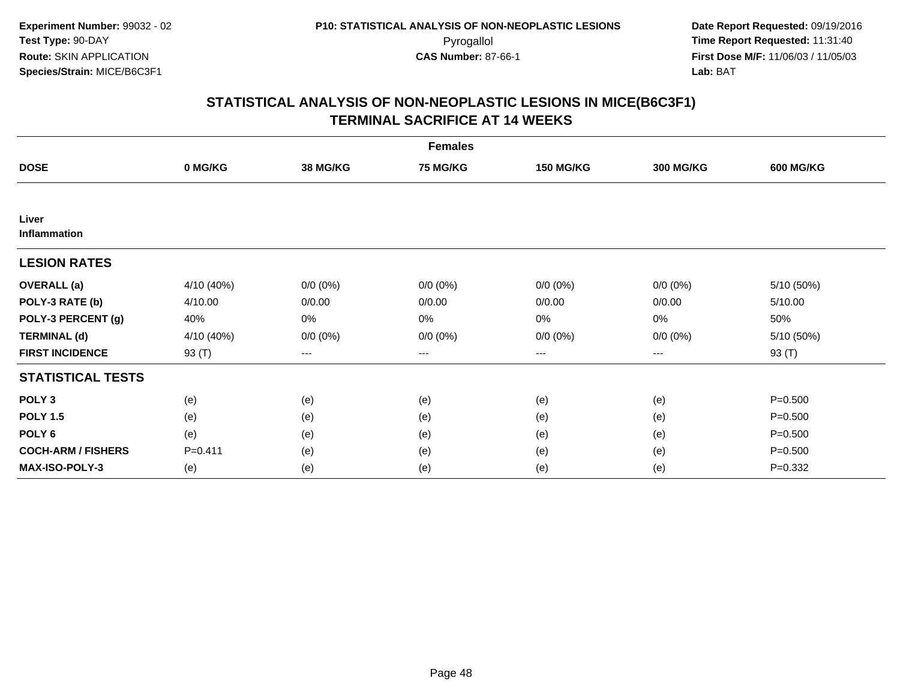Experiment Number: 99032 - 02
Test Type: 90-DAY
Route: SKIN APPLICATION
Species/Strain: MICE/B6C3F1

P10: STATISTICAL ANALYSIS OF NON-NEOPLASTIC LESIONS
Pyrogallol
CAS Number: 87-66-1

Date Report Requested: 09/19/2016
Time Report Requested: 11:31:40
First Dose M/F: 11/06/03 / 11/05/03
Lab: BAT

## STATISTICAL ANALYSIS OF NON-NEOPLASTIC LESIONS IN MICE(B6C3F1)
## TERMINAL SACRIFICE AT 14 WEEKS

| | Females | | | | | |
|---|---|---|---|---|---|---|
| **DOSE** | **0 MG/KG** | **38 MG/KG** | **75 MG/KG** | **150 MG/KG** | **300 MG/KG** | **600 MG/KG** |
| **Liver** | | | | | | |
| **Inflammation** | | | | | | |
| **LESION RATES** | | | | | | |
| **OVERALL (a)** | 4/10 (40%) | 0/0 (0%) | 0/0 (0%) | 0/0 (0%) | 0/0 (0%) | 5/10 (50%) |
| **POLY-3 RATE (b)** | 4/10.00 | 0/0.00 | 0/0.00 | 0/0.00 | 0/0.00 | 5/10.00 |
| **POLY-3 PERCENT (g)** | 40% | 0% | 0% | 0% | 0% | 50% |
| **TERMINAL (d)** | 4/10 (40%) | 0/0 (0%) | 0/0 (0%) | 0/0 (0%) | 0/0 (0%) | 5/10 (50%) |
| **FIRST INCIDENCE** | 93 (T) | --- | --- | --- | --- | 93 (T) |
| **STATISTICAL TESTS** | | | | | | |
| **POLY 3** | (e) | (e) | (e) | (e) | (e) | P=0.500 |
| **POLY 1.5** | (e) | (e) | (e) | (e) | (e) | P=0.500 |
| **POLY 6** | (e) | (e) | (e) | (e) | (e) | P=0.500 |
| **COCH-ARM / FISHERS** | P=0.411 | (e) | (e) | (e) | (e) | P=0.500 |
| **MAX-ISO-POLY-3** | (e) | (e) | (e) | (e) | (e) | P=0.332 |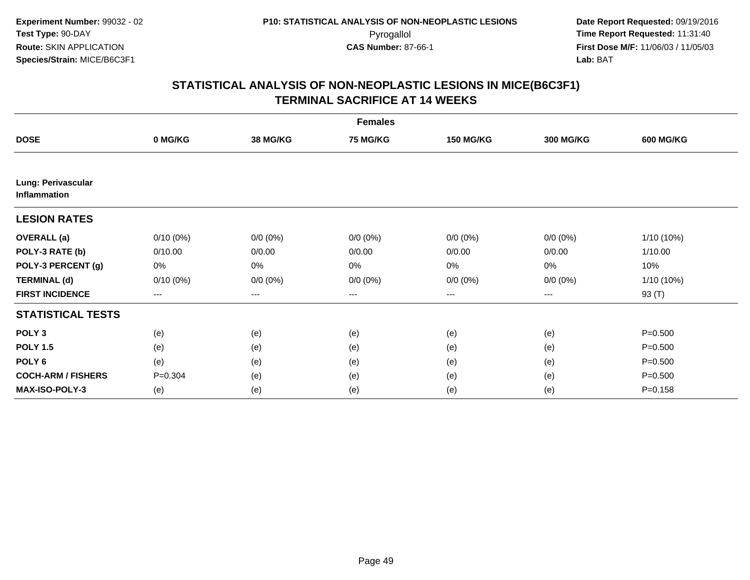Experiment Number: 99032 - 02
Test Type: 90-DAY
Route: SKIN APPLICATION
Species/Strain: MICE/B6C3F1

P10: STATISTICAL ANALYSIS OF NON-NEOPLASTIC LESIONS
Pyrogallol
CAS Number: 87-66-1

Date Report Requested: 09/19/2016
Time Report Requested: 11:31:40
First Dose M/F: 11/06/03 / 11/05/03
Lab: BAT

## STATISTICAL ANALYSIS OF NON-NEOPLASTIC LESIONS IN MICE(B6C3F1)
## TERMINAL SACRIFICE AT 14 WEEKS

| | Females | | | | | |
|---|---|---|---|---|---|---|
| **DOSE** | **0 MG/KG** | **38 MG/KG** | **75 MG/KG** | **150 MG/KG** | **300 MG/KG** | **600 MG/KG** |
| **Lung: Perivascular Inflammation** | | | | | | |
| **LESION RATES** | | | | | | |
| **OVERALL (a)** | 0/10 (0%) | 0/0 (0%) | 0/0 (0%) | 0/0 (0%) | 0/0 (0%) | 1/10 (10%) |
| **POLY-3 RATE (b)** | 0/10.00 | 0/0.00 | 0/0.00 | 0/0.00 | 0/0.00 | 1/10.00 |
| **POLY-3 PERCENT (g)** | 0% | 0% | 0% | 0% | 0% | 10% |
| **TERMINAL (d)** | 0/10 (0%) | 0/0 (0%) | 0/0 (0%) | 0/0 (0%) | 0/0 (0%) | 1/10 (10%) |
| **FIRST INCIDENCE** | --- | --- | --- | --- | --- | 93 (T) |
| **STATISTICAL TESTS** | | | | | | |
| **POLY 3** | (e) | (e) | (e) | (e) | (e) | P=0.500 |
| **POLY 1.5** | (e) | (e) | (e) | (e) | (e) | P=0.500 |
| **POLY 6** | (e) | (e) | (e) | (e) | (e) | P=0.500 |
| **COCH-ARM / FISHERS** | P=0.304 | (e) | (e) | (e) | (e) | P=0.500 |
| **MAX-ISO-POLY-3** | (e) | (e) | (e) | (e) | (e) | P=0.158 |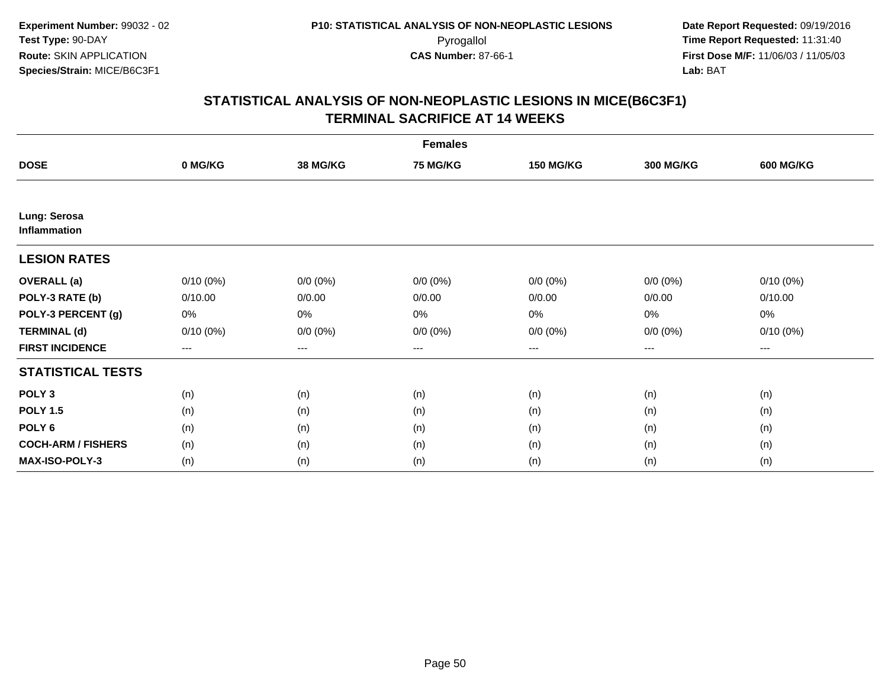**Experiment Number:** 99032 - 02
**Test Type:** 90-DAY
**Route:** SKIN APPLICATION
**Species/Strain:** MICE/B6C3F1

**P10: STATISTICAL ANALYSIS OF NON-NEOPLASTIC LESIONS**
Pyrogallol
**CAS Number:** 87-66-1

**Date Report Requested:** 09/19/2016
**Time Report Requested:** 11:31:40
**First Dose M/F:** 11/06/03 / 11/05/03
**Lab:** BAT

## STATISTICAL ANALYSIS OF NON-NEOPLASTIC LESIONS IN MICE(B6C3F1)
## TERMINAL SACRIFICE AT 14 WEEKS

| | Females | | | | | |
|---|---|---|---|---|---|---|
| **DOSE** | **0 MG/KG** | **38 MG/KG** | **75 MG/KG** | **150 MG/KG** | **300 MG/KG** | **600 MG/KG** |
| **Lung: Serosa Inflammation** | | | | | | |
| **LESION RATES** | | | | | | |
| **OVERALL (a)** | 0/10 (0%) | 0/0 (0%) | 0/0 (0%) | 0/0 (0%) | 0/0 (0%) | 0/10 (0%) |
| **POLY-3 RATE (b)** | 0/10.00 | 0/0.00 | 0/0.00 | 0/0.00 | 0/0.00 | 0/10.00 |
| **POLY-3 PERCENT (g)** | 0% | 0% | 0% | 0% | 0% | 0% |
| **TERMINAL (d)** | 0/10 (0%) | 0/0 (0%) | 0/0 (0%) | 0/0 (0%) | 0/0 (0%) | 0/10 (0%) |
| **FIRST INCIDENCE** | --- | --- | --- | --- | --- | --- |
| **STATISTICAL TESTS** | | | | | | |
| **POLY 3** | (n) | (n) | (n) | (n) | (n) | (n) |
| **POLY 1.5** | (n) | (n) | (n) | (n) | (n) | (n) |
| **POLY 6** | (n) | (n) | (n) | (n) | (n) | (n) |
| **COCH-ARM / FISHERS** | (n) | (n) | (n) | (n) | (n) | (n) |
| **MAX-ISO-POLY-3** | (n) | (n) | (n) | (n) | (n) | (n) |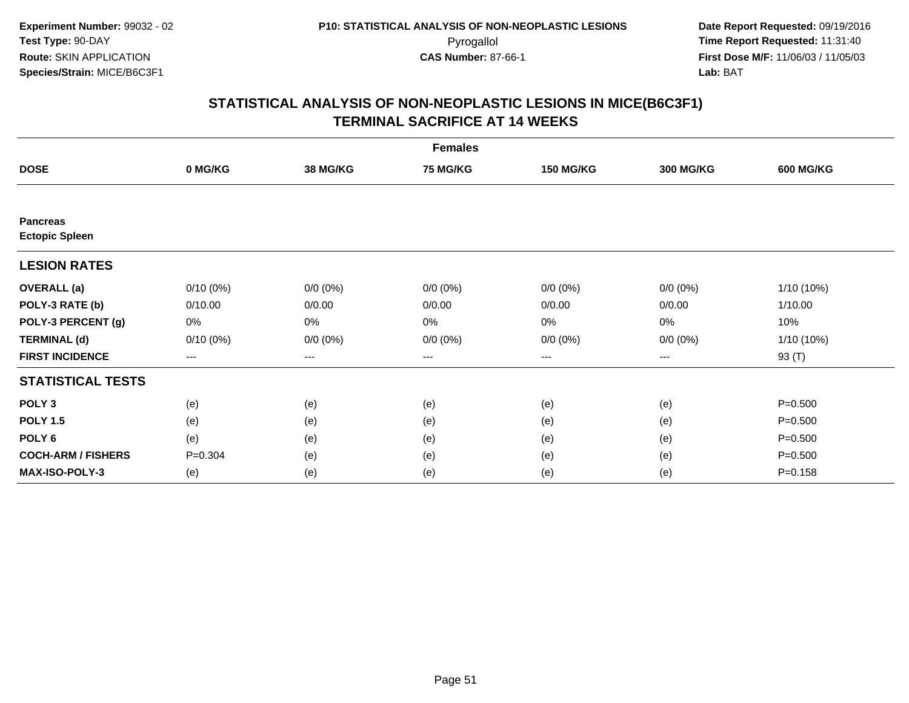**Experiment Number:** 99032 - 02
**Test Type:** 90-DAY
**Route:** SKIN APPLICATION
**Species/Strain:** MICE/B6C3F1

**P10: STATISTICAL ANALYSIS OF NON-NEOPLASTIC LESIONS**
Pyrogallol
**CAS Number:** 87-66-1

**Date Report Requested:** 09/19/2016
**Time Report Requested:** 11:31:40
**First Dose M/F:** 11/06/03 / 11/05/03
**Lab:** BAT

## STATISTICAL ANALYSIS OF NON-NEOPLASTIC LESIONS IN MICE(B6C3F1)
## TERMINAL SACRIFICE AT 14 WEEKS

| Females | | | | | | |
|---|---|---|---|---|---|---|
| **DOSE** | **0 MG/KG** | **38 MG/KG** | **75 MG/KG** | **150 MG/KG** | **300 MG/KG** | **600 MG/KG** |
| **Pancreas** | | | | | | |
| **Ectopic Spleen** | | | | | | |
| **LESION RATES** | | | | | | |
| **OVERALL (a)** | 0/10 (0%) | 0/0 (0%) | 0/0 (0%) | 0/0 (0%) | 0/0 (0%) | 1/10 (10%) |
| **POLY-3 RATE (b)** | 0/10.00 | 0/0.00 | 0/0.00 | 0/0.00 | 0/0.00 | 1/10.00 |
| **POLY-3 PERCENT (g)** | 0% | 0% | 0% | 0% | 0% | 10% |
| **TERMINAL (d)** | 0/10 (0%) | 0/0 (0%) | 0/0 (0%) | 0/0 (0%) | 0/0 (0%) | 1/10 (10%) |
| **FIRST INCIDENCE** | --- | --- | --- | --- | --- | 93 (T) |
| **STATISTICAL TESTS** | | | | | | |
| **POLY 3** | (e) | (e) | (e) | (e) | (e) | P=0.500 |
| **POLY 1.5** | (e) | (e) | (e) | (e) | (e) | P=0.500 |
| **POLY 6** | (e) | (e) | (e) | (e) | (e) | P=0.500 |
| **COCH-ARM / FISHERS** | P=0.304 | (e) | (e) | (e) | (e) | P=0.500 |
| **MAX-ISO-POLY-3** | (e) | (e) | (e) | (e) | (e) | P=0.158 |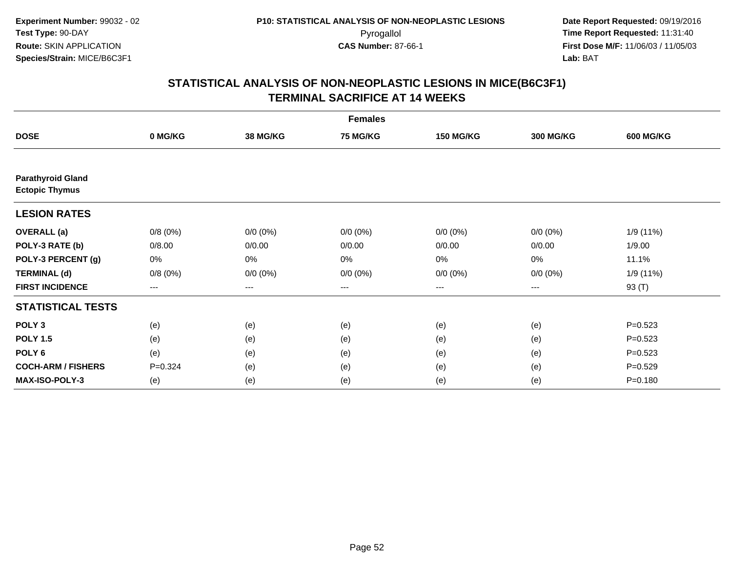**Experiment Number:** 99032 - 02
**Test Type:** 90-DAY
**Route:** SKIN APPLICATION
**Species/Strain:** MICE/B6C3F1

**P10: STATISTICAL ANALYSIS OF NON-NEOPLASTIC LESIONS**
Pyrogallol
**CAS Number:** 87-66-1

**Date Report Requested:** 09/19/2016
**Time Report Requested:** 11:31:40
**First Dose M/F:** 11/06/03 / 11/05/03
**Lab:** BAT

## STATISTICAL ANALYSIS OF NON-NEOPLASTIC LESIONS IN MICE(B6C3F1)
## TERMINAL SACRIFICE AT 14 WEEKS

| | Females | | | | | |
|---|---|---|---|---|---|---|
| **DOSE** | **0 MG/KG** | **38 MG/KG** | **75 MG/KG** | **150 MG/KG** | **300 MG/KG** | **600 MG/KG** |
| **Parathyroid Gland** | | | | | | |
| **Ectopic Thymus** | | | | | | |
| **LESION RATES** | | | | | | |
| **OVERALL (a)** | 0/8 (0%) | 0/0 (0%) | 0/0 (0%) | 0/0 (0%) | 0/0 (0%) | 1/9 (11%) |
| **POLY-3 RATE (b)** | 0/8.00 | 0/0.00 | 0/0.00 | 0/0.00 | 0/0.00 | 1/9.00 |
| **POLY-3 PERCENT (g)** | 0% | 0% | 0% | 0% | 0% | 11.1% |
| **TERMINAL (d)** | 0/8 (0%) | 0/0 (0%) | 0/0 (0%) | 0/0 (0%) | 0/0 (0%) | 1/9 (11%) |
| **FIRST INCIDENCE** | --- | --- | --- | --- | --- | 93 (T) |
| **STATISTICAL TESTS** | | | | | | |
| **POLY 3** | (e) | (e) | (e) | (e) | (e) | P=0.523 |
| **POLY 1.5** | (e) | (e) | (e) | (e) | (e) | P=0.523 |
| **POLY 6** | (e) | (e) | (e) | (e) | (e) | P=0.523 |
| **COCH-ARM / FISHERS** | P=0.324 | (e) | (e) | (e) | (e) | P=0.529 |
| **MAX-ISO-POLY-3** | (e) | (e) | (e) | (e) | (e) | P=0.180 |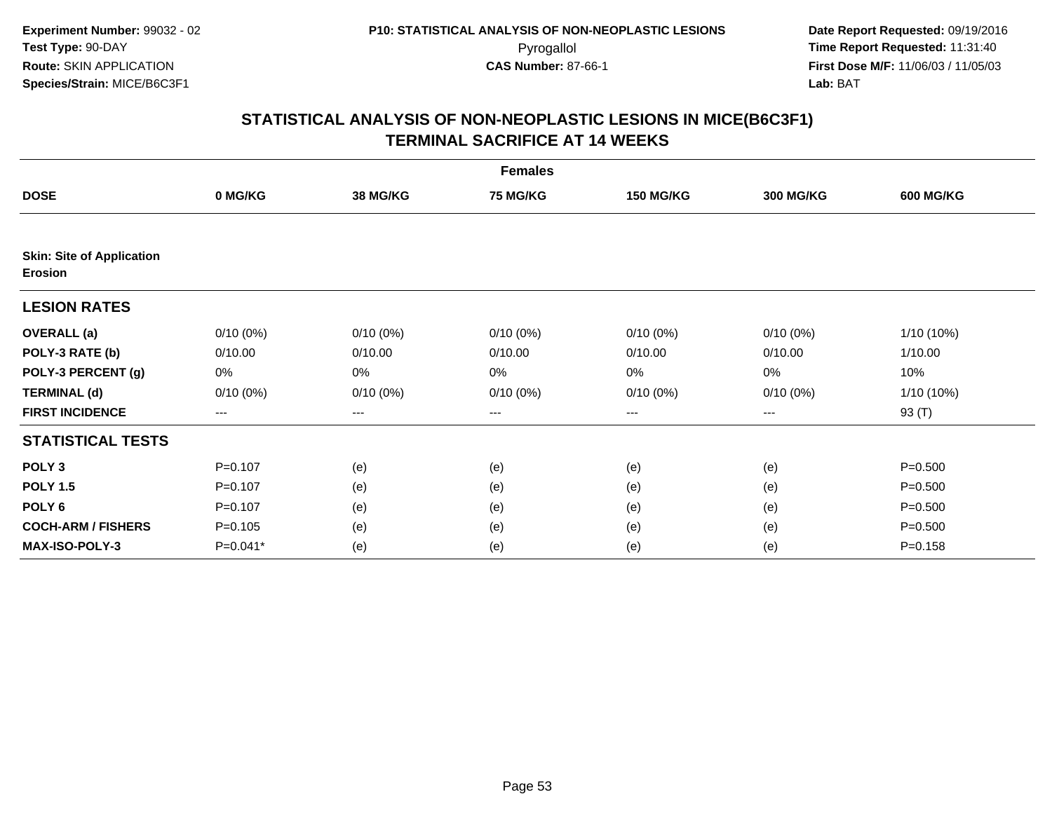**Experiment Number:** 99032 - 02
**Test Type:** 90-DAY
**Route:** SKIN APPLICATION
**Species/Strain:** MICE/B6C3F1

**P10: STATISTICAL ANALYSIS OF NON-NEOPLASTIC LESIONS**
Pyrogallol
**CAS Number:** 87-66-1

**Date Report Requested:** 09/19/2016
**Time Report Requested:** 11:31:40
**First Dose M/F:** 11/06/03 / 11/05/03
**Lab:** BAT

## STATISTICAL ANALYSIS OF NON-NEOPLASTIC LESIONS IN MICE(B6C3F1) TERMINAL SACRIFICE AT 14 WEEKS

| Females | | | | | | |
|---|---|---|---|---|---|---|
| **DOSE** | **0 MG/KG** | **38 MG/KG** | **75 MG/KG** | **150 MG/KG** | **300 MG/KG** | **600 MG/KG** |
| **Skin: Site of Application Erosion** | | | | | | |
| **LESION RATES** | | | | | | |
| **OVERALL (a)** | 0/10 (0%) | 0/10 (0%) | 0/10 (0%) | 0/10 (0%) | 0/10 (0%) | 1/10 (10%) |
| **POLY-3 RATE (b)** | 0/10.00 | 0/10.00 | 0/10.00 | 0/10.00 | 0/10.00 | 1/10.00 |
| **POLY-3 PERCENT (g)** | 0% | 0% | 0% | 0% | 0% | 10% |
| **TERMINAL (d)** | 0/10 (0%) | 0/10 (0%) | 0/10 (0%) | 0/10 (0%) | 0/10 (0%) | 1/10 (10%) |
| **FIRST INCIDENCE** | --- | --- | --- | --- | --- | 93 (T) |
| **STATISTICAL TESTS** | | | | | | |
| **POLY 3** | P=0.107 | (e) | (e) | (e) | (e) | P=0.500 |
| **POLY 1.5** | P=0.107 | (e) | (e) | (e) | (e) | P=0.500 |
| **POLY 6** | P=0.107 | (e) | (e) | (e) | (e) | P=0.500 |
| **COCH-ARM / FISHERS** | P=0.105 | (e) | (e) | (e) | (e) | P=0.500 |
| **MAX-ISO-POLY-3** | P=0.041* | (e) | (e) | (e) | (e) | P=0.158 |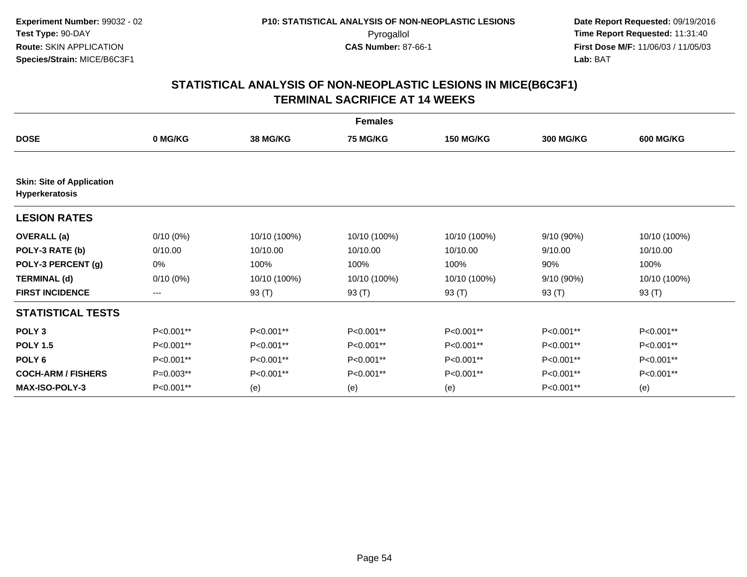**Experiment Number:** 99032 - 02
**Test Type:** 90-DAY
**Route:** SKIN APPLICATION
**Species/Strain:** MICE/B6C3F1

**P10: STATISTICAL ANALYSIS OF NON-NEOPLASTIC LESIONS**
Pyrogallol
**CAS Number:** 87-66-1

**Date Report Requested:** 09/19/2016
**Time Report Requested:** 11:31:40
**First Dose M/F:** 11/06/03 / 11/05/03
**Lab:** BAT

## STATISTICAL ANALYSIS OF NON-NEOPLASTIC LESIONS IN MICE(B6C3F1) TERMINAL SACRIFICE AT 14 WEEKS

| | Females | | | | | |
|---|---|---|---|---|---|---|
| **DOSE** | **0 MG/KG** | **38 MG/KG** | **75 MG/KG** | **150 MG/KG** | **300 MG/KG** | **600 MG/KG** |
| **Skin: Site of Application Hyperkeratosis** | | | | | | |
| **LESION RATES** | | | | | | |
| **OVERALL (a)** | 0/10 (0%) | 10/10 (100%) | 10/10 (100%) | 10/10 (100%) | 9/10 (90%) | 10/10 (100%) |
| **POLY-3 RATE (b)** | 0/10.00 | 10/10.00 | 10/10.00 | 10/10.00 | 9/10.00 | 10/10.00 |
| **POLY-3 PERCENT (g)** | 0% | 100% | 100% | 100% | 90% | 100% |
| **TERMINAL (d)** | 0/10 (0%) | 10/10 (100%) | 10/10 (100%) | 10/10 (100%) | 9/10 (90%) | 10/10 (100%) |
| **FIRST INCIDENCE** | --- | 93 (T) | 93 (T) | 93 (T) | 93 (T) | 93 (T) |
| **STATISTICAL TESTS** | | | | | | |
| **POLY 3** | P<0.001** | P<0.001** | P<0.001** | P<0.001** | P<0.001** | P<0.001** |
| **POLY 1.5** | P<0.001** | P<0.001** | P<0.001** | P<0.001** | P<0.001** | P<0.001** |
| **POLY 6** | P<0.001** | P<0.001** | P<0.001** | P<0.001** | P<0.001** | P<0.001** |
| **COCH-ARM / FISHERS** | P=0.003** | P<0.001** | P<0.001** | P<0.001** | P<0.001** | P<0.001** |
| **MAX-ISO-POLY-3** | P<0.001** | (e) | (e) | (e) | P<0.001** | (e) |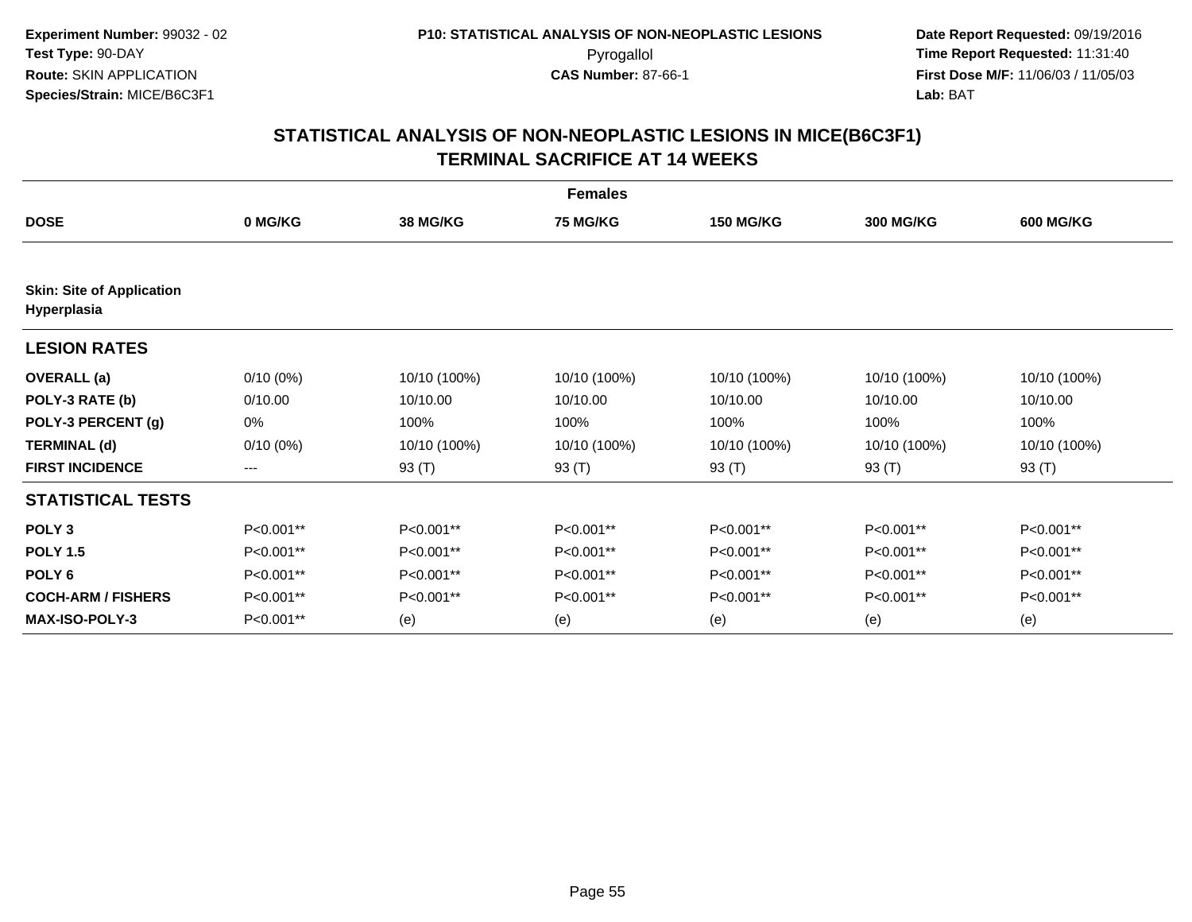Experiment Number: 99032 - 02
Test Type: 90-DAY
Route: SKIN APPLICATION
Species/Strain: MICE/B6C3F1

P10: STATISTICAL ANALYSIS OF NON-NEOPLASTIC LESIONS
Pyrogallol
CAS Number: 87-66-1

Date Report Requested: 09/19/2016
Time Report Requested: 11:31:40
First Dose M/F: 11/06/03 / 11/05/03
Lab: BAT

## STATISTICAL ANALYSIS OF NON-NEOPLASTIC LESIONS IN MICE(B6C3F1)
## TERMINAL SACRIFICE AT 14 WEEKS

| | Females | | | | | |
|---|---|---|---|---|---|---|
| **DOSE** | **0 MG/KG** | **38 MG/KG** | **75 MG/KG** | **150 MG/KG** | **300 MG/KG** | **600 MG/KG** |
| **Skin: Site of Application Hyperplasia** | | | | | | |
| **LESION RATES** | | | | | | |
| **OVERALL (a)** | 0/10 (0%) | 10/10 (100%) | 10/10 (100%) | 10/10 (100%) | 10/10 (100%) | 10/10 (100%) |
| **POLY-3 RATE (b)** | 0/10.00 | 10/10.00 | 10/10.00 | 10/10.00 | 10/10.00 | 10/10.00 |
| **POLY-3 PERCENT (g)** | 0% | 100% | 100% | 100% | 100% | 100% |
| **TERMINAL (d)** | 0/10 (0%) | 10/10 (100%) | 10/10 (100%) | 10/10 (100%) | 10/10 (100%) | 10/10 (100%) |
| **FIRST INCIDENCE** | --- | 93 (T) | 93 (T) | 93 (T) | 93 (T) | 93 (T) |
| **STATISTICAL TESTS** | | | | | | |
| **POLY 3** | P<0.001** | P<0.001** | P<0.001** | P<0.001** | P<0.001** | P<0.001** |
| **POLY 1.5** | P<0.001** | P<0.001** | P<0.001** | P<0.001** | P<0.001** | P<0.001** |
| **POLY 6** | P<0.001** | P<0.001** | P<0.001** | P<0.001** | P<0.001** | P<0.001** |
| **COCH-ARM / FISHERS** | P<0.001** | P<0.001** | P<0.001** | P<0.001** | P<0.001** | P<0.001** |
| **MAX-ISO-POLY-3** | P<0.001** | (e) | (e) | (e) | (e) | (e) |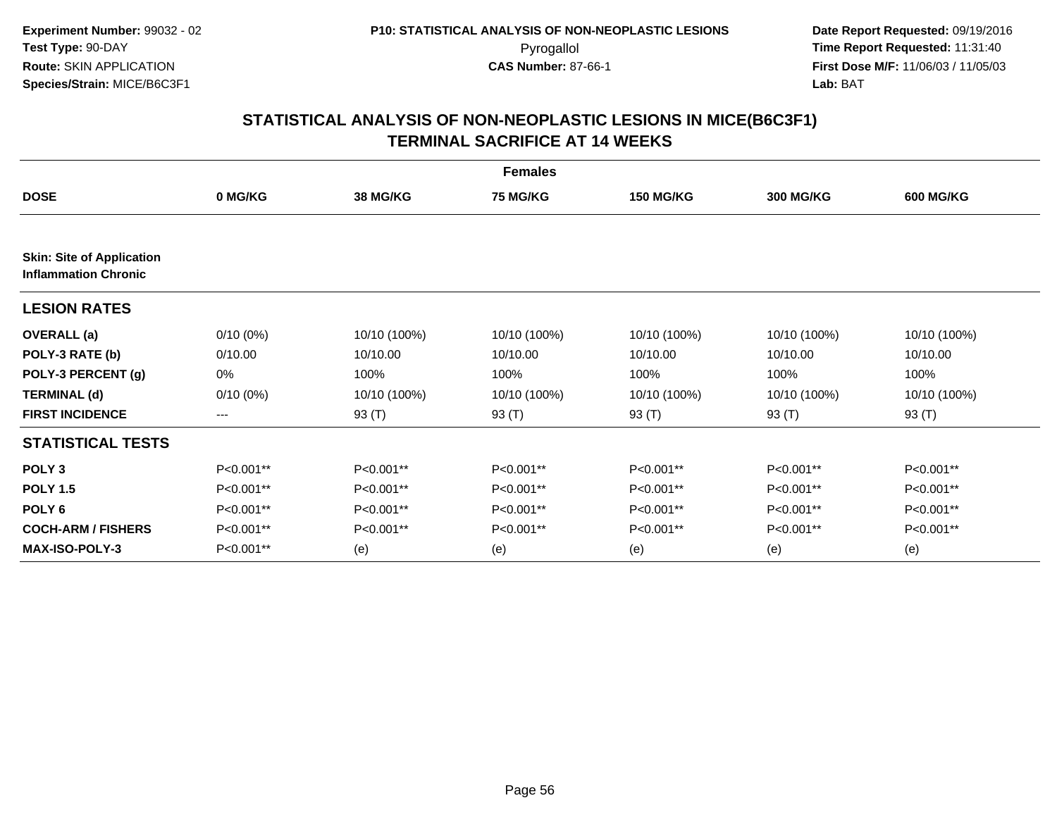**Experiment Number:** 99032 - 02
**Test Type:** 90-DAY
**Route:** SKIN APPLICATION
**Species/Strain:** MICE/B6C3F1

**P10: STATISTICAL ANALYSIS OF NON-NEOPLASTIC LESIONS**
Pyrogallol
**CAS Number:** 87-66-1

**Date Report Requested:** 09/19/2016
**Time Report Requested:** 11:31:40
**First Dose M/F:** 11/06/03 / 11/05/03
**Lab:** BAT

## STATISTICAL ANALYSIS OF NON-NEOPLASTIC LESIONS IN MICE(B6C3F1) TERMINAL SACRIFICE AT 14 WEEKS

| | | | Females | | | |
|---|---|---|---|---|---|---|
| **DOSE** | **0 MG/KG** | **38 MG/KG** | **75 MG/KG** | **150 MG/KG** | **300 MG/KG** | **600 MG/KG** |
| **Skin: Site of Application Inflammation Chronic** | | | | | | |
| **LESION RATES** | | | | | | |
| **OVERALL (a)** | 0/10 (0%) | 10/10 (100%) | 10/10 (100%) | 10/10 (100%) | 10/10 (100%) | 10/10 (100%) |
| **POLY-3 RATE (b)** | 0/10.00 | 10/10.00 | 10/10.00 | 10/10.00 | 10/10.00 | 10/10.00 |
| **POLY-3 PERCENT (g)** | 0% | 100% | 100% | 100% | 100% | 100% |
| **TERMINAL (d)** | 0/10 (0%) | 10/10 (100%) | 10/10 (100%) | 10/10 (100%) | 10/10 (100%) | 10/10 (100%) |
| **FIRST INCIDENCE** | --- | 93 (T) | 93 (T) | 93 (T) | 93 (T) | 93 (T) |
| **STATISTICAL TESTS** | | | | | | |
| **POLY 3** | P<0.001** | P<0.001** | P<0.001** | P<0.001** | P<0.001** | P<0.001** |
| **POLY 1.5** | P<0.001** | P<0.001** | P<0.001** | P<0.001** | P<0.001** | P<0.001** |
| **POLY 6** | P<0.001** | P<0.001** | P<0.001** | P<0.001** | P<0.001** | P<0.001** |
| **COCH-ARM / FISHERS** | P<0.001** | P<0.001** | P<0.001** | P<0.001** | P<0.001** | P<0.001** |
| **MAX-ISO-POLY-3** | P<0.001** | (e) | (e) | (e) | (e) | (e) |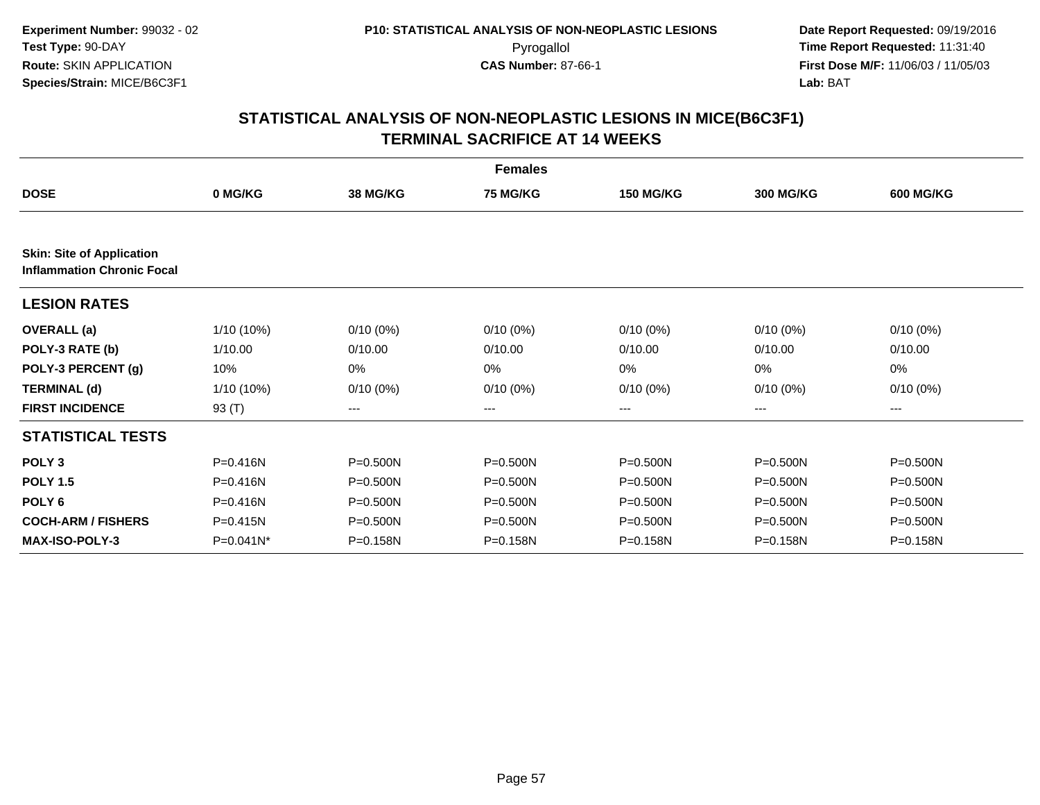**Experiment Number:** 99032 - 02
**Test Type:** 90-DAY
**Route:** SKIN APPLICATION
**Species/Strain:** MICE/B6C3F1

**P10: STATISTICAL ANALYSIS OF NON-NEOPLASTIC LESIONS**
Pyrogallol
**CAS Number:** 87-66-1

**Date Report Requested:** 09/19/2016
**Time Report Requested:** 11:31:40
**First Dose M/F:** 11/06/03 / 11/05/03
**Lab:** BAT

## STATISTICAL ANALYSIS OF NON-NEOPLASTIC LESIONS IN MICE(B6C3F1)
## TERMINAL SACRIFICE AT 14 WEEKS

| | Females | | | | | |
|---|---|---|---|---|---|---|
| **DOSE** | **0 MG/KG** | **38 MG/KG** | **75 MG/KG** | **150 MG/KG** | **300 MG/KG** | **600 MG/KG** |
| **Skin: Site of Application** | | | | | | |
| **Inflammation Chronic Focal** | | | | | | |
| **LESION RATES** | | | | | | |
| **OVERALL (a)** | 1/10 (10%) | 0/10 (0%) | 0/10 (0%) | 0/10 (0%) | 0/10 (0%) | 0/10 (0%) |
| **POLY-3 RATE (b)** | 1/10.00 | 0/10.00 | 0/10.00 | 0/10.00 | 0/10.00 | 0/10.00 |
| **POLY-3 PERCENT (g)** | 10% | 0% | 0% | 0% | 0% | 0% |
| **TERMINAL (d)** | 1/10 (10%) | 0/10 (0%) | 0/10 (0%) | 0/10 (0%) | 0/10 (0%) | 0/10 (0%) |
| **FIRST INCIDENCE** | 93 (T) | --- | --- | --- | --- | --- |
| **STATISTICAL TESTS** | | | | | | |
| **POLY 3** | P=0.416N | P=0.500N | P=0.500N | P=0.500N | P=0.500N | P=0.500N |
| **POLY 1.5** | P=0.416N | P=0.500N | P=0.500N | P=0.500N | P=0.500N | P=0.500N |
| **POLY 6** | P=0.416N | P=0.500N | P=0.500N | P=0.500N | P=0.500N | P=0.500N |
| **COCH-ARM / FISHERS** | P=0.415N | P=0.500N | P=0.500N | P=0.500N | P=0.500N | P=0.500N |
| **MAX-ISO-POLY-3** | P=0.041N* | P=0.158N | P=0.158N | P=0.158N | P=0.158N | P=0.158N |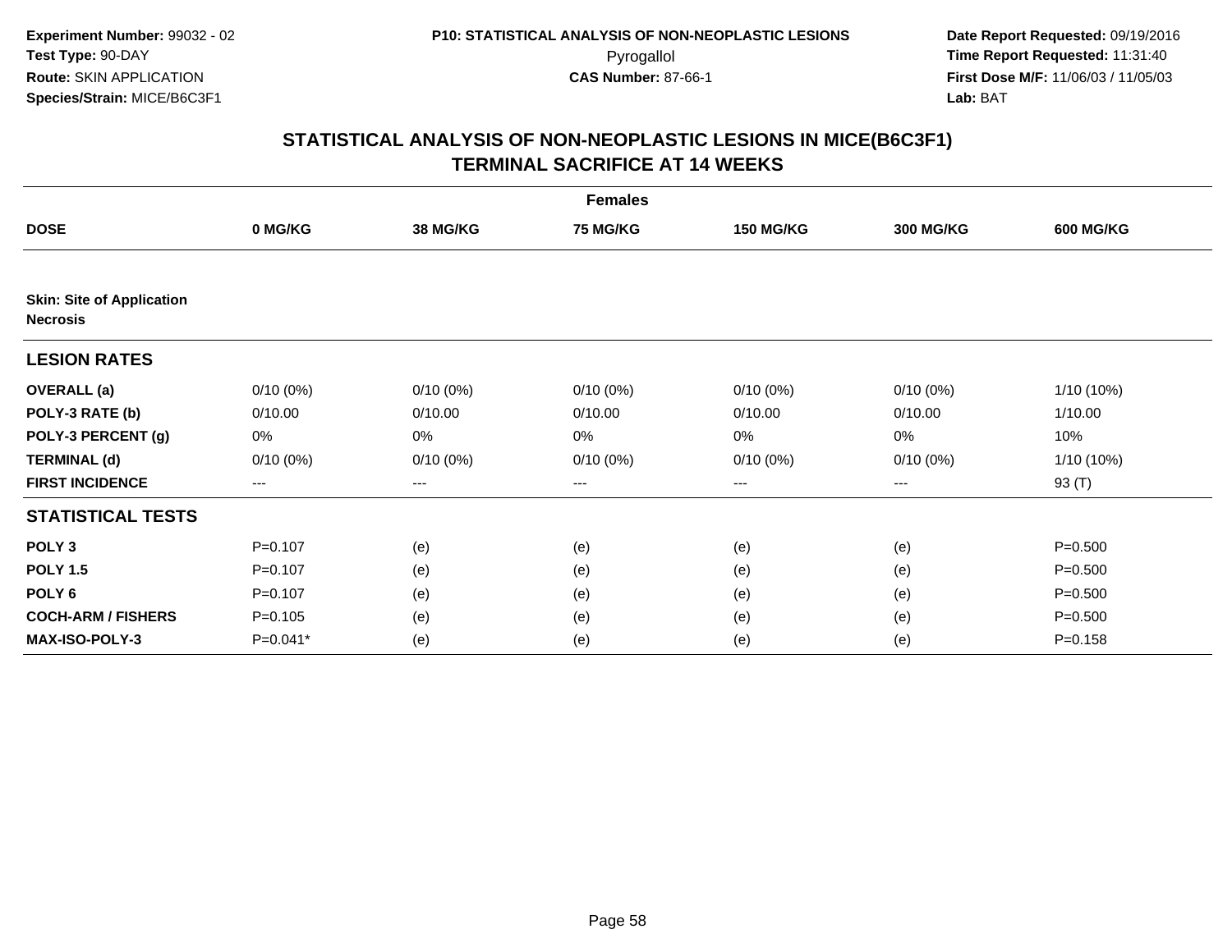**Experiment Number:** 99032 - 02
**Test Type:** 90-DAY
**Route:** SKIN APPLICATION
**Species/Strain:** MICE/B6C3F1

**P10: STATISTICAL ANALYSIS OF NON-NEOPLASTIC LESIONS**
Pyrogallol
**CAS Number:** 87-66-1

**Date Report Requested:** 09/19/2016
**Time Report Requested:** 11:31:40
**First Dose M/F:** 11/06/03 / 11/05/03
**Lab:** BAT

## STATISTICAL ANALYSIS OF NON-NEOPLASTIC LESIONS IN MICE(B6C3F1) TERMINAL SACRIFICE AT 14 WEEKS

| Females | | | | | | |
|---|---|---|---|---|---|---|
| **DOSE** | **0 MG/KG** | **38 MG/KG** | **75 MG/KG** | **150 MG/KG** | **300 MG/KG** | **600 MG/KG** |
| **Skin: Site of Application** | | | | | | |
| **Necrosis** | | | | | | |
| **LESION RATES** | | | | | | |
| **OVERALL (a)** | 0/10 (0%) | 0/10 (0%) | 0/10 (0%) | 0/10 (0%) | 0/10 (0%) | 1/10 (10%) |
| **POLY-3 RATE (b)** | 0/10.00 | 0/10.00 | 0/10.00 | 0/10.00 | 0/10.00 | 1/10.00 |
| **POLY-3 PERCENT (g)** | 0% | 0% | 0% | 0% | 0% | 10% |
| **TERMINAL (d)** | 0/10 (0%) | 0/10 (0%) | 0/10 (0%) | 0/10 (0%) | 0/10 (0%) | 1/10 (10%) |
| **FIRST INCIDENCE** | --- | --- | --- | --- | --- | 93 (T) |
| **STATISTICAL TESTS** | | | | | | |
| **POLY 3** | P=0.107 | (e) | (e) | (e) | (e) | P=0.500 |
| **POLY 1.5** | P=0.107 | (e) | (e) | (e) | (e) | P=0.500 |
| **POLY 6** | P=0.107 | (e) | (e) | (e) | (e) | P=0.500 |
| **COCH-ARM / FISHERS** | P=0.105 | (e) | (e) | (e) | (e) | P=0.500 |
| **MAX-ISO-POLY-3** | P=0.041* | (e) | (e) | (e) | (e) | P=0.158 |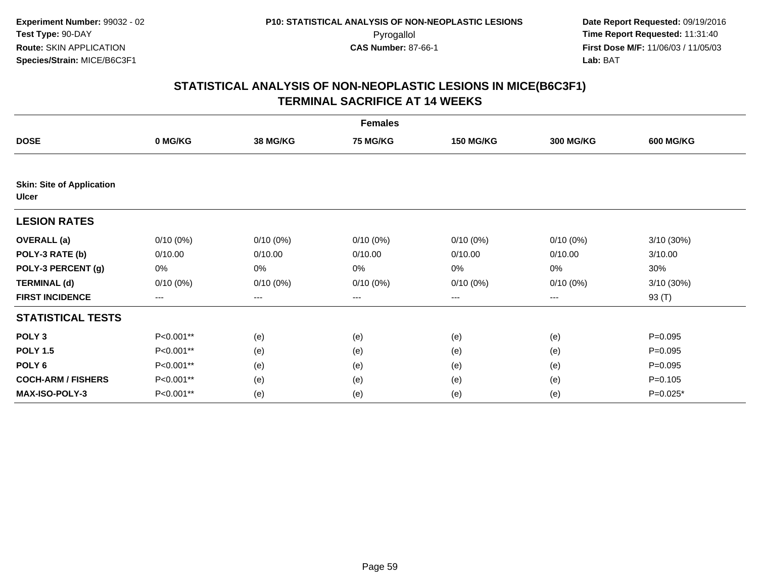**Experiment Number:** 99032 - 02
**Test Type:** 90-DAY
**Route:** SKIN APPLICATION
**Species/Strain:** MICE/B6C3F1

**P10: STATISTICAL ANALYSIS OF NON-NEOPLASTIC LESIONS**
Pyrogallol
**CAS Number:** 87-66-1

**Date Report Requested:** 09/19/2016
**Time Report Requested:** 11:31:40
**First Dose M/F:** 11/06/03 / 11/05/03
**Lab:** BAT

## STATISTICAL ANALYSIS OF NON-NEOPLASTIC LESIONS IN MICE(B6C3F1) TERMINAL SACRIFICE AT 14 WEEKS

| | Females | | | | | |
|---|---|---|---|---|---|---|
| **DOSE** | **0 MG/KG** | **38 MG/KG** | **75 MG/KG** | **150 MG/KG** | **300 MG/KG** | **600 MG/KG** |
| **Skin: Site of Application Ulcer** | | | | | | |
| **LESION RATES** | | | | | | |
| **OVERALL (a)** | 0/10 (0%) | 0/10 (0%) | 0/10 (0%) | 0/10 (0%) | 0/10 (0%) | 3/10 (30%) |
| **POLY-3 RATE (b)** | 0/10.00 | 0/10.00 | 0/10.00 | 0/10.00 | 0/10.00 | 3/10.00 |
| **POLY-3 PERCENT (g)** | 0% | 0% | 0% | 0% | 0% | 30% |
| **TERMINAL (d)** | 0/10 (0%) | 0/10 (0%) | 0/10 (0%) | 0/10 (0%) | 0/10 (0%) | 3/10 (30%) |
| **FIRST INCIDENCE** | --- | --- | --- | --- | --- | 93 (T) |
| **STATISTICAL TESTS** | | | | | | |
| **POLY 3** | P<0.001** | (e) | (e) | (e) | (e) | P=0.095 |
| **POLY 1.5** | P<0.001** | (e) | (e) | (e) | (e) | P=0.095 |
| **POLY 6** | P<0.001** | (e) | (e) | (e) | (e) | P=0.095 |
| **COCH-ARM / FISHERS** | P<0.001** | (e) | (e) | (e) | (e) | P=0.105 |
| **MAX-ISO-POLY-3** | P<0.001** | (e) | (e) | (e) | (e) | P=0.025* |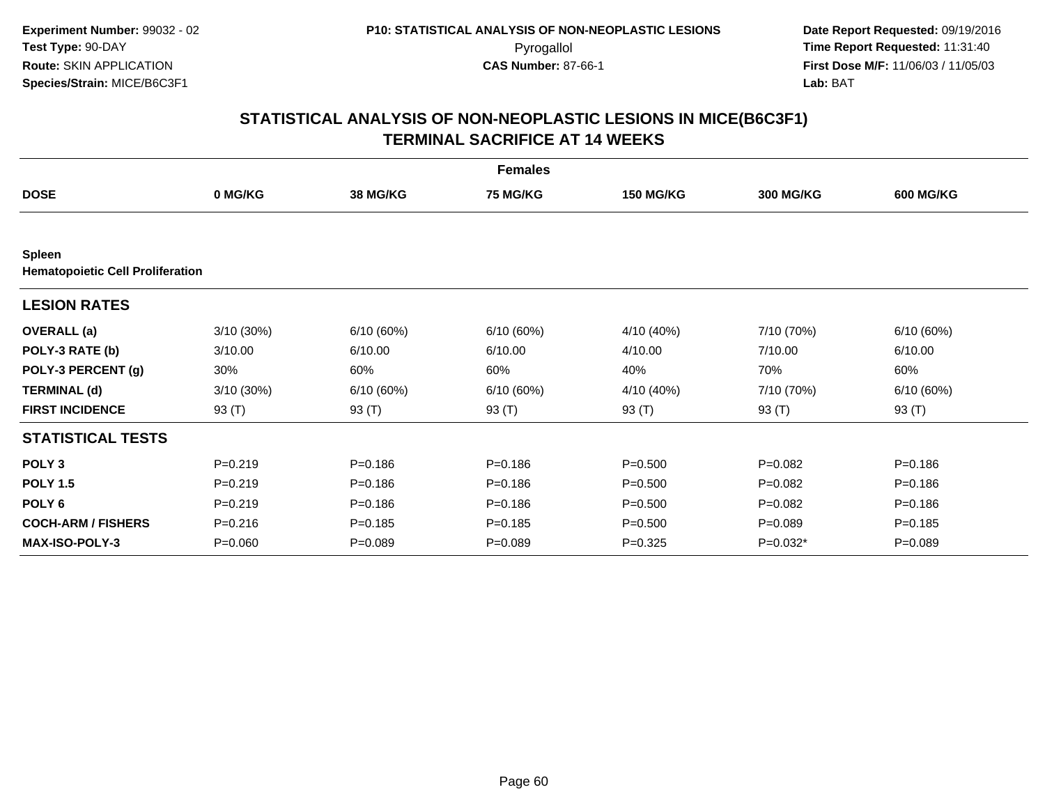Experiment Number: 99032 - 02
Test Type: 90-DAY
Route: SKIN APPLICATION
Species/Strain: MICE/B6C3F1

P10: STATISTICAL ANALYSIS OF NON-NEOPLASTIC LESIONS
Pyrogallol
CAS Number: 87-66-1

Date Report Requested: 09/19/2016
Time Report Requested: 11:31:40
First Dose M/F: 11/06/03 / 11/05/03
Lab: BAT

## STATISTICAL ANALYSIS OF NON-NEOPLASTIC LESIONS IN MICE(B6C3F1)
## TERMINAL SACRIFICE AT 14 WEEKS

| | Females | | | | | |
|---|---|---|---|---|---|---|
| **DOSE** | **0 MG/KG** | **38 MG/KG** | **75 MG/KG** | **150 MG/KG** | **300 MG/KG** | **600 MG/KG** |
| **Spleen** | | | | | | |
| **Hematopoietic Cell Proliferation** | | | | | | |
| **LESION RATES** | | | | | | |
| **OVERALL (a)** | 3/10 (30%) | 6/10 (60%) | 6/10 (60%) | 4/10 (40%) | 7/10 (70%) | 6/10 (60%) |
| **POLY-3 RATE (b)** | 3/10.00 | 6/10.00 | 6/10.00 | 4/10.00 | 7/10.00 | 6/10.00 |
| **POLY-3 PERCENT (g)** | 30% | 60% | 60% | 40% | 70% | 60% |
| **TERMINAL (d)** | 3/10 (30%) | 6/10 (60%) | 6/10 (60%) | 4/10 (40%) | 7/10 (70%) | 6/10 (60%) |
| **FIRST INCIDENCE** | 93 (T) | 93 (T) | 93 (T) | 93 (T) | 93 (T) | 93 (T) |
| **STATISTICAL TESTS** | | | | | | |
| **POLY 3** | P=0.219 | P=0.186 | P=0.186 | P=0.500 | P=0.082 | P=0.186 |
| **POLY 1.5** | P=0.219 | P=0.186 | P=0.186 | P=0.500 | P=0.082 | P=0.186 |
| **POLY 6** | P=0.219 | P=0.186 | P=0.186 | P=0.500 | P=0.082 | P=0.186 |
| **COCH-ARM / FISHERS** | P=0.216 | P=0.185 | P=0.185 | P=0.500 | P=0.089 | P=0.185 |
| **MAX-ISO-POLY-3** | P=0.060 | P=0.089 | P=0.089 | P=0.325 | P=0.032* | P=0.089 |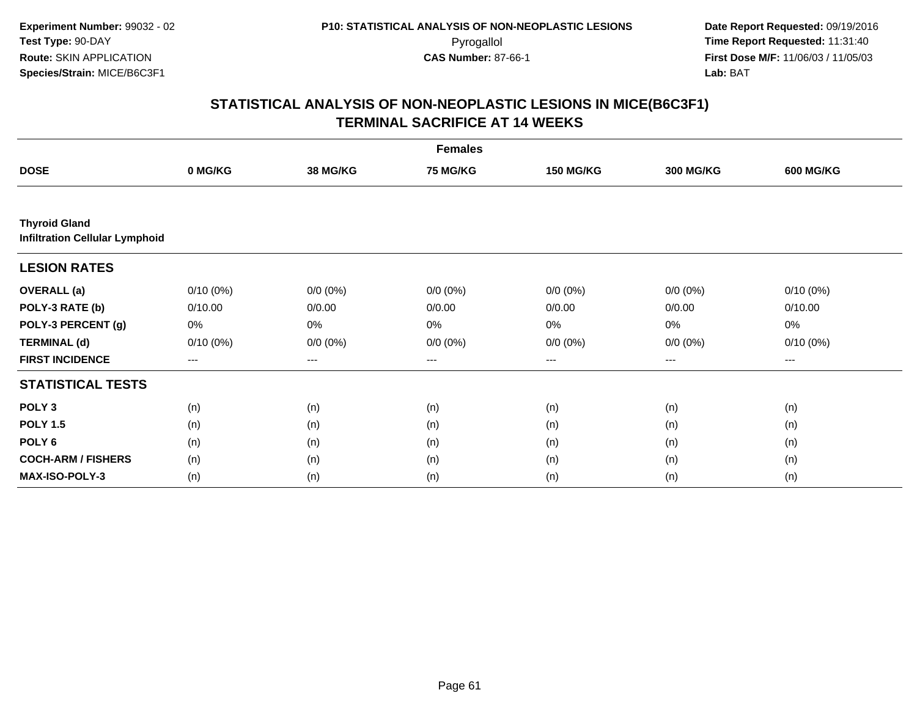**Experiment Number:** 99032 - 02
**Test Type:** 90-DAY
**Route:** SKIN APPLICATION
**Species/Strain:** MICE/B6C3F1

**P10: STATISTICAL ANALYSIS OF NON-NEOPLASTIC LESIONS**
Pyrogallol
**CAS Number:** 87-66-1

**Date Report Requested:** 09/19/2016
**Time Report Requested:** 11:31:40
**First Dose M/F:** 11/06/03 / 11/05/03
**Lab:** BAT

## STATISTICAL ANALYSIS OF NON-NEOPLASTIC LESIONS IN MICE(B6C3F1)
## TERMINAL SACRIFICE AT 14 WEEKS

| | Females | | | | | |
|---|---|---|---|---|---|---|
| **DOSE** | **0 MG/KG** | **38 MG/KG** | **75 MG/KG** | **150 MG/KG** | **300 MG/KG** | **600 MG/KG** |
| **Thyroid Gland** | | | | | | |
| **Infiltration Cellular Lymphoid** | | | | | | |
| **LESION RATES** | | | | | | |
| **OVERALL (a)** | 0/10 (0%) | 0/0 (0%) | 0/0 (0%) | 0/0 (0%) | 0/0 (0%) | 0/10 (0%) |
| **POLY-3 RATE (b)** | 0/10.00 | 0/0.00 | 0/0.00 | 0/0.00 | 0/0.00 | 0/10.00 |
| **POLY-3 PERCENT (g)** | 0% | 0% | 0% | 0% | 0% | 0% |
| **TERMINAL (d)** | 0/10 (0%) | 0/0 (0%) | 0/0 (0%) | 0/0 (0%) | 0/0 (0%) | 0/10 (0%) |
| **FIRST INCIDENCE** | --- | --- | --- | --- | --- | --- |
| **STATISTICAL TESTS** | | | | | | |
| **POLY 3** | (n) | (n) | (n) | (n) | (n) | (n) |
| **POLY 1.5** | (n) | (n) | (n) | (n) | (n) | (n) |
| **POLY 6** | (n) | (n) | (n) | (n) | (n) | (n) |
| **COCH-ARM / FISHERS** | (n) | (n) | (n) | (n) | (n) | (n) |
| **MAX-ISO-POLY-3** | (n) | (n) | (n) | (n) | (n) | (n) |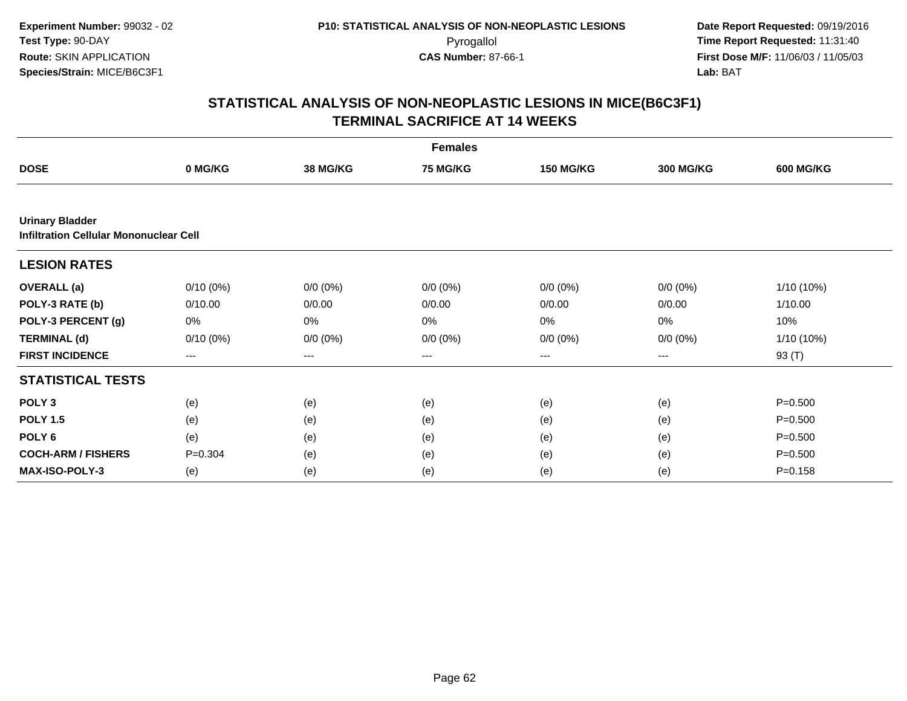**Experiment Number:** 99032 - 02
**Test Type:** 90-DAY
**Route:** SKIN APPLICATION
**Species/Strain:** MICE/B6C3F1

**P10: STATISTICAL ANALYSIS OF NON-NEOPLASTIC LESIONS**
Pyrogallol
**CAS Number:** 87-66-1

**Date Report Requested:** 09/19/2016
**Time Report Requested:** 11:31:40
**First Dose M/F:** 11/06/03 / 11/05/03
**Lab:** BAT

## STATISTICAL ANALYSIS OF NON-NEOPLASTIC LESIONS IN MICE(B6C3F1)
## TERMINAL SACRIFICE AT 14 WEEKS

| | Females | | | | | |
|---|---|---|---|---|---|---|
| **DOSE** | **0 MG/KG** | **38 MG/KG** | **75 MG/KG** | **150 MG/KG** | **300 MG/KG** | **600 MG/KG** |
| **Urinary Bladder** | | | | | | |
| **Infiltration Cellular Mononuclear Cell** | | | | | | |
| **LESION RATES** | | | | | | |
| **OVERALL (a)** | 0/10 (0%) | 0/0 (0%) | 0/0 (0%) | 0/0 (0%) | 0/0 (0%) | 1/10 (10%) |
| **POLY-3 RATE (b)** | 0/10.00 | 0/0.00 | 0/0.00 | 0/0.00 | 0/0.00 | 1/10.00 |
| **POLY-3 PERCENT (g)** | 0% | 0% | 0% | 0% | 0% | 10% |
| **TERMINAL (d)** | 0/10 (0%) | 0/0 (0%) | 0/0 (0%) | 0/0 (0%) | 0/0 (0%) | 1/10 (10%) |
| **FIRST INCIDENCE** | --- | --- | --- | --- | --- | 93 (T) |
| **STATISTICAL TESTS** | | | | | | |
| **POLY 3** | (e) | (e) | (e) | (e) | (e) | P=0.500 |
| **POLY 1.5** | (e) | (e) | (e) | (e) | (e) | P=0.500 |
| **POLY 6** | (e) | (e) | (e) | (e) | (e) | P=0.500 |
| **COCH-ARM / FISHERS** | P=0.304 | (e) | (e) | (e) | (e) | P=0.500 |
| **MAX-ISO-POLY-3** | (e) | (e) | (e) | (e) | (e) | P=0.158 |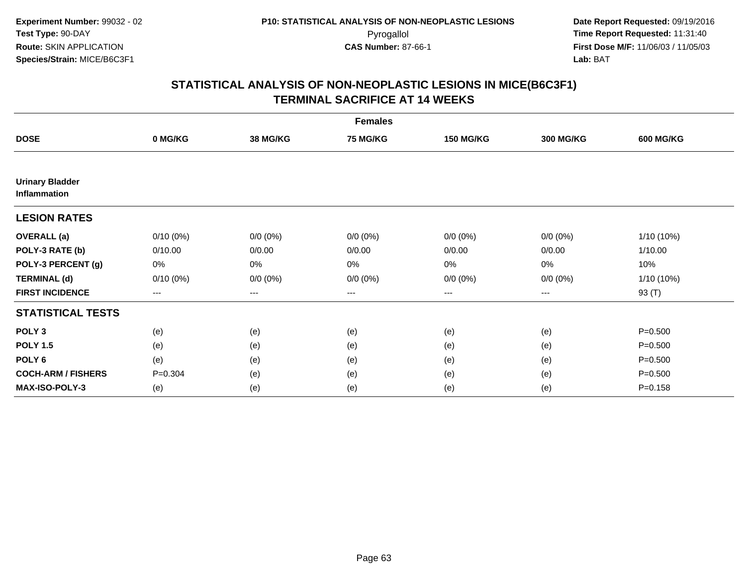Experiment Number: 99032 - 02
Test Type: 90-DAY
Route: SKIN APPLICATION
Species/Strain: MICE/B6C3F1

P10: STATISTICAL ANALYSIS OF NON-NEOPLASTIC LESIONS
Pyrogallol
CAS Number: 87-66-1

Date Report Requested: 09/19/2016
Time Report Requested: 11:31:40
First Dose M/F: 11/06/03 / 11/05/03
Lab: BAT

## STATISTICAL ANALYSIS OF NON-NEOPLASTIC LESIONS IN MICE(B6C3F1) TERMINAL SACRIFICE AT 14 WEEKS

| | Females | | | | | |
|---|---|---|---|---|---|---|
| **DOSE** | **0 MG/KG** | **38 MG/KG** | **75 MG/KG** | **150 MG/KG** | **300 MG/KG** | **600 MG/KG** |
| **Urinary Bladder Inflammation** | | | | | | |
| **LESION RATES** | | | | | | |
| **OVERALL (a)** | 0/10 (0%) | 0/0 (0%) | 0/0 (0%) | 0/0 (0%) | 0/0 (0%) | 1/10 (10%) |
| **POLY-3 RATE (b)** | 0/10.00 | 0/0.00 | 0/0.00 | 0/0.00 | 0/0.00 | 1/10.00 |
| **POLY-3 PERCENT (g)** | 0% | 0% | 0% | 0% | 0% | 10% |
| **TERMINAL (d)** | 0/10 (0%) | 0/0 (0%) | 0/0 (0%) | 0/0 (0%) | 0/0 (0%) | 1/10 (10%) |
| **FIRST INCIDENCE** | --- | --- | --- | --- | --- | 93 (T) |
| **STATISTICAL TESTS** | | | | | | |
| **POLY 3** | (e) | (e) | (e) | (e) | (e) | P=0.500 |
| **POLY 1.5** | (e) | (e) | (e) | (e) | (e) | P=0.500 |
| **POLY 6** | (e) | (e) | (e) | (e) | (e) | P=0.500 |
| **COCH-ARM / FISHERS** | P=0.304 | (e) | (e) | (e) | (e) | P=0.500 |
| **MAX-ISO-POLY-3** | (e) | (e) | (e) | (e) | (e) | P=0.158 |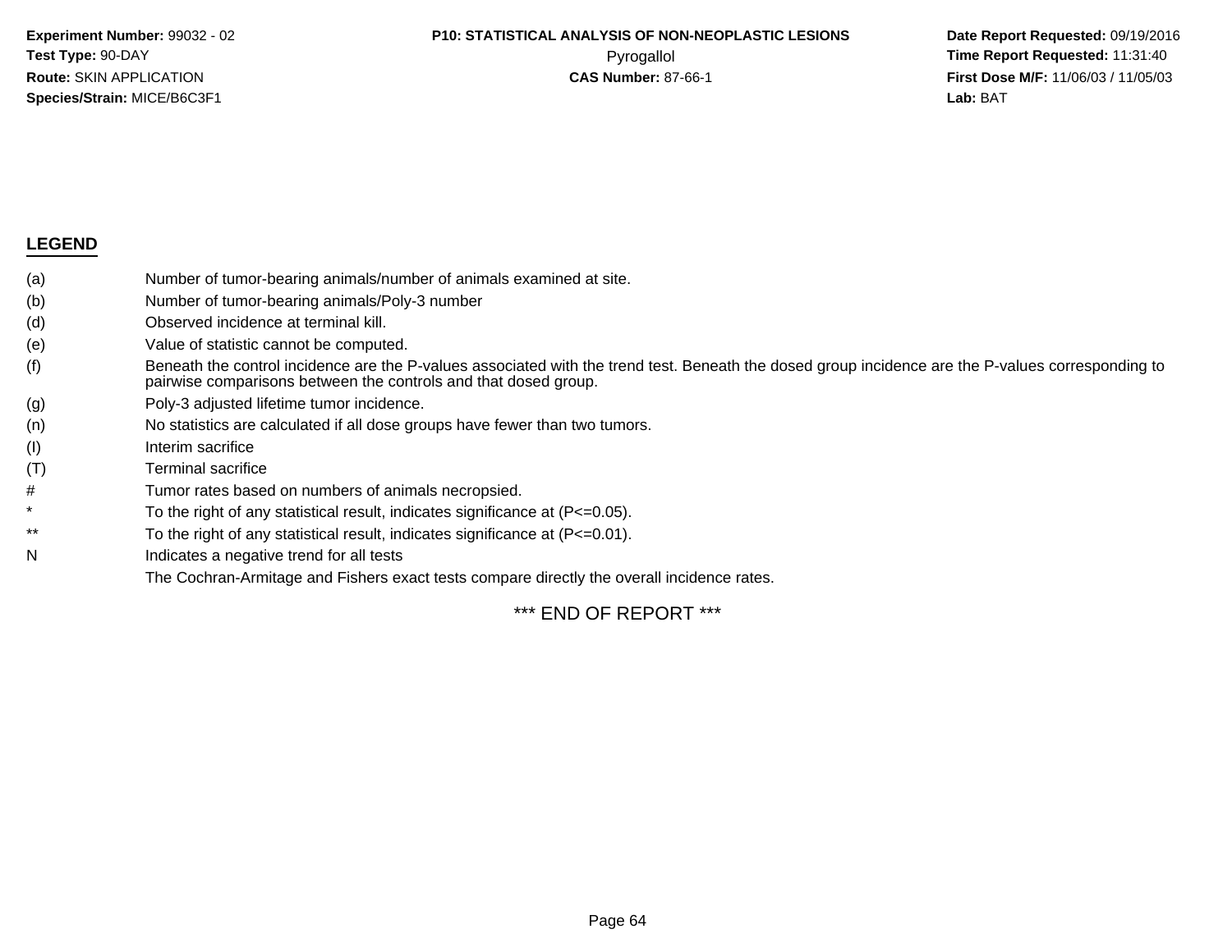**Experiment Number:** 99032 - 02
**Test Type:** 90-DAY
**Route:** SKIN APPLICATION
**Species/Strain:** MICE/B6C3F1

**P10: STATISTICAL ANALYSIS OF NON-NEOPLASTIC LESIONS**
Pyrogallol
**CAS Number:** 87-66-1

**Date Report Requested:** 09/19/2016
**Time Report Requested:** 11:31:40
**First Dose M/F:** 11/06/03 / 11/05/03
**Lab:** BAT

## LEGEND

| | |
|---|---|
| (a) | Number of tumor-bearing animals/number of animals examined at site. |
| (b) | Number of tumor-bearing animals/Poly-3 number |
| (d) | Observed incidence at terminal kill. |
| (e) | Value of statistic cannot be computed. |
| (f) | Beneath the control incidence are the P-values associated with the trend test. Beneath the dosed group incidence are the P-values corresponding to pairwise comparisons between the controls and that dosed group. |
| (g) | Poly-3 adjusted lifetime tumor incidence. |
| (n) | No statistics are calculated if all dose groups have fewer than two tumors. |
| (I) | Interim sacrifice |
| (T) | Terminal sacrifice |
| # | Tumor rates based on numbers of animals necropsied. |
| * | To the right of any statistical result, indicates significance at (P<=0.05). |
| ** | To the right of any statistical result, indicates significance at (P<=0.01). |
| N | Indicates a negative trend for all tests |
| | The Cochran-Armitage and Fishers exact tests compare directly the overall incidence rates. |

\*\*\* END OF REPORT \*\*\*